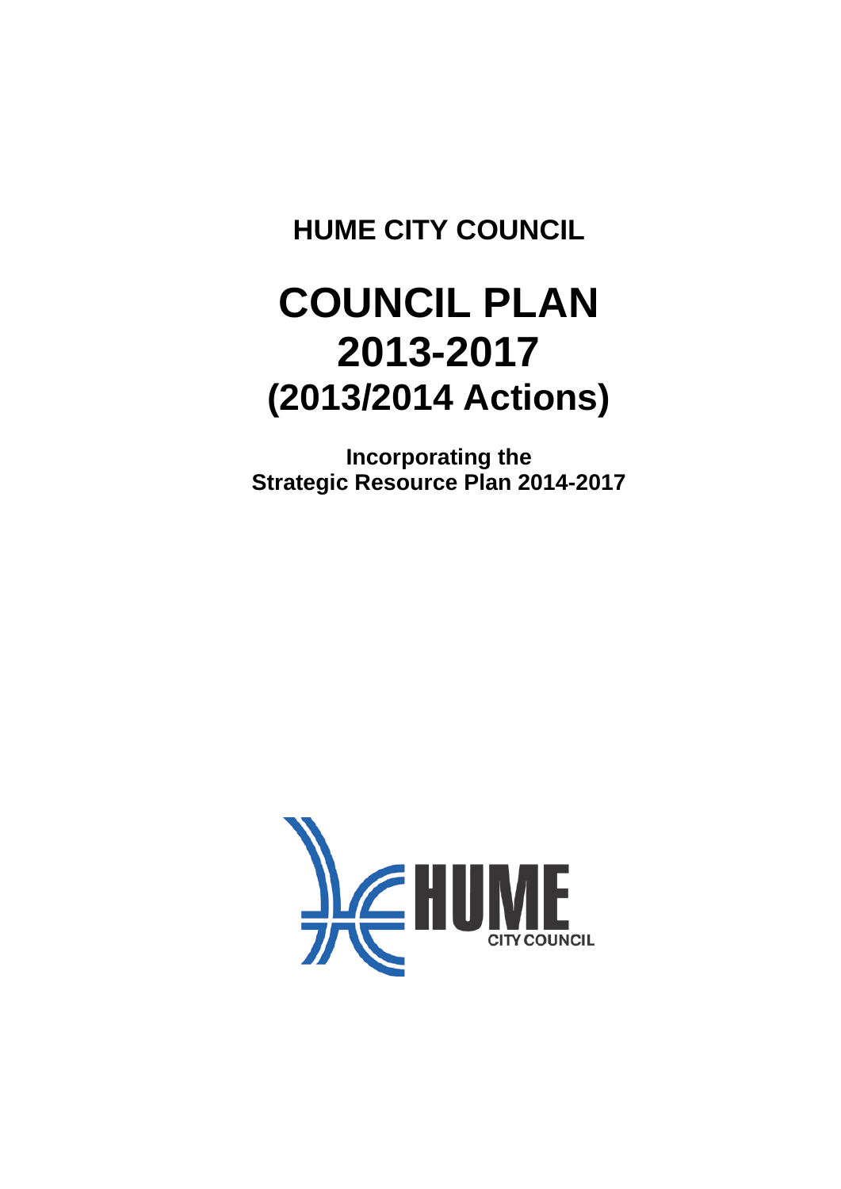# HUME CITY COUNCIL

# COUNCIL PLAN 2013-2017 (2013/2014 Actions)

**Incorporating the Strategic Resource Plan 2014-2017**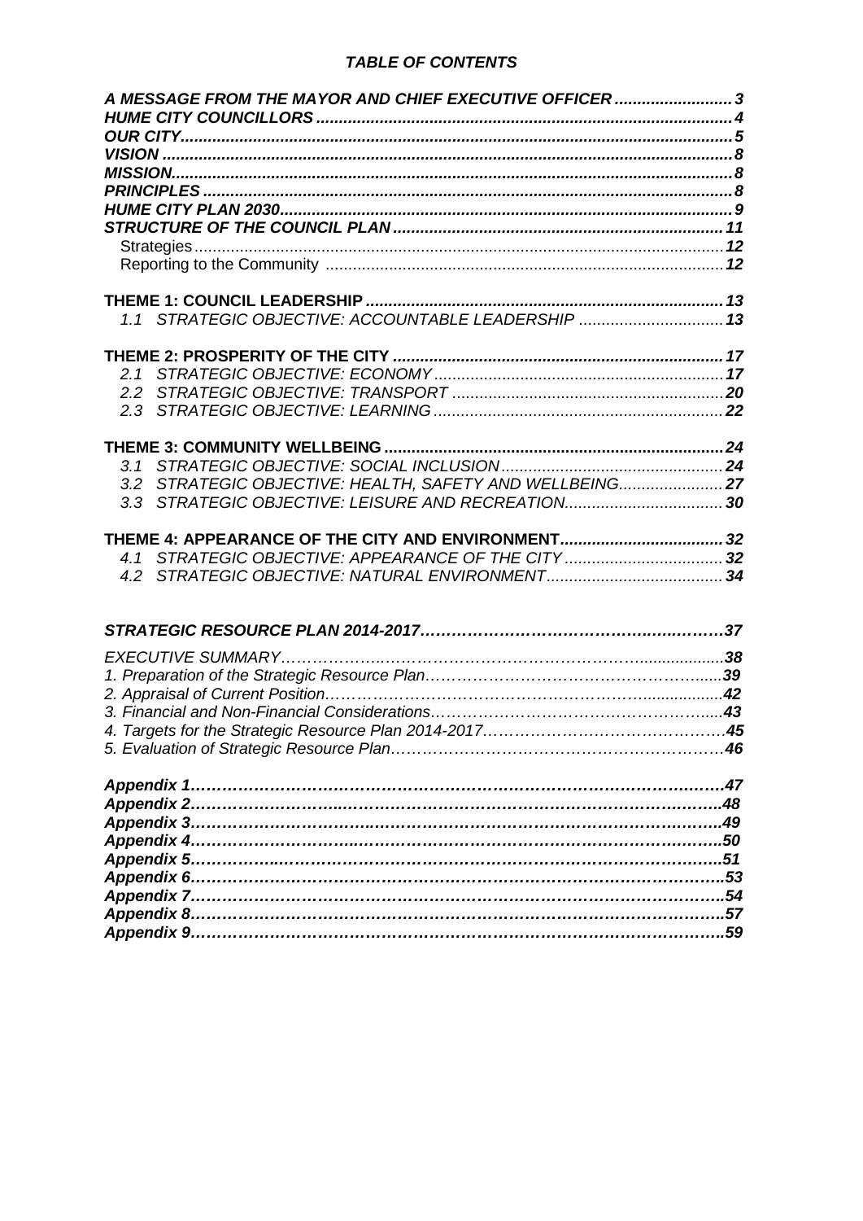***TABLE OF CONTENTS***

| | |
|---|---|
| ***A MESSAGE FROM THE MAYOR AND CHIEF EXECUTIVE OFFICER*** | ***3*** |
| ***HUME CITY COUNCILLORS*** | ***4*** |
| ***OUR CITY*** | ***5*** |
| ***VISION*** | ***8*** |
| ***MISSION*** | ***8*** |
| ***PRINCIPLES*** | ***8*** |
| ***HUME CITY PLAN 2030*** | ***9*** |
| ***STRUCTURE OF THE COUNCIL PLAN*** | ***11*** |
| Strategies | ***12*** |
| Reporting to the Community | ***12*** |
| **THEME 1: COUNCIL LEADERSHIP** | ***13*** |
| *1.1 STRATEGIC OBJECTIVE: ACCOUNTABLE LEADERSHIP* | ***13*** |
| **THEME 2: PROSPERITY OF THE CITY** | ***17*** |
| *2.1 STRATEGIC OBJECTIVE: ECONOMY* | ***17*** |
| *2.2 STRATEGIC OBJECTIVE: TRANSPORT* | ***20*** |
| *2.3 STRATEGIC OBJECTIVE: LEARNING* | ***22*** |
| **THEME 3: COMMUNITY WELLBEING** | ***24*** |
| *3.1 STRATEGIC OBJECTIVE: SOCIAL INCLUSION* | ***24*** |
| *3.2 STRATEGIC OBJECTIVE: HEALTH, SAFETY AND WELLBEING* | ***27*** |
| *3.3 STRATEGIC OBJECTIVE: LEISURE AND RECREATION* | ***30*** |
| **THEME 4: APPEARANCE OF THE CITY AND ENVIRONMENT** | ***32*** |
| *4.1 STRATEGIC OBJECTIVE: APPEARANCE OF THE CITY* | ***32*** |
| *4.2 STRATEGIC OBJECTIVE: NATURAL ENVIRONMENT* | ***34*** |
| ***STRATEGIC RESOURCE PLAN 2014-2017*** | ***37*** |
| *EXECUTIVE SUMMARY* | ***38*** |
| *1. Preparation of the Strategic Resource Plan* | ***39*** |
| *2. Appraisal of Current Position* | ***42*** |
| *3. Financial and Non-Financial Considerations* | ***43*** |
| *4. Targets for the Strategic Resource Plan 2014-2017* | ***45*** |
| *5. Evaluation of Strategic Resource Plan* | ***46*** |
| ***Appendix 1*** | ***47*** |
| ***Appendix 2*** | ***48*** |
| ***Appendix 3*** | ***49*** |
| ***Appendix 4*** | ***50*** |
| ***Appendix 5*** | ***51*** |
| ***Appendix 6*** | ***53*** |
| ***Appendix 7*** | ***54*** |
| ***Appendix 8*** | ***57*** |
| ***Appendix 9*** | ***59*** |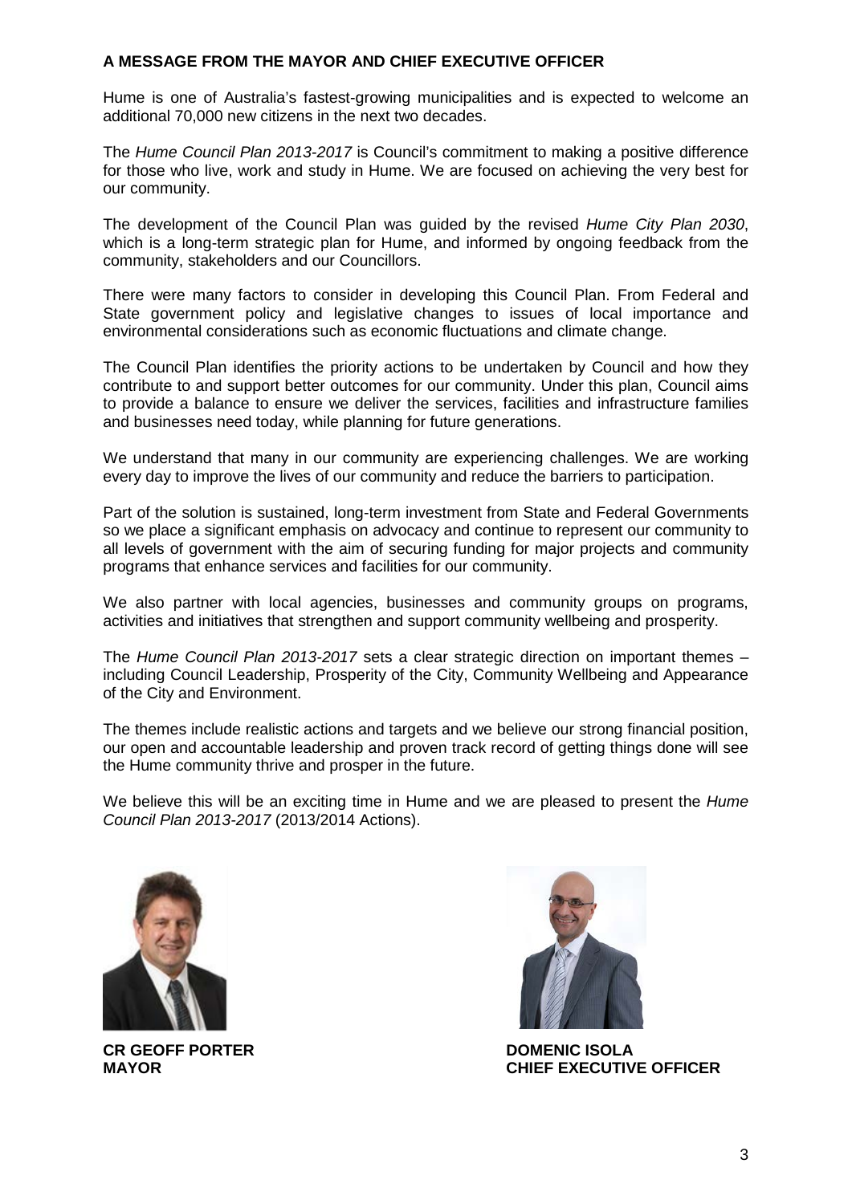## A MESSAGE FROM THE MAYOR AND CHIEF EXECUTIVE OFFICER

Hume is one of Australia's fastest-growing municipalities and is expected to welcome an additional 70,000 new citizens in the next two decades.

The *Hume Council Plan 2013-2017* is Council's commitment to making a positive difference for those who live, work and study in Hume. We are focused on achieving the very best for our community.

The development of the Council Plan was guided by the revised *Hume City Plan 2030*, which is a long-term strategic plan for Hume, and informed by ongoing feedback from the community, stakeholders and our Councillors.

There were many factors to consider in developing this Council Plan. From Federal and State government policy and legislative changes to issues of local importance and environmental considerations such as economic fluctuations and climate change.

The Council Plan identifies the priority actions to be undertaken by Council and how they contribute to and support better outcomes for our community. Under this plan, Council aims to provide a balance to ensure we deliver the services, facilities and infrastructure families and businesses need today, while planning for future generations.

We understand that many in our community are experiencing challenges. We are working every day to improve the lives of our community and reduce the barriers to participation.

Part of the solution is sustained, long-term investment from State and Federal Governments so we place a significant emphasis on advocacy and continue to represent our community to all levels of government with the aim of securing funding for major projects and community programs that enhance services and facilities for our community.

We also partner with local agencies, businesses and community groups on programs, activities and initiatives that strengthen and support community wellbeing and prosperity.

The *Hume Council Plan 2013-2017* sets a clear strategic direction on important themes – including Council Leadership, Prosperity of the City, Community Wellbeing and Appearance of the City and Environment.

The themes include realistic actions and targets and we believe our strong financial position, our open and accountable leadership and proven track record of getting things done will see the Hume community thrive and prosper in the future.

We believe this will be an exciting time in Hume and we are pleased to present the *Hume Council Plan 2013-2017* (2013/2014 Actions).

**CR GEOFF PORTER**
**MAYOR**

**DOMENIC ISOLA**
**CHIEF EXECUTIVE OFFICER**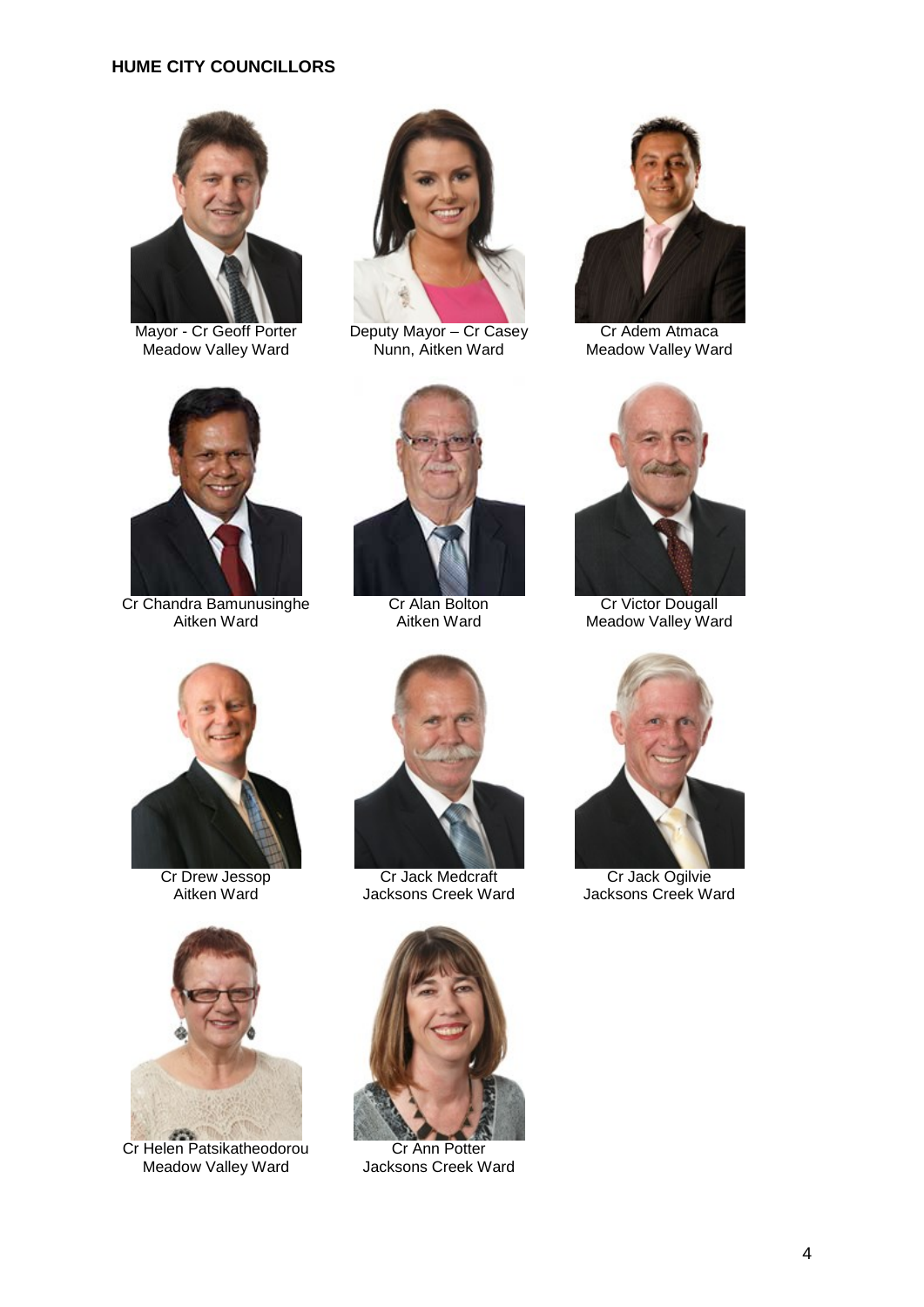**HUME CITY COUNCILLORS**

Mayor - Cr Geoff Porter
Meadow Valley Ward

Deputy Mayor – Cr Casey Nunn, Aitken Ward

Cr Adem Atmaca
Meadow Valley Ward

Cr Chandra Bamunusinghe
Aitken Ward

Cr Alan Bolton
Aitken Ward

Cr Victor Dougall
Meadow Valley Ward

Cr Drew Jessop
Aitken Ward

Cr Jack Medcraft
Jacksons Creek Ward

Cr Jack Ogilvie
Jacksons Creek Ward

Cr Helen Patsikatheodorou
Meadow Valley Ward

Cr Ann Potter
Jacksons Creek Ward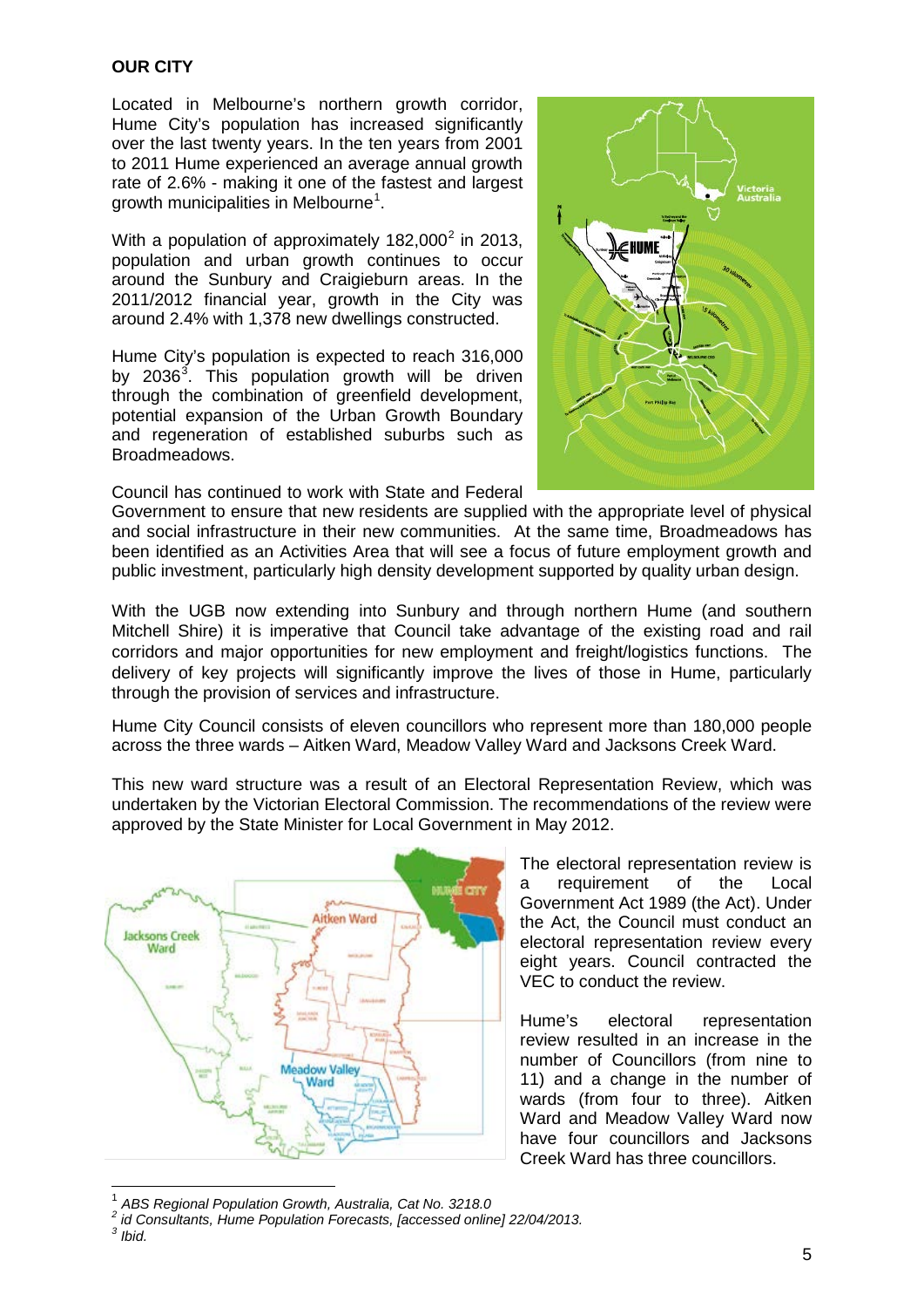## OUR CITY

Located in Melbourne's northern growth corridor, Hume City's population has increased significantly over the last twenty years. In the ten years from 2001 to 2011 Hume experienced an average annual growth rate of 2.6% - making it one of the fastest and largest growth municipalities in Melbourne[1].

With a population of approximately 182,000[2] in 2013, population and urban growth continues to occur around the Sunbury and Craigieburn areas. In the 2011/2012 financial year, growth in the City was around 2.4% with 1,378 new dwellings constructed.

Hume City's population is expected to reach 316,000 by 2036[3]. This population growth will be driven through the combination of greenfield development, potential expansion of the Urban Growth Boundary and regeneration of established suburbs such as Broadmeadows.

Council has continued to work with State and Federal Government to ensure that new residents are supplied with the appropriate level of physical and social infrastructure in their new communities. At the same time, Broadmeadows has been identified as an Activities Area that will see a focus of future employment growth and public investment, particularly high density development supported by quality urban design.

With the UGB now extending into Sunbury and through northern Hume (and southern Mitchell Shire) it is imperative that Council take advantage of the existing road and rail corridors and major opportunities for new employment and freight/logistics functions. The delivery of key projects will significantly improve the lives of those in Hume, particularly through the provision of services and infrastructure.

Hume City Council consists of eleven councillors who represent more than 180,000 people across the three wards – Aitken Ward, Meadow Valley Ward and Jacksons Creek Ward.

This new ward structure was a result of an Electoral Representation Review, which was undertaken by the Victorian Electoral Commission. The recommendations of the review were approved by the State Minister for Local Government in May 2012.

The electoral representation review is a requirement of the Local Government Act 1989 (the Act). Under the Act, the Council must conduct an electoral representation review every eight years. Council contracted the VEC to conduct the review.

Hume's electoral representation review resulted in an increase in the number of Councillors (from nine to 11) and a change in the number of wards (from four to three). Aitken Ward and Meadow Valley Ward now have four councillors and Jacksons Creek Ward has three councillors.

---

[1] *ABS Regional Population Growth, Australia, Cat No. 3218.0*

[2] *id Consultants, Hume Population Forecasts, [accessed online] 22/04/2013.*

[3] *Ibid.*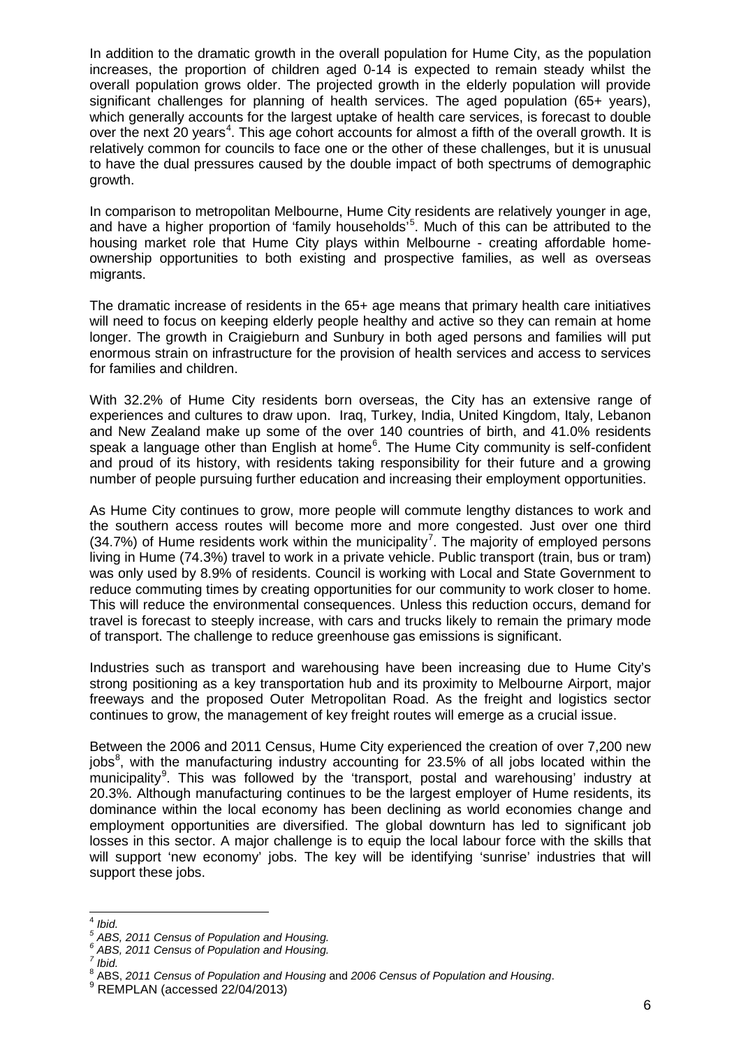In addition to the dramatic growth in the overall population for Hume City, as the population increases, the proportion of children aged 0-14 is expected to remain steady whilst the overall population grows older. The projected growth in the elderly population will provide significant challenges for planning of health services. The aged population (65+ years), which generally accounts for the largest uptake of health care services, is forecast to double over the next 20 years[4]. This age cohort accounts for almost a fifth of the overall growth. It is relatively common for councils to face one or the other of these challenges, but it is unusual to have the dual pressures caused by the double impact of both spectrums of demographic growth.

In comparison to metropolitan Melbourne, Hume City residents are relatively younger in age, and have a higher proportion of 'family households'[5]. Much of this can be attributed to the housing market role that Hume City plays within Melbourne - creating affordable home-ownership opportunities to both existing and prospective families, as well as overseas migrants.

The dramatic increase of residents in the 65+ age means that primary health care initiatives will need to focus on keeping elderly people healthy and active so they can remain at home longer. The growth in Craigieburn and Sunbury in both aged persons and families will put enormous strain on infrastructure for the provision of health services and access to services for families and children.

With 32.2% of Hume City residents born overseas, the City has an extensive range of experiences and cultures to draw upon. Iraq, Turkey, India, United Kingdom, Italy, Lebanon and New Zealand make up some of the over 140 countries of birth, and 41.0% residents speak a language other than English at home[6]. The Hume City community is self-confident and proud of its history, with residents taking responsibility for their future and a growing number of people pursuing further education and increasing their employment opportunities.

As Hume City continues to grow, more people will commute lengthy distances to work and the southern access routes will become more and more congested. Just over one third (34.7%) of Hume residents work within the municipality[7]. The majority of employed persons living in Hume (74.3%) travel to work in a private vehicle. Public transport (train, bus or tram) was only used by 8.9% of residents. Council is working with Local and State Government to reduce commuting times by creating opportunities for our community to work closer to home. This will reduce the environmental consequences. Unless this reduction occurs, demand for travel is forecast to steeply increase, with cars and trucks likely to remain the primary mode of transport. The challenge to reduce greenhouse gas emissions is significant.

Industries such as transport and warehousing have been increasing due to Hume City's strong positioning as a key transportation hub and its proximity to Melbourne Airport, major freeways and the proposed Outer Metropolitan Road. As the freight and logistics sector continues to grow, the management of key freight routes will emerge as a crucial issue.

Between the 2006 and 2011 Census, Hume City experienced the creation of over 7,200 new jobs[8], with the manufacturing industry accounting for 23.5% of all jobs located within the municipality[9]. This was followed by the 'transport, postal and warehousing' industry at 20.3%. Although manufacturing continues to be the largest employer of Hume residents, its dominance within the local economy has been declining as world economies change and employment opportunities are diversified. The global downturn has led to significant job losses in this sector. A major challenge is to equip the local labour force with the skills that will support 'new economy' jobs. The key will be identifying 'sunrise' industries that will support these jobs.

---

[4] *Ibid.*
[5] *ABS, 2011 Census of Population and Housing.*
[6] *ABS, 2011 Census of Population and Housing.*
[7] *Ibid.*
[8] ABS, *2011 Census of Population and Housing* and *2006 Census of Population and Housing*.
[9] REMPLAN (accessed 22/04/2013)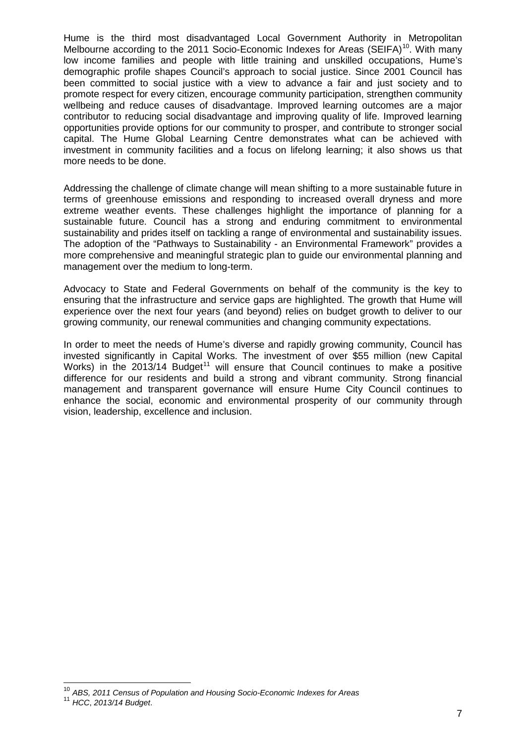Hume is the third most disadvantaged Local Government Authority in Metropolitan Melbourne according to the 2011 Socio-Economic Indexes for Areas (SEIFA)[10]. With many low income families and people with little training and unskilled occupations, Hume's demographic profile shapes Council's approach to social justice. Since 2001 Council has been committed to social justice with a view to advance a fair and just society and to promote respect for every citizen, encourage community participation, strengthen community wellbeing and reduce causes of disadvantage. Improved learning outcomes are a major contributor to reducing social disadvantage and improving quality of life. Improved learning opportunities provide options for our community to prosper, and contribute to stronger social capital. The Hume Global Learning Centre demonstrates what can be achieved with investment in community facilities and a focus on lifelong learning; it also shows us that more needs to be done.

Addressing the challenge of climate change will mean shifting to a more sustainable future in terms of greenhouse emissions and responding to increased overall dryness and more extreme weather events. These challenges highlight the importance of planning for a sustainable future. Council has a strong and enduring commitment to environmental sustainability and prides itself on tackling a range of environmental and sustainability issues. The adoption of the "Pathways to Sustainability - an Environmental Framework" provides a more comprehensive and meaningful strategic plan to guide our environmental planning and management over the medium to long-term.

Advocacy to State and Federal Governments on behalf of the community is the key to ensuring that the infrastructure and service gaps are highlighted. The growth that Hume will experience over the next four years (and beyond) relies on budget growth to deliver to our growing community, our renewal communities and changing community expectations.

In order to meet the needs of Hume's diverse and rapidly growing community, Council has invested significantly in Capital Works. The investment of over $55 million (new Capital Works) in the 2013/14 Budget[11] will ensure that Council continues to make a positive difference for our residents and build a strong and vibrant community. Strong financial management and transparent governance will ensure Hume City Council continues to enhance the social, economic and environmental prosperity of our community through vision, leadership, excellence and inclusion.

[10] *ABS, 2011 Census of Population and Housing Socio-Economic Indexes for Areas*
[11] *HCC, 2013/14 Budget*.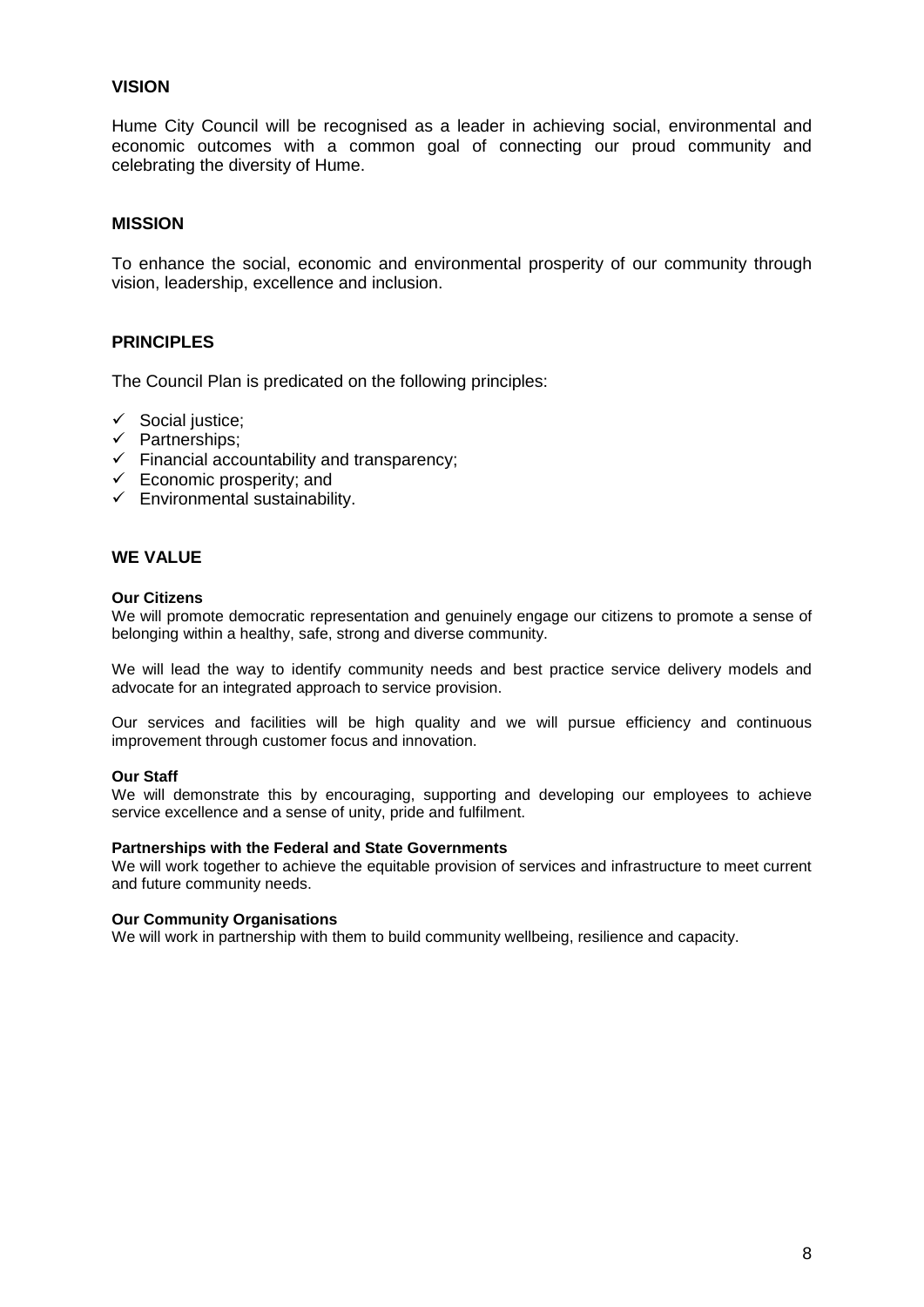## VISION

Hume City Council will be recognised as a leader in achieving social, environmental and economic outcomes with a common goal of connecting our proud community and celebrating the diversity of Hume.

## MISSION

To enhance the social, economic and environmental prosperity of our community through vision, leadership, excellence and inclusion.

## PRINCIPLES

The Council Plan is predicated on the following principles:

- ✓ Social justice;
- ✓ Partnerships;
- ✓ Financial accountability and transparency;
- ✓ Economic prosperity; and
- ✓ Environmental sustainability.

## WE VALUE

**Our Citizens**

We will promote democratic representation and genuinely engage our citizens to promote a sense of belonging within a healthy, safe, strong and diverse community.

We will lead the way to identify community needs and best practice service delivery models and advocate for an integrated approach to service provision.

Our services and facilities will be high quality and we will pursue efficiency and continuous improvement through customer focus and innovation.

**Our Staff**

We will demonstrate this by encouraging, supporting and developing our employees to achieve service excellence and a sense of unity, pride and fulfilment.

**Partnerships with the Federal and State Governments**

We will work together to achieve the equitable provision of services and infrastructure to meet current and future community needs.

**Our Community Organisations**

We will work in partnership with them to build community wellbeing, resilience and capacity.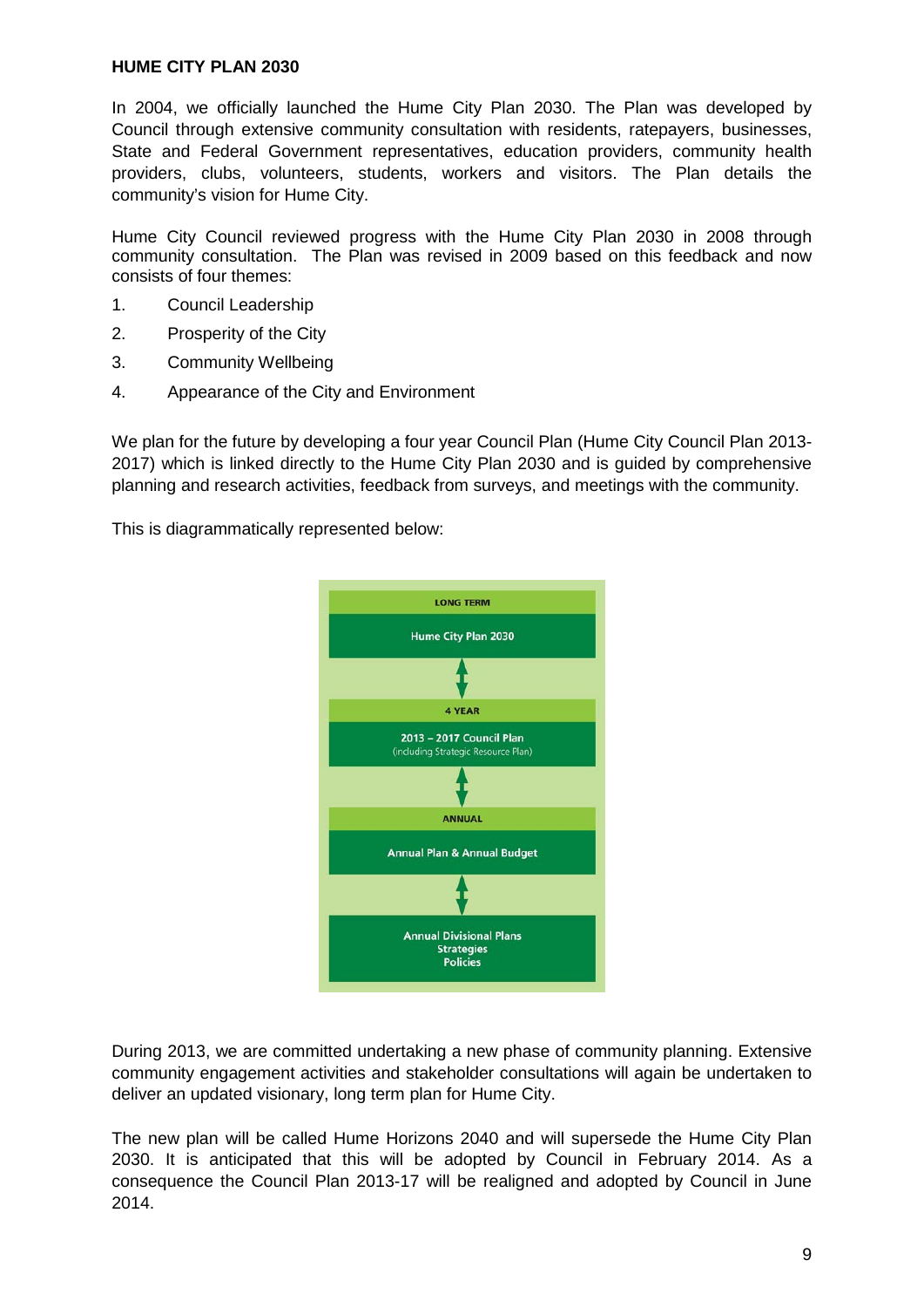## HUME CITY PLAN 2030

In 2004, we officially launched the Hume City Plan 2030. The Plan was developed by Council through extensive community consultation with residents, ratepayers, businesses, State and Federal Government representatives, education providers, community health providers, clubs, volunteers, students, workers and visitors. The Plan details the community's vision for Hume City.

Hume City Council reviewed progress with the Hume City Plan 2030 in 2008 through community consultation. The Plan was revised in 2009 based on this feedback and now consists of four themes:

1. Council Leadership
2. Prosperity of the City
3. Community Wellbeing
4. Appearance of the City and Environment

We plan for the future by developing a four year Council Plan (Hume City Council Plan 2013-2017) which is linked directly to the Hume City Plan 2030 and is guided by comprehensive planning and research activities, feedback from surveys, and meetings with the community.

This is diagrammatically represented below:

LONG TERM

Hume City Plan 2030

↕

4 YEAR

2013 – 2017 Council Plan
(including Strategic Resource Plan)

↕

ANNUAL

Annual Plan & Annual Budget

↕

Annual Divisional Plans
Strategies
Policies

During 2013, we are committed undertaking a new phase of community planning. Extensive community engagement activities and stakeholder consultations will again be undertaken to deliver an updated visionary, long term plan for Hume City.

The new plan will be called Hume Horizons 2040 and will supersede the Hume City Plan 2030. It is anticipated that this will be adopted by Council in February 2014. As a consequence the Council Plan 2013-17 will be realigned and adopted by Council in June 2014.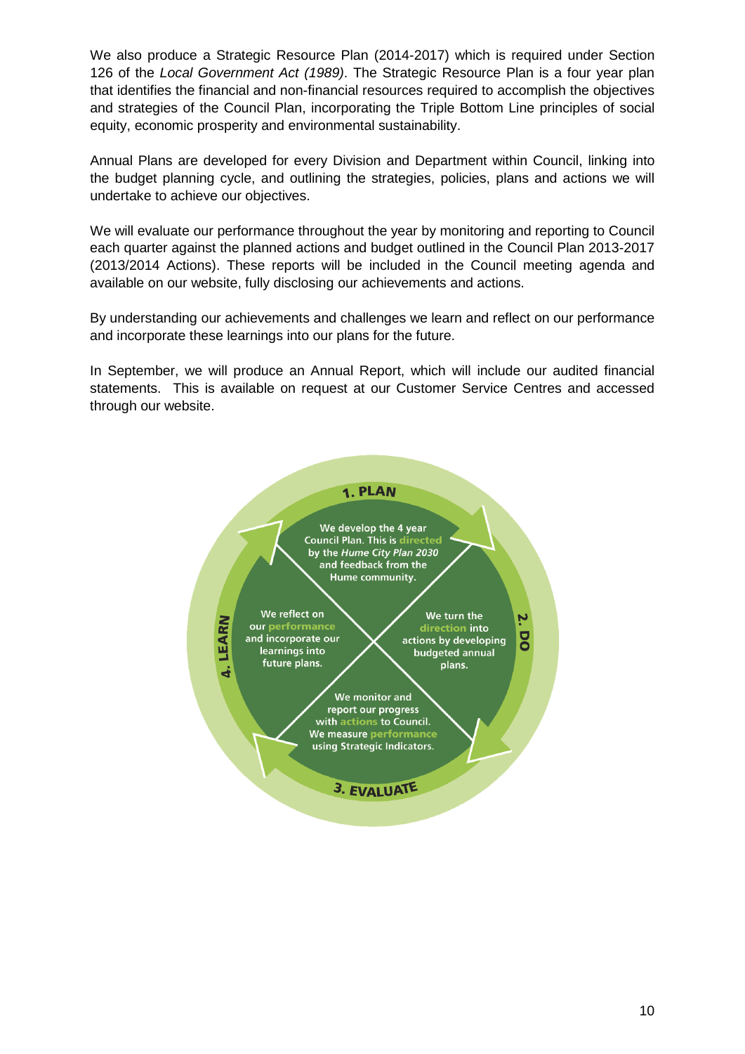We also produce a Strategic Resource Plan (2014-2017) which is required under Section 126 of the *Local Government Act (1989)*. The Strategic Resource Plan is a four year plan that identifies the financial and non-financial resources required to accomplish the objectives and strategies of the Council Plan, incorporating the Triple Bottom Line principles of social equity, economic prosperity and environmental sustainability.

Annual Plans are developed for every Division and Department within Council, linking into the budget planning cycle, and outlining the strategies, policies, plans and actions we will undertake to achieve our objectives.

We will evaluate our performance throughout the year by monitoring and reporting to Council each quarter against the planned actions and budget outlined in the Council Plan 2013-2017 (2013/2014 Actions). These reports will be included in the Council meeting agenda and available on our website, fully disclosing our achievements and actions.

By understanding our achievements and challenges we learn and reflect on our performance and incorporate these learnings into our plans for the future.

In September, we will produce an Annual Report, which will include our audited financial statements. This is available on request at our Customer Service Centres and accessed through our website.

**1. PLAN**

We develop the 4 year Council Plan. This is directed by the *Hume City Plan 2030* and feedback from the Hume community.

**2. DO**

We turn the direction into actions by developing budgeted annual plans.

**3. EVALUATE**

We monitor and report our progress with actions to Council. We measure performance using Strategic Indicators.

**4. LEARN**

We reflect on our performance and incorporate our learnings into future plans.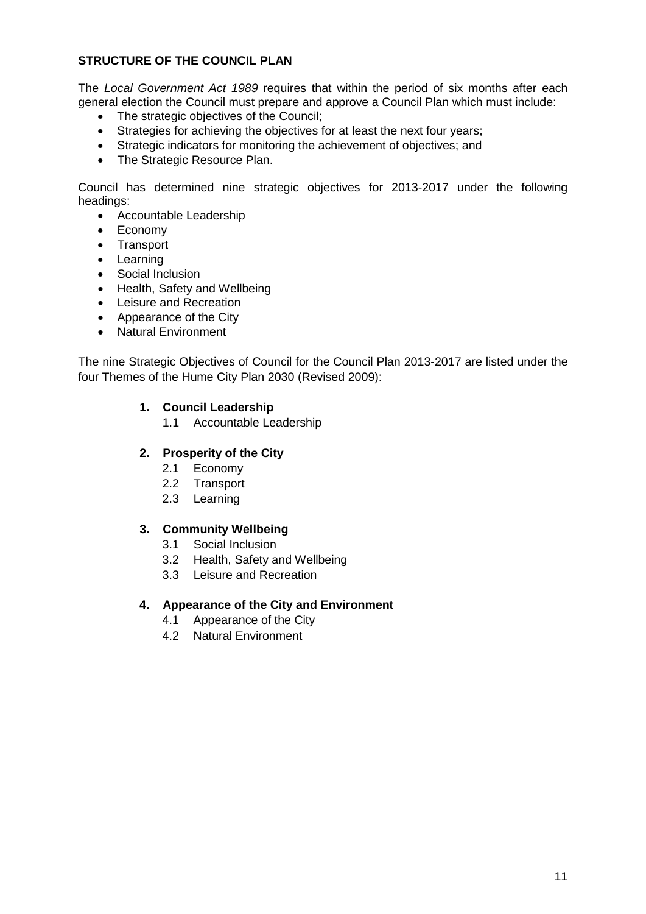## STRUCTURE OF THE COUNCIL PLAN

The *Local Government Act 1989* requires that within the period of six months after each general election the Council must prepare and approve a Council Plan which must include:

- The strategic objectives of the Council;
- Strategies for achieving the objectives for at least the next four years;
- Strategic indicators for monitoring the achievement of objectives; and
- The Strategic Resource Plan.

Council has determined nine strategic objectives for 2013-2017 under the following headings:

- Accountable Leadership
- Economy
- Transport
- Learning
- Social Inclusion
- Health, Safety and Wellbeing
- Leisure and Recreation
- Appearance of the City
- Natural Environment

The nine Strategic Objectives of Council for the Council Plan 2013-2017 are listed under the four Themes of the Hume City Plan 2030 (Revised 2009):

**1. Council Leadership**

1.1 Accountable Leadership

**2. Prosperity of the City**

2.1 Economy
2.2 Transport
2.3 Learning

**3. Community Wellbeing**

3.1 Social Inclusion
3.2 Health, Safety and Wellbeing
3.3 Leisure and Recreation

**4. Appearance of the City and Environment**

4.1 Appearance of the City
4.2 Natural Environment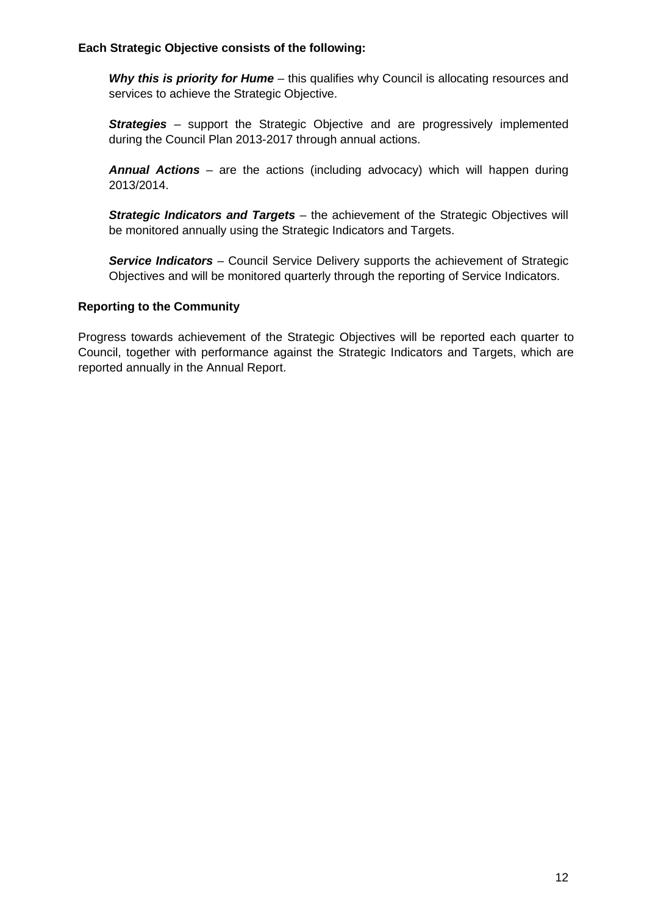**Each Strategic Objective consists of the following:**

***Why this is priority for Hume*** – this qualifies why Council is allocating resources and services to achieve the Strategic Objective.

***Strategies*** – support the Strategic Objective and are progressively implemented during the Council Plan 2013-2017 through annual actions.

***Annual Actions*** – are the actions (including advocacy) which will happen during 2013/2014.

***Strategic Indicators and Targets*** – the achievement of the Strategic Objectives will be monitored annually using the Strategic Indicators and Targets.

***Service Indicators*** – Council Service Delivery supports the achievement of Strategic Objectives and will be monitored quarterly through the reporting of Service Indicators.

**Reporting to the Community**

Progress towards achievement of the Strategic Objectives will be reported each quarter to Council, together with performance against the Strategic Indicators and Targets, which are reported annually in the Annual Report.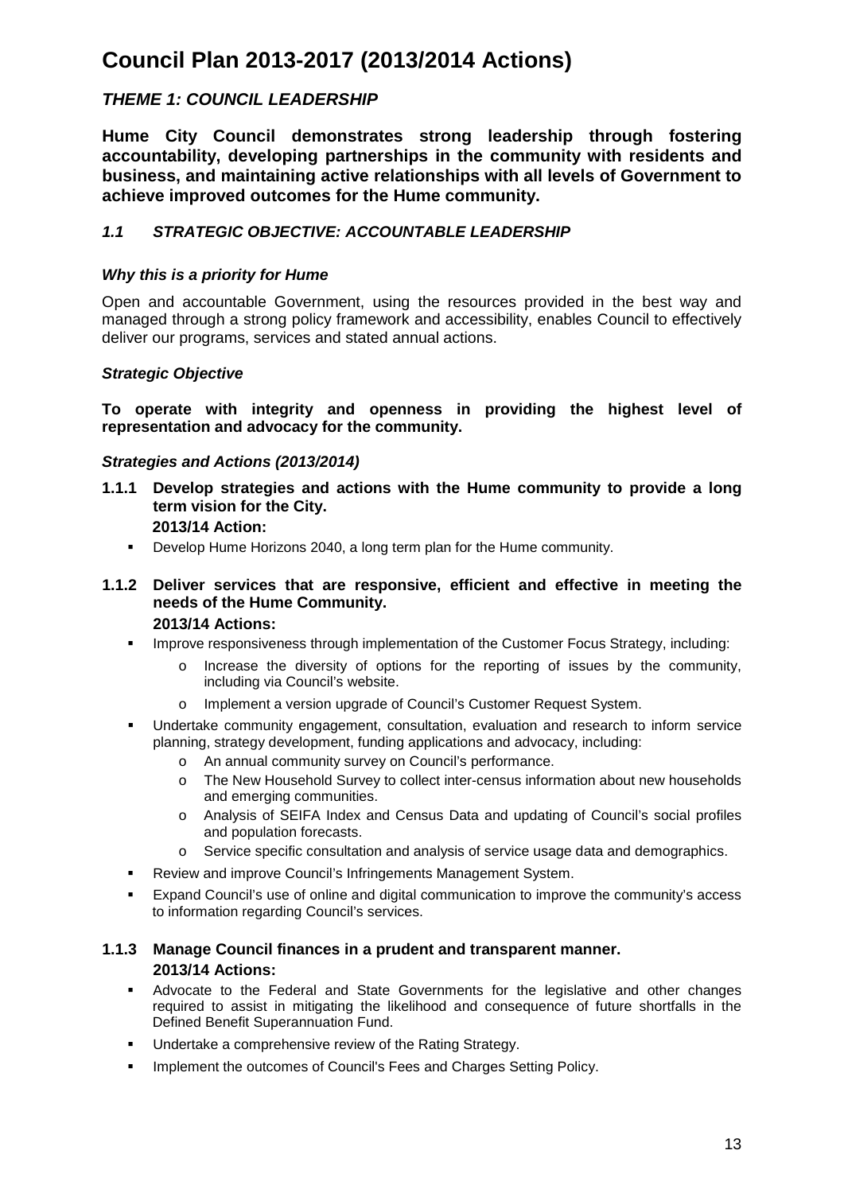# Council Plan 2013-2017 (2013/2014 Actions)

## *THEME 1: COUNCIL LEADERSHIP*

**Hume City Council demonstrates strong leadership through fostering accountability, developing partnerships in the community with residents and business, and maintaining active relationships with all levels of Government to achieve improved outcomes for the Hume community.**

### *1.1 STRATEGIC OBJECTIVE: ACCOUNTABLE LEADERSHIP*

#### *Why this is a priority for Hume*

Open and accountable Government, using the resources provided in the best way and managed through a strong policy framework and accessibility, enables Council to effectively deliver our programs, services and stated annual actions.

#### *Strategic Objective*

**To operate with integrity and openness in providing the highest level of representation and advocacy for the community.**

#### *Strategies and Actions (2013/2014)*

**1.1.1 Develop strategies and actions with the Hume community to provide a long term vision for the City.**

**2013/14 Action:**

- Develop Hume Horizons 2040, a long term plan for the Hume community.

**1.1.2 Deliver services that are responsive, efficient and effective in meeting the needs of the Hume Community.**

**2013/14 Actions:**

- Improve responsiveness through implementation of the Customer Focus Strategy, including:
  - Increase the diversity of options for the reporting of issues by the community, including via Council's website.
  - Implement a version upgrade of Council's Customer Request System.
- Undertake community engagement, consultation, evaluation and research to inform service planning, strategy development, funding applications and advocacy, including:
  - An annual community survey on Council's performance.
  - The New Household Survey to collect inter-census information about new households and emerging communities.
  - Analysis of SEIFA Index and Census Data and updating of Council's social profiles and population forecasts.
  - Service specific consultation and analysis of service usage data and demographics.
- Review and improve Council's Infringements Management System.
- Expand Council's use of online and digital communication to improve the community's access to information regarding Council's services.

**1.1.3 Manage Council finances in a prudent and transparent manner.**

**2013/14 Actions:**

- Advocate to the Federal and State Governments for the legislative and other changes required to assist in mitigating the likelihood and consequence of future shortfalls in the Defined Benefit Superannuation Fund.
- Undertake a comprehensive review of the Rating Strategy.
- Implement the outcomes of Council's Fees and Charges Setting Policy.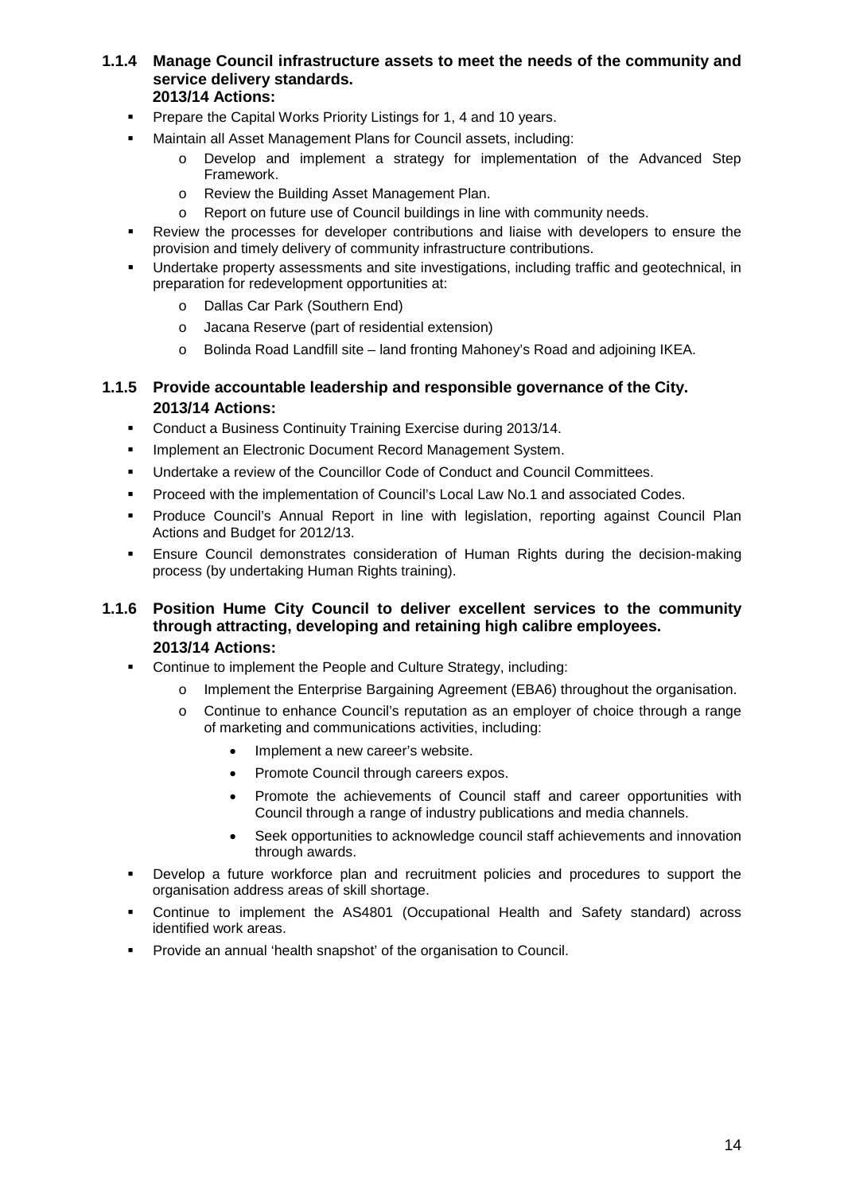### 1.1.4 Manage Council infrastructure assets to meet the needs of the community and service delivery standards.

**2013/14 Actions:**

- Prepare the Capital Works Priority Listings for 1, 4 and 10 years.
- Maintain all Asset Management Plans for Council assets, including:
  - Develop and implement a strategy for implementation of the Advanced Step Framework.
  - Review the Building Asset Management Plan.
  - Report on future use of Council buildings in line with community needs.
- Review the processes for developer contributions and liaise with developers to ensure the provision and timely delivery of community infrastructure contributions.
- Undertake property assessments and site investigations, including traffic and geotechnical, in preparation for redevelopment opportunities at:
  - Dallas Car Park (Southern End)
  - Jacana Reserve (part of residential extension)
  - Bolinda Road Landfill site – land fronting Mahoney's Road and adjoining IKEA.

### 1.1.5 Provide accountable leadership and responsible governance of the City.

**2013/14 Actions:**

- Conduct a Business Continuity Training Exercise during 2013/14.
- Implement an Electronic Document Record Management System.
- Undertake a review of the Councillor Code of Conduct and Council Committees.
- Proceed with the implementation of Council's Local Law No.1 and associated Codes.
- Produce Council's Annual Report in line with legislation, reporting against Council Plan Actions and Budget for 2012/13.
- Ensure Council demonstrates consideration of Human Rights during the decision-making process (by undertaking Human Rights training).

### 1.1.6 Position Hume City Council to deliver excellent services to the community through attracting, developing and retaining high calibre employees.

**2013/14 Actions:**

- Continue to implement the People and Culture Strategy, including:
  - Implement the Enterprise Bargaining Agreement (EBA6) throughout the organisation.
  - Continue to enhance Council's reputation as an employer of choice through a range of marketing and communications activities, including:
    - Implement a new career's website.
    - Promote Council through careers expos.
    - Promote the achievements of Council staff and career opportunities with Council through a range of industry publications and media channels.
    - Seek opportunities to acknowledge council staff achievements and innovation through awards.
- Develop a future workforce plan and recruitment policies and procedures to support the organisation address areas of skill shortage.
- Continue to implement the AS4801 (Occupational Health and Safety standard) across identified work areas.
- Provide an annual 'health snapshot' of the organisation to Council.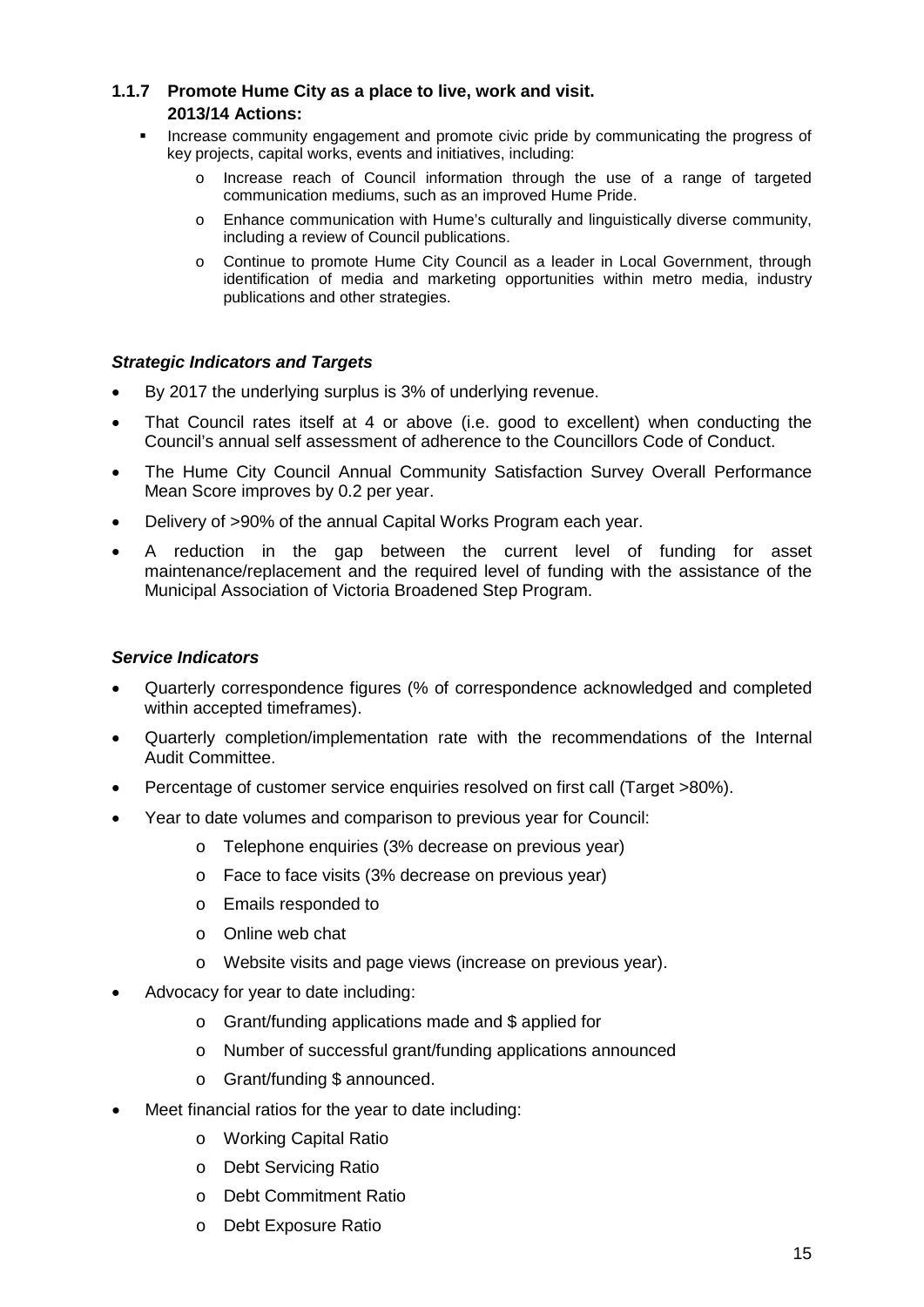### 1.1.7 Promote Hume City as a place to live, work and visit.

**2013/14 Actions:**

- Increase community engagement and promote civic pride by communicating the progress of key projects, capital works, events and initiatives, including:
  - Increase reach of Council information through the use of a range of targeted communication mediums, such as an improved Hume Pride.
  - Enhance communication with Hume's culturally and linguistically diverse community, including a review of Council publications.
  - Continue to promote Hume City Council as a leader in Local Government, through identification of media and marketing opportunities within metro media, industry publications and other strategies.

***Strategic Indicators and Targets***

- By 2017 the underlying surplus is 3% of underlying revenue.
- That Council rates itself at 4 or above (i.e. good to excellent) when conducting the Council's annual self assessment of adherence to the Councillors Code of Conduct.
- The Hume City Council Annual Community Satisfaction Survey Overall Performance Mean Score improves by 0.2 per year.
- Delivery of >90% of the annual Capital Works Program each year.
- A reduction in the gap between the current level of funding for asset maintenance/replacement and the required level of funding with the assistance of the Municipal Association of Victoria Broadened Step Program.

***Service Indicators***

- Quarterly correspondence figures (% of correspondence acknowledged and completed within accepted timeframes).
- Quarterly completion/implementation rate with the recommendations of the Internal Audit Committee.
- Percentage of customer service enquiries resolved on first call (Target >80%).
- Year to date volumes and comparison to previous year for Council:
  - Telephone enquiries (3% decrease on previous year)
  - Face to face visits (3% decrease on previous year)
  - Emails responded to
  - Online web chat
  - Website visits and page views (increase on previous year).
- Advocacy for year to date including:
  - Grant/funding applications made and $ applied for
  - Number of successful grant/funding applications announced
  - Grant/funding $ announced.
- Meet financial ratios for the year to date including:
  - Working Capital Ratio
  - Debt Servicing Ratio
  - Debt Commitment Ratio
  - Debt Exposure Ratio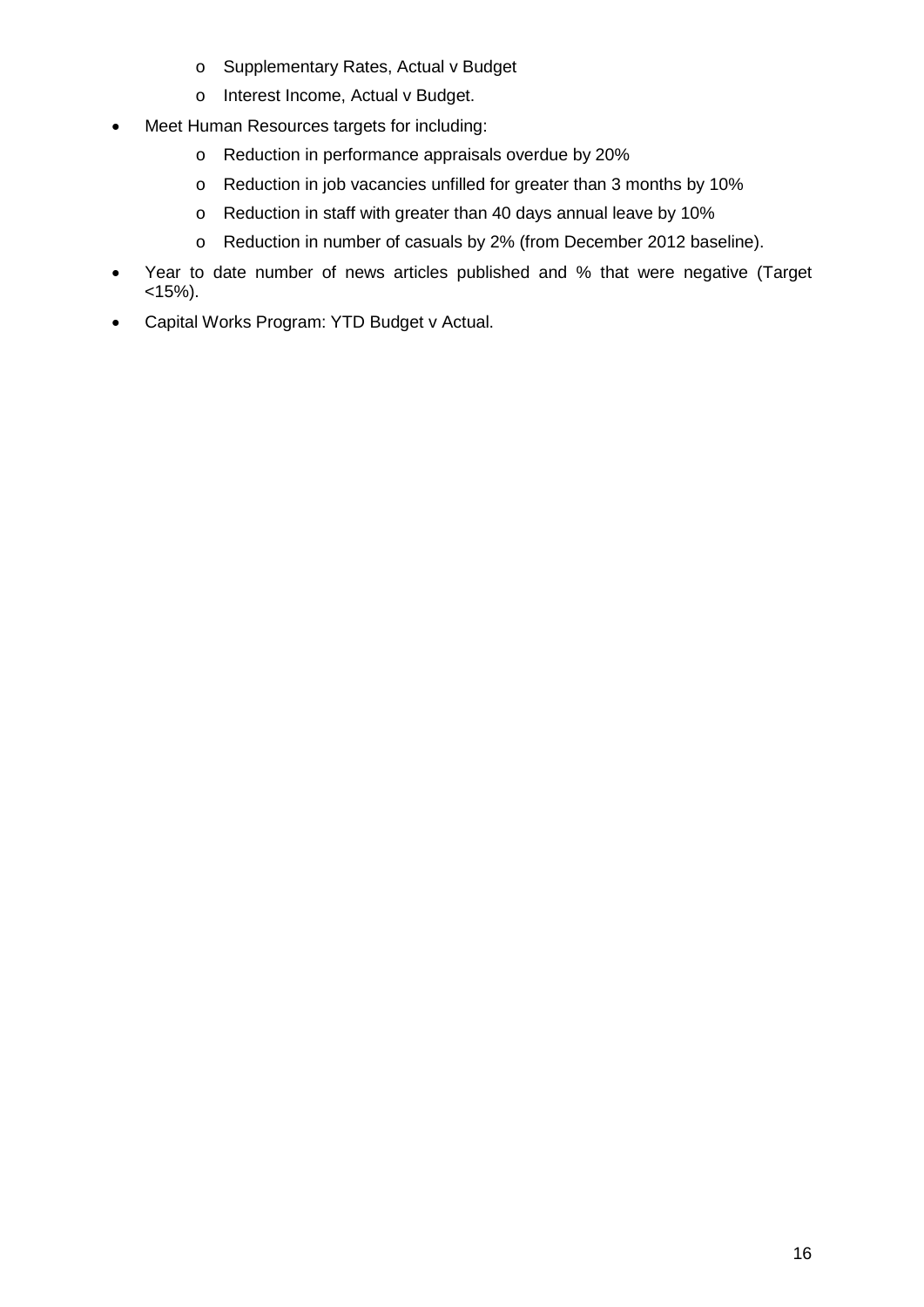- Supplementary Rates, Actual v Budget
  - Interest Income, Actual v Budget.
- Meet Human Resources targets for including:
  - Reduction in performance appraisals overdue by 20%
  - Reduction in job vacancies unfilled for greater than 3 months by 10%
  - Reduction in staff with greater than 40 days annual leave by 10%
  - Reduction in number of casuals by 2% (from December 2012 baseline).
- Year to date number of news articles published and % that were negative (Target <15%).
- Capital Works Program: YTD Budget v Actual.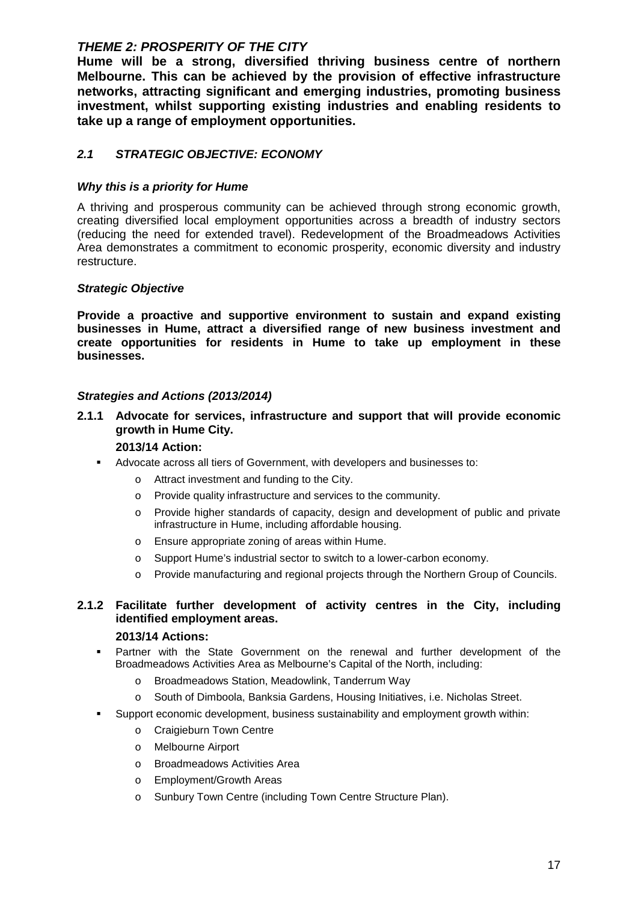## *THEME 2: PROSPERITY OF THE CITY*

**Hume will be a strong, diversified thriving business centre of northern Melbourne. This can be achieved by the provision of effective infrastructure networks, attracting significant and emerging industries, promoting business investment, whilst supporting existing industries and enabling residents to take up a range of employment opportunities.**

### *2.1 STRATEGIC OBJECTIVE: ECONOMY*

#### *Why this is a priority for Hume*

A thriving and prosperous community can be achieved through strong economic growth, creating diversified local employment opportunities across a breadth of industry sectors (reducing the need for extended travel). Redevelopment of the Broadmeadows Activities Area demonstrates a commitment to economic prosperity, economic diversity and industry restructure.

#### *Strategic Objective*

**Provide a proactive and supportive environment to sustain and expand existing businesses in Hume, attract a diversified range of new business investment and create opportunities for residents in Hume to take up employment in these businesses.**

#### *Strategies and Actions (2013/2014)*

**2.1.1 Advocate for services, infrastructure and support that will provide economic growth in Hume City.**

**2013/14 Action:**

- Advocate across all tiers of Government, with developers and businesses to:
  - Attract investment and funding to the City.
  - Provide quality infrastructure and services to the community.
  - Provide higher standards of capacity, design and development of public and private infrastructure in Hume, including affordable housing.
  - Ensure appropriate zoning of areas within Hume.
  - Support Hume's industrial sector to switch to a lower-carbon economy.
  - Provide manufacturing and regional projects through the Northern Group of Councils.

**2.1.2 Facilitate further development of activity centres in the City, including identified employment areas.**

**2013/14 Actions:**

- Partner with the State Government on the renewal and further development of the Broadmeadows Activities Area as Melbourne's Capital of the North, including:
  - Broadmeadows Station, Meadowlink, Tanderrum Way
  - South of Dimboola, Banksia Gardens, Housing Initiatives, i.e. Nicholas Street.
- Support economic development, business sustainability and employment growth within:
  - Craigieburn Town Centre
  - Melbourne Airport
  - Broadmeadows Activities Area
  - Employment/Growth Areas
  - Sunbury Town Centre (including Town Centre Structure Plan).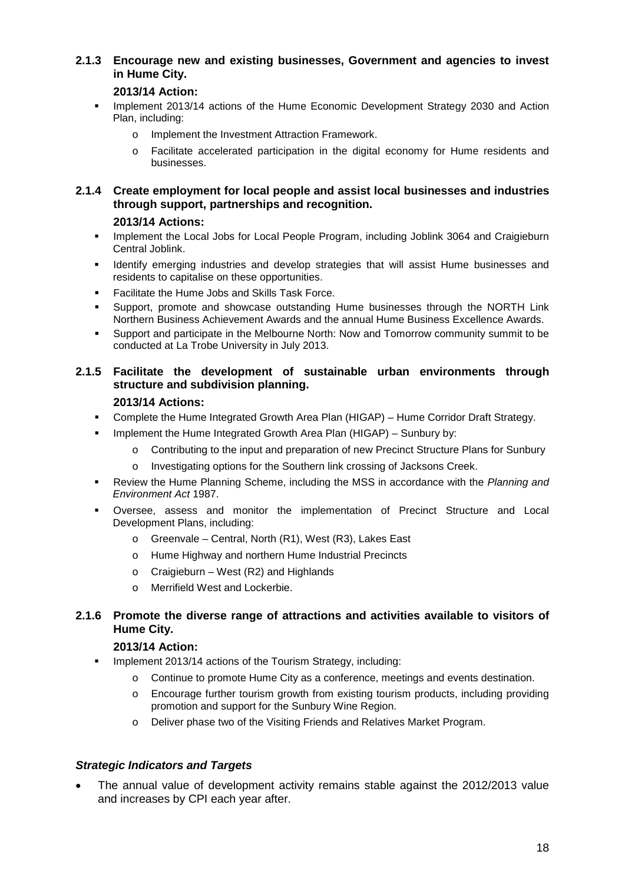### 2.1.3 Encourage new and existing businesses, Government and agencies to invest in Hume City.

**2013/14 Action:**

- Implement 2013/14 actions of the Hume Economic Development Strategy 2030 and Action Plan, including:
  - Implement the Investment Attraction Framework.
  - Facilitate accelerated participation in the digital economy for Hume residents and businesses.

### 2.1.4 Create employment for local people and assist local businesses and industries through support, partnerships and recognition.

**2013/14 Actions:**

- Implement the Local Jobs for Local People Program, including Joblink 3064 and Craigieburn Central Joblink.
- Identify emerging industries and develop strategies that will assist Hume businesses and residents to capitalise on these opportunities.
- Facilitate the Hume Jobs and Skills Task Force.
- Support, promote and showcase outstanding Hume businesses through the NORTH Link Northern Business Achievement Awards and the annual Hume Business Excellence Awards.
- Support and participate in the Melbourne North: Now and Tomorrow community summit to be conducted at La Trobe University in July 2013.

### 2.1.5 Facilitate the development of sustainable urban environments through structure and subdivision planning.

**2013/14 Actions:**

- Complete the Hume Integrated Growth Area Plan (HIGAP) – Hume Corridor Draft Strategy.
- Implement the Hume Integrated Growth Area Plan (HIGAP) – Sunbury by:
  - Contributing to the input and preparation of new Precinct Structure Plans for Sunbury
  - Investigating options for the Southern link crossing of Jacksons Creek.
- Review the Hume Planning Scheme, including the MSS in accordance with the *Planning and Environment Act* 1987.
- Oversee, assess and monitor the implementation of Precinct Structure and Local Development Plans, including:
  - Greenvale – Central, North (R1), West (R3), Lakes East
  - Hume Highway and northern Hume Industrial Precincts
  - Craigieburn – West (R2) and Highlands
  - Merrifield West and Lockerbie.

### 2.1.6 Promote the diverse range of attractions and activities available to visitors of Hume City.

**2013/14 Action:**

- Implement 2013/14 actions of the Tourism Strategy, including:
  - Continue to promote Hume City as a conference, meetings and events destination.
  - Encourage further tourism growth from existing tourism products, including providing promotion and support for the Sunbury Wine Region.
  - Deliver phase two of the Visiting Friends and Relatives Market Program.

#### *Strategic Indicators and Targets*

- The annual value of development activity remains stable against the 2012/2013 value and increases by CPI each year after.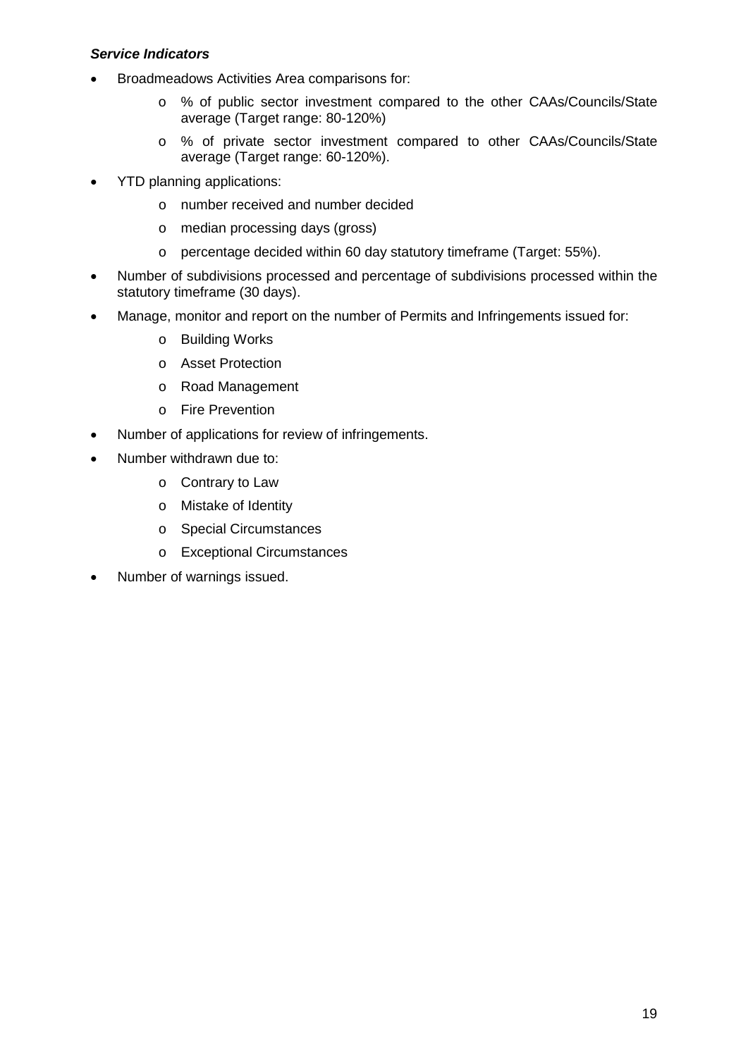***Service Indicators***

- Broadmeadows Activities Area comparisons for:
  - % of public sector investment compared to the other CAAs/Councils/State average (Target range: 80-120%)
  - % of private sector investment compared to other CAAs/Councils/State average (Target range: 60-120%).
- YTD planning applications:
  - number received and number decided
  - median processing days (gross)
  - percentage decided within 60 day statutory timeframe (Target: 55%).
- Number of subdivisions processed and percentage of subdivisions processed within the statutory timeframe (30 days).
- Manage, monitor and report on the number of Permits and Infringements issued for:
  - Building Works
  - Asset Protection
  - Road Management
  - Fire Prevention
- Number of applications for review of infringements.
- Number withdrawn due to:
  - Contrary to Law
  - Mistake of Identity
  - Special Circumstances
  - Exceptional Circumstances
- Number of warnings issued.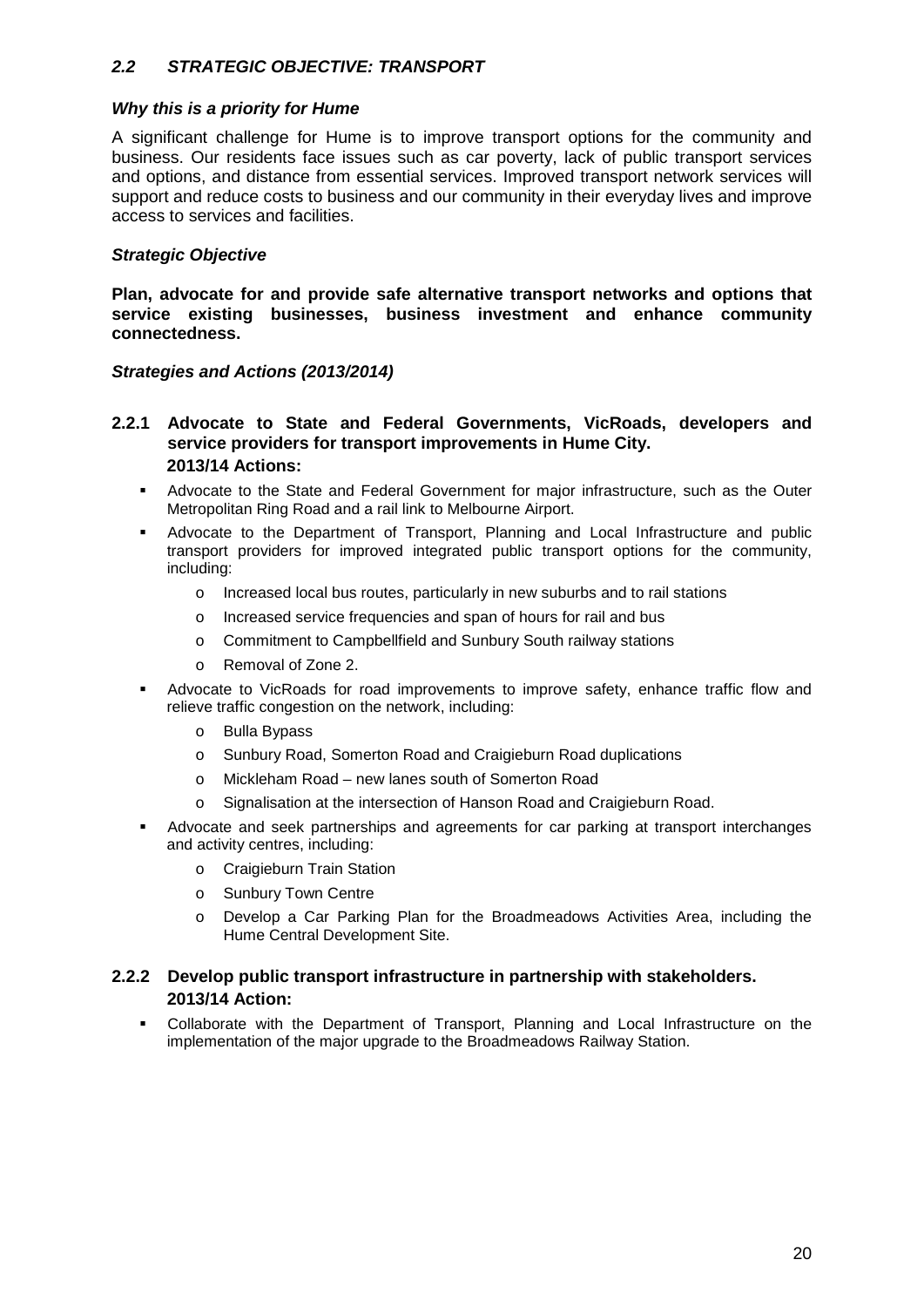## *2.2 STRATEGIC OBJECTIVE: TRANSPORT*

### *Why this is a priority for Hume*

A significant challenge for Hume is to improve transport options for the community and business. Our residents face issues such as car poverty, lack of public transport services and options, and distance from essential services. Improved transport network services will support and reduce costs to business and our community in their everyday lives and improve access to services and facilities.

### *Strategic Objective*

**Plan, advocate for and provide safe alternative transport networks and options that service existing businesses, business investment and enhance community connectedness.**

### *Strategies and Actions (2013/2014)*

#### 2.2.1 Advocate to State and Federal Governments, VicRoads, developers and service providers for transport improvements in Hume City.

**2013/14 Actions:**

- Advocate to the State and Federal Government for major infrastructure, such as the Outer Metropolitan Ring Road and a rail link to Melbourne Airport.
- Advocate to the Department of Transport, Planning and Local Infrastructure and public transport providers for improved integrated public transport options for the community, including:
  - Increased local bus routes, particularly in new suburbs and to rail stations
  - Increased service frequencies and span of hours for rail and bus
  - Commitment to Campbellfield and Sunbury South railway stations
  - Removal of Zone 2.
- Advocate to VicRoads for road improvements to improve safety, enhance traffic flow and relieve traffic congestion on the network, including:
  - Bulla Bypass
  - Sunbury Road, Somerton Road and Craigieburn Road duplications
  - Mickleham Road – new lanes south of Somerton Road
  - Signalisation at the intersection of Hanson Road and Craigieburn Road.
- Advocate and seek partnerships and agreements for car parking at transport interchanges and activity centres, including:
  - Craigieburn Train Station
  - Sunbury Town Centre
  - Develop a Car Parking Plan for the Broadmeadows Activities Area, including the Hume Central Development Site.

#### 2.2.2 Develop public transport infrastructure in partnership with stakeholders.

**2013/14 Action:**

- Collaborate with the Department of Transport, Planning and Local Infrastructure on the implementation of the major upgrade to the Broadmeadows Railway Station.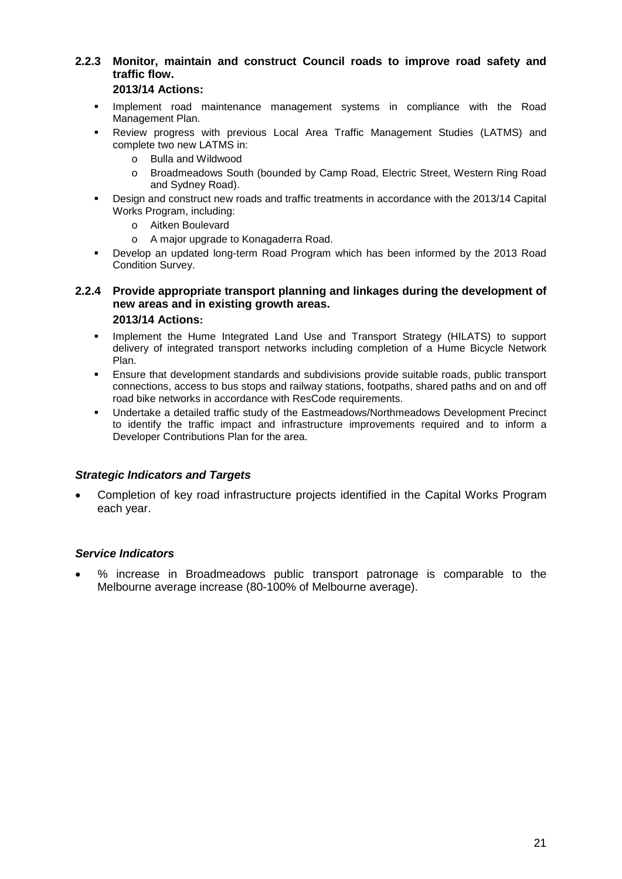### 2.2.3 Monitor, maintain and construct Council roads to improve road safety and traffic flow.

**2013/14 Actions:**

- Implement road maintenance management systems in compliance with the Road Management Plan.
- Review progress with previous Local Area Traffic Management Studies (LATMS) and complete two new LATMS in:
  - Bulla and Wildwood
  - Broadmeadows South (bounded by Camp Road, Electric Street, Western Ring Road and Sydney Road).
- Design and construct new roads and traffic treatments in accordance with the 2013/14 Capital Works Program, including:
  - Aitken Boulevard
  - A major upgrade to Konagaderra Road.
- Develop an updated long-term Road Program which has been informed by the 2013 Road Condition Survey.

### 2.2.4 Provide appropriate transport planning and linkages during the development of new areas and in existing growth areas.

**2013/14 Actions:**

- Implement the Hume Integrated Land Use and Transport Strategy (HILATS) to support delivery of integrated transport networks including completion of a Hume Bicycle Network Plan.
- Ensure that development standards and subdivisions provide suitable roads, public transport connections, access to bus stops and railway stations, footpaths, shared paths and on and off road bike networks in accordance with ResCode requirements.
- Undertake a detailed traffic study of the Eastmeadows/Northmeadows Development Precinct to identify the traffic impact and infrastructure improvements required and to inform a Developer Contributions Plan for the area.

***Strategic Indicators and Targets***

- Completion of key road infrastructure projects identified in the Capital Works Program each year.

***Service Indicators***

- % increase in Broadmeadows public transport patronage is comparable to the Melbourne average increase (80-100% of Melbourne average).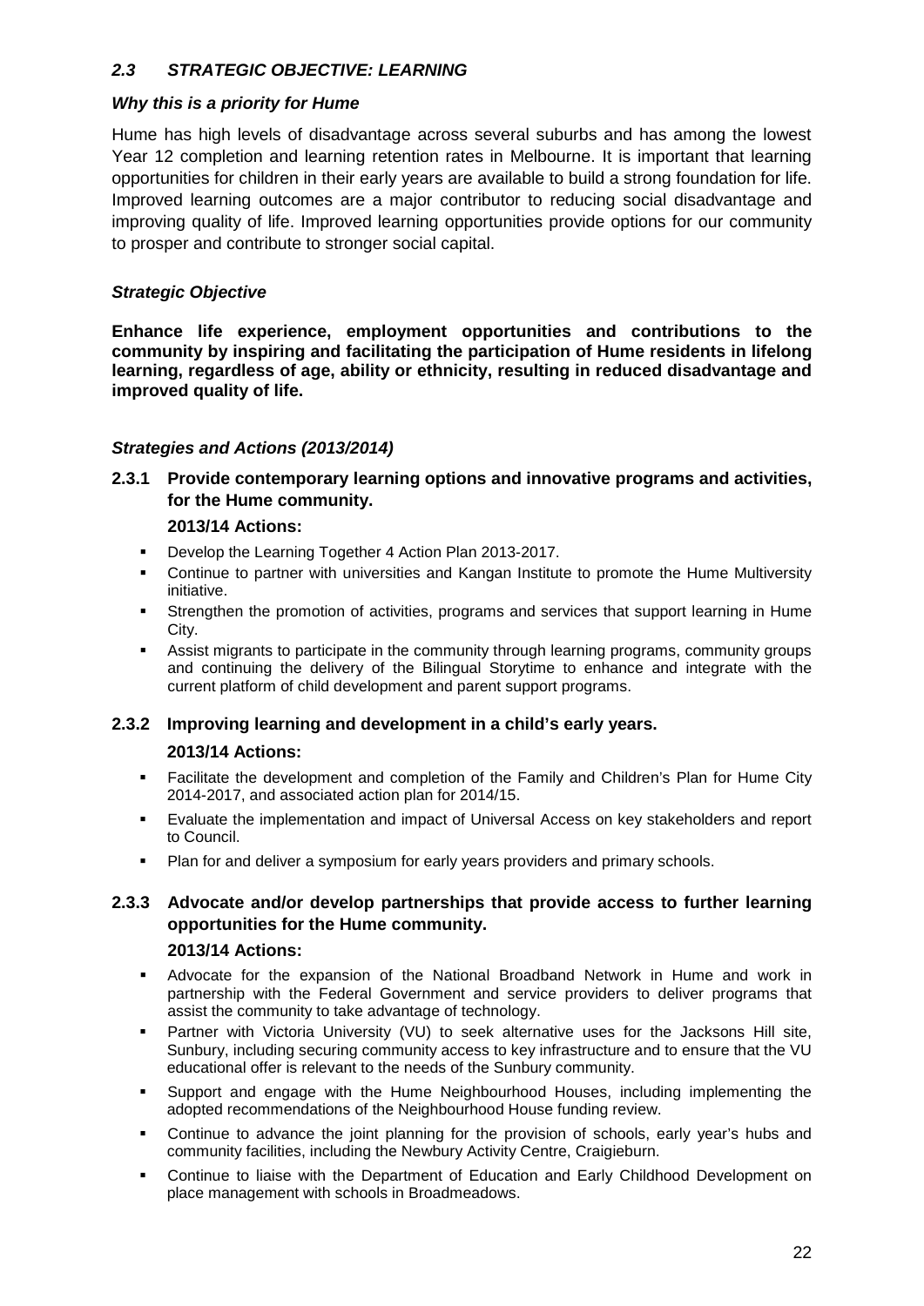## *2.3 STRATEGIC OBJECTIVE: LEARNING*

### *Why this is a priority for Hume*

Hume has high levels of disadvantage across several suburbs and has among the lowest Year 12 completion and learning retention rates in Melbourne. It is important that learning opportunities for children in their early years are available to build a strong foundation for life. Improved learning outcomes are a major contributor to reducing social disadvantage and improving quality of life. Improved learning opportunities provide options for our community to prosper and contribute to stronger social capital.

### *Strategic Objective*

**Enhance life experience, employment opportunities and contributions to the community by inspiring and facilitating the participation of Hume residents in lifelong learning, regardless of age, ability or ethnicity, resulting in reduced disadvantage and improved quality of life.**

### *Strategies and Actions (2013/2014)*

**2.3.1 Provide contemporary learning options and innovative programs and activities, for the Hume community.**

**2013/14 Actions:**

- Develop the Learning Together 4 Action Plan 2013-2017.
- Continue to partner with universities and Kangan Institute to promote the Hume Multiversity initiative.
- Strengthen the promotion of activities, programs and services that support learning in Hume City.
- Assist migrants to participate in the community through learning programs, community groups and continuing the delivery of the Bilingual Storytime to enhance and integrate with the current platform of child development and parent support programs.

**2.3.2 Improving learning and development in a child's early years.**

**2013/14 Actions:**

- Facilitate the development and completion of the Family and Children's Plan for Hume City 2014-2017, and associated action plan for 2014/15.
- Evaluate the implementation and impact of Universal Access on key stakeholders and report to Council.
- Plan for and deliver a symposium for early years providers and primary schools.

**2.3.3 Advocate and/or develop partnerships that provide access to further learning opportunities for the Hume community.**

**2013/14 Actions:**

- Advocate for the expansion of the National Broadband Network in Hume and work in partnership with the Federal Government and service providers to deliver programs that assist the community to take advantage of technology.
- Partner with Victoria University (VU) to seek alternative uses for the Jacksons Hill site, Sunbury, including securing community access to key infrastructure and to ensure that the VU educational offer is relevant to the needs of the Sunbury community.
- Support and engage with the Hume Neighbourhood Houses, including implementing the adopted recommendations of the Neighbourhood House funding review.
- Continue to advance the joint planning for the provision of schools, early year's hubs and community facilities, including the Newbury Activity Centre, Craigieburn.
- Continue to liaise with the Department of Education and Early Childhood Development on place management with schools in Broadmeadows.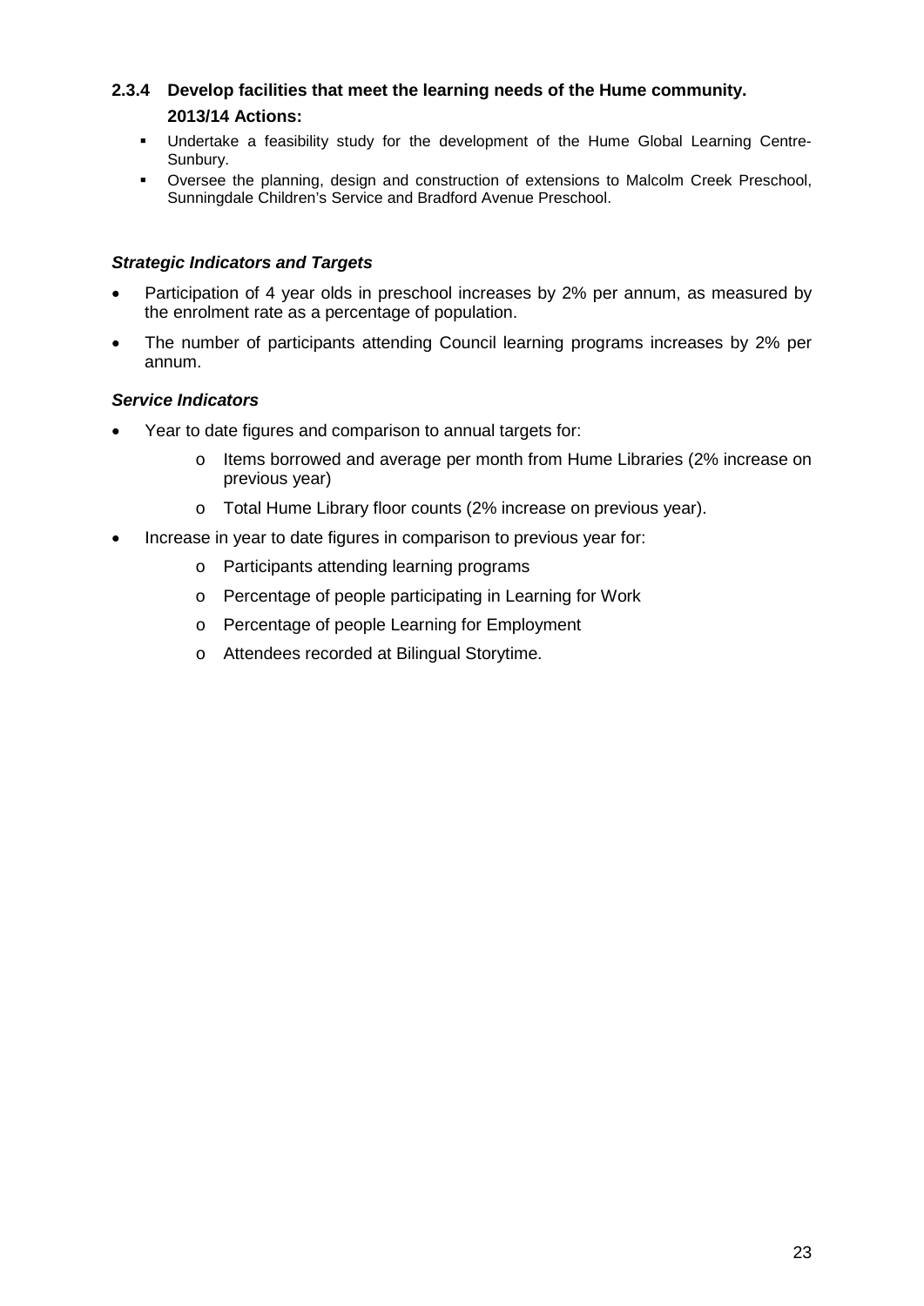### 2.3.4 Develop facilities that meet the learning needs of the Hume community.

**2013/14 Actions:**

- Undertake a feasibility study for the development of the Hume Global Learning Centre-Sunbury.
- Oversee the planning, design and construction of extensions to Malcolm Creek Preschool, Sunningdale Children's Service and Bradford Avenue Preschool.

***Strategic Indicators and Targets***

- Participation of 4 year olds in preschool increases by 2% per annum, as measured by the enrolment rate as a percentage of population.
- The number of participants attending Council learning programs increases by 2% per annum.

***Service Indicators***

- Year to date figures and comparison to annual targets for:
  - Items borrowed and average per month from Hume Libraries (2% increase on previous year)
  - Total Hume Library floor counts (2% increase on previous year).
- Increase in year to date figures in comparison to previous year for:
  - Participants attending learning programs
  - Percentage of people participating in Learning for Work
  - Percentage of people Learning for Employment
  - Attendees recorded at Bilingual Storytime.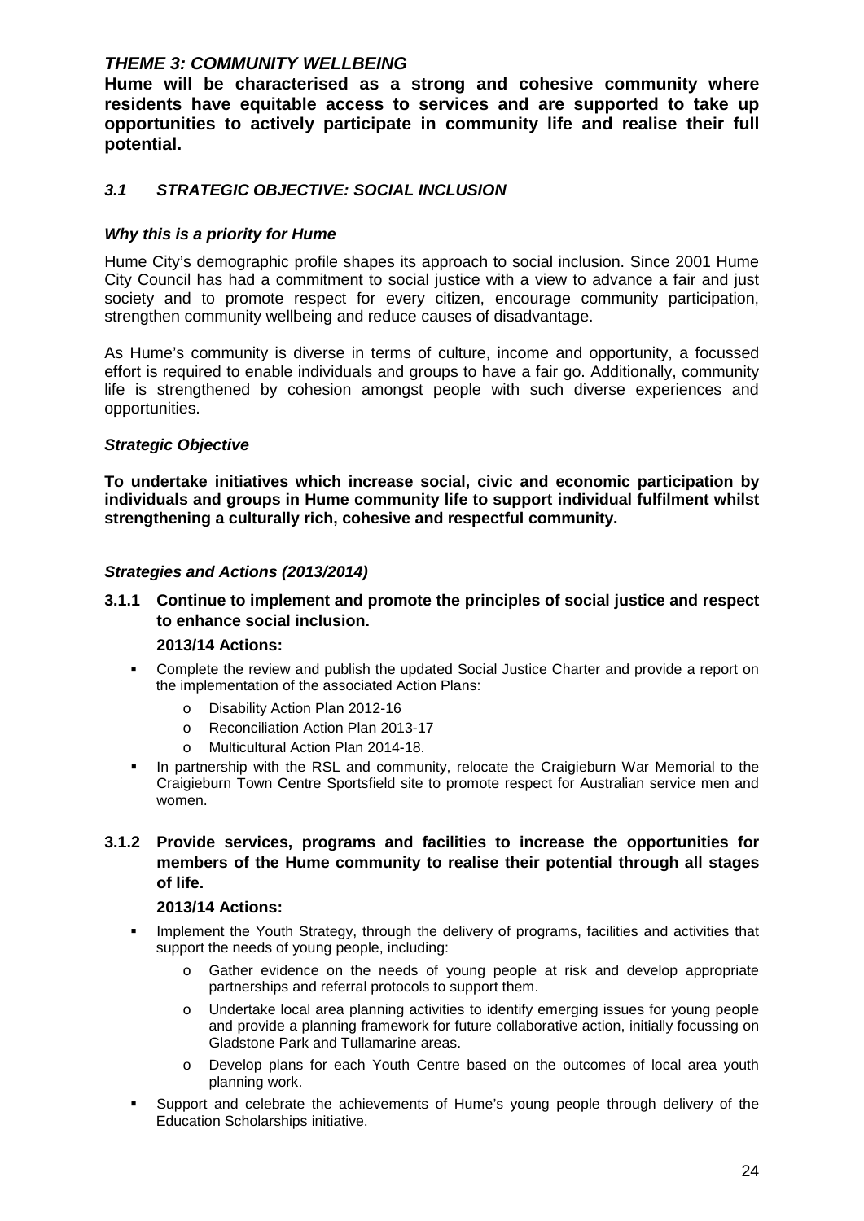## *THEME 3: COMMUNITY WELLBEING*

**Hume will be characterised as a strong and cohesive community where residents have equitable access to services and are supported to take up opportunities to actively participate in community life and realise their full potential.**

### *3.1 STRATEGIC OBJECTIVE: SOCIAL INCLUSION*

#### *Why this is a priority for Hume*

Hume City's demographic profile shapes its approach to social inclusion. Since 2001 Hume City Council has had a commitment to social justice with a view to advance a fair and just society and to promote respect for every citizen, encourage community participation, strengthen community wellbeing and reduce causes of disadvantage.

As Hume's community is diverse in terms of culture, income and opportunity, a focussed effort is required to enable individuals and groups to have a fair go. Additionally, community life is strengthened by cohesion amongst people with such diverse experiences and opportunities.

#### *Strategic Objective*

**To undertake initiatives which increase social, civic and economic participation by individuals and groups in Hume community life to support individual fulfilment whilst strengthening a culturally rich, cohesive and respectful community.**

#### *Strategies and Actions (2013/2014)*

**3.1.1 Continue to implement and promote the principles of social justice and respect to enhance social inclusion.**

**2013/14 Actions:**

- Complete the review and publish the updated Social Justice Charter and provide a report on the implementation of the associated Action Plans:
  - Disability Action Plan 2012-16
  - Reconciliation Action Plan 2013-17
  - Multicultural Action Plan 2014-18.
- In partnership with the RSL and community, relocate the Craigieburn War Memorial to the Craigieburn Town Centre Sportsfield site to promote respect for Australian service men and women.

**3.1.2 Provide services, programs and facilities to increase the opportunities for members of the Hume community to realise their potential through all stages of life.**

**2013/14 Actions:**

- Implement the Youth Strategy, through the delivery of programs, facilities and activities that support the needs of young people, including:
  - Gather evidence on the needs of young people at risk and develop appropriate partnerships and referral protocols to support them.
  - Undertake local area planning activities to identify emerging issues for young people and provide a planning framework for future collaborative action, initially focussing on Gladstone Park and Tullamarine areas.
  - Develop plans for each Youth Centre based on the outcomes of local area youth planning work.
- Support and celebrate the achievements of Hume's young people through delivery of the Education Scholarships initiative.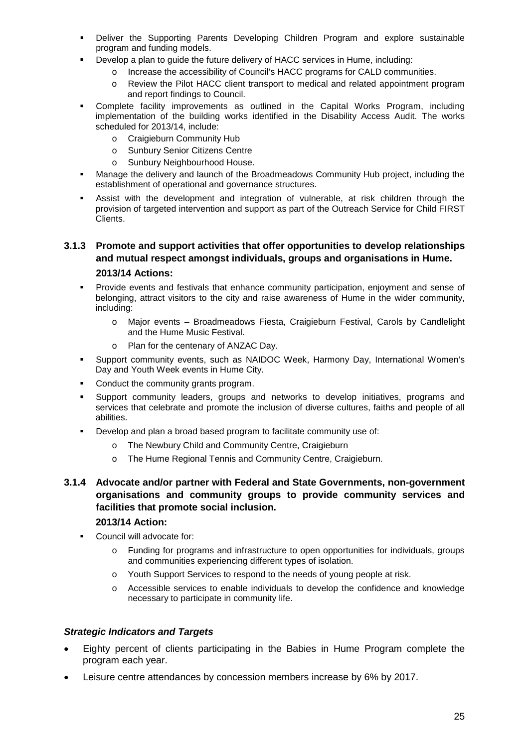- Deliver the Supporting Parents Developing Children Program and explore sustainable program and funding models.
- Develop a plan to guide the future delivery of HACC services in Hume, including:
  - Increase the accessibility of Council's HACC programs for CALD communities.
  - Review the Pilot HACC client transport to medical and related appointment program and report findings to Council.
- Complete facility improvements as outlined in the Capital Works Program, including implementation of the building works identified in the Disability Access Audit. The works scheduled for 2013/14, include:
  - Craigieburn Community Hub
  - Sunbury Senior Citizens Centre
  - Sunbury Neighbourhood House.
- Manage the delivery and launch of the Broadmeadows Community Hub project, including the establishment of operational and governance structures.
- Assist with the development and integration of vulnerable, at risk children through the provision of targeted intervention and support as part of the Outreach Service for Child FIRST Clients.

### 3.1.3 Promote and support activities that offer opportunities to develop relationships and mutual respect amongst individuals, groups and organisations in Hume.

**2013/14 Actions:**

- Provide events and festivals that enhance community participation, enjoyment and sense of belonging, attract visitors to the city and raise awareness of Hume in the wider community, including:
  - Major events – Broadmeadows Fiesta, Craigieburn Festival, Carols by Candlelight and the Hume Music Festival.
  - Plan for the centenary of ANZAC Day.
- Support community events, such as NAIDOC Week, Harmony Day, International Women's Day and Youth Week events in Hume City.
- Conduct the community grants program.
- Support community leaders, groups and networks to develop initiatives, programs and services that celebrate and promote the inclusion of diverse cultures, faiths and people of all abilities.
- Develop and plan a broad based program to facilitate community use of:
  - The Newbury Child and Community Centre, Craigieburn
  - The Hume Regional Tennis and Community Centre, Craigieburn.

### 3.1.4 Advocate and/or partner with Federal and State Governments, non-government organisations and community groups to provide community services and facilities that promote social inclusion.

**2013/14 Action:**

- Council will advocate for:
  - Funding for programs and infrastructure to open opportunities for individuals, groups and communities experiencing different types of isolation.
  - Youth Support Services to respond to the needs of young people at risk.
  - Accessible services to enable individuals to develop the confidence and knowledge necessary to participate in community life.

***Strategic Indicators and Targets***

- Eighty percent of clients participating in the Babies in Hume Program complete the program each year.
- Leisure centre attendances by concession members increase by 6% by 2017.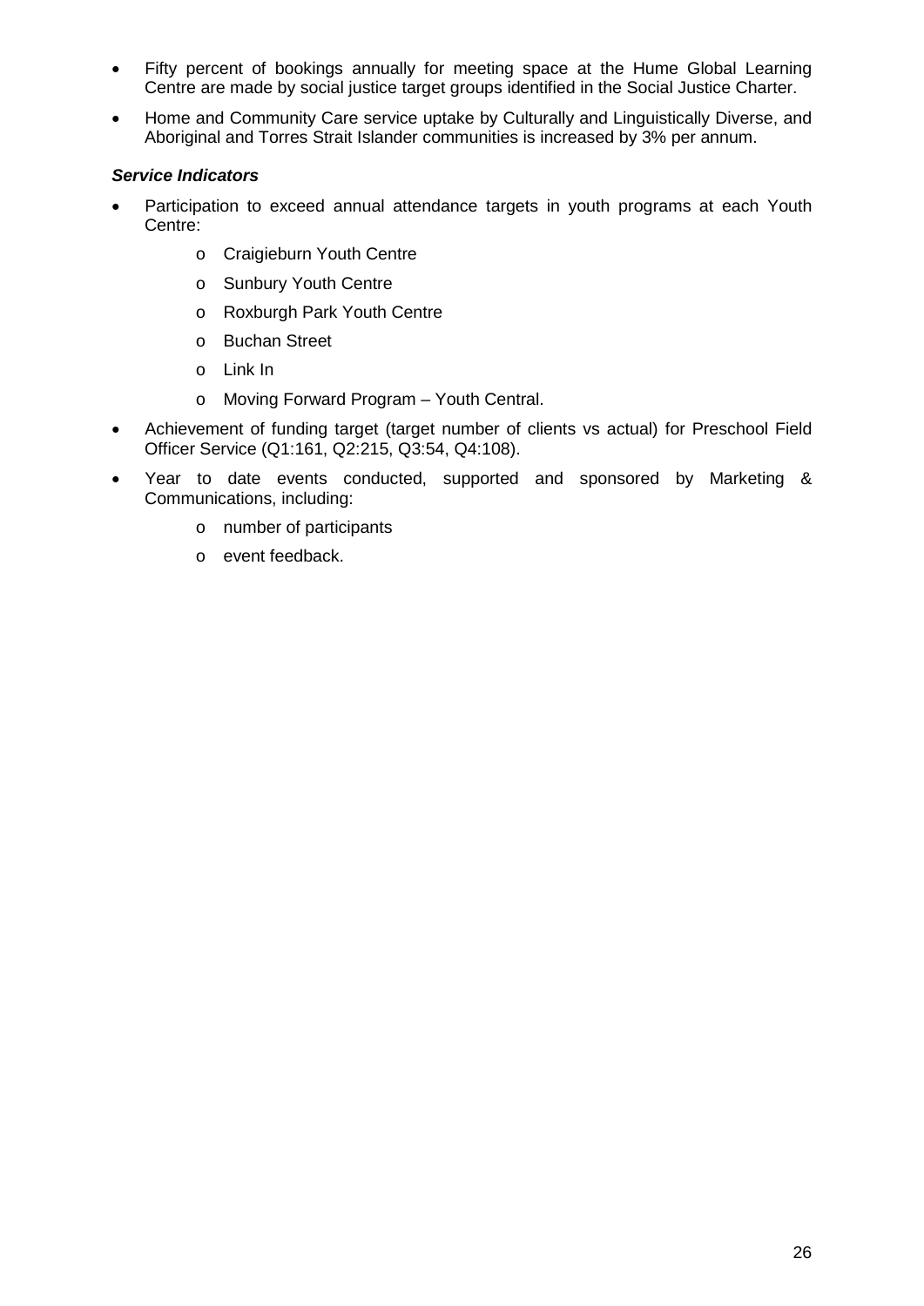- Fifty percent of bookings annually for meeting space at the Hume Global Learning Centre are made by social justice target groups identified in the Social Justice Charter.
- Home and Community Care service uptake by Culturally and Linguistically Diverse, and Aboriginal and Torres Strait Islander communities is increased by 3% per annum.

***Service Indicators***

- Participation to exceed annual attendance targets in youth programs at each Youth Centre:
    - Craigieburn Youth Centre
    - Sunbury Youth Centre
    - Roxburgh Park Youth Centre
    - Buchan Street
    - Link In
    - Moving Forward Program – Youth Central.
- Achievement of funding target (target number of clients vs actual) for Preschool Field Officer Service (Q1:161, Q2:215, Q3:54, Q4:108).
- Year to date events conducted, supported and sponsored by Marketing & Communications, including:
    - number of participants
    - event feedback.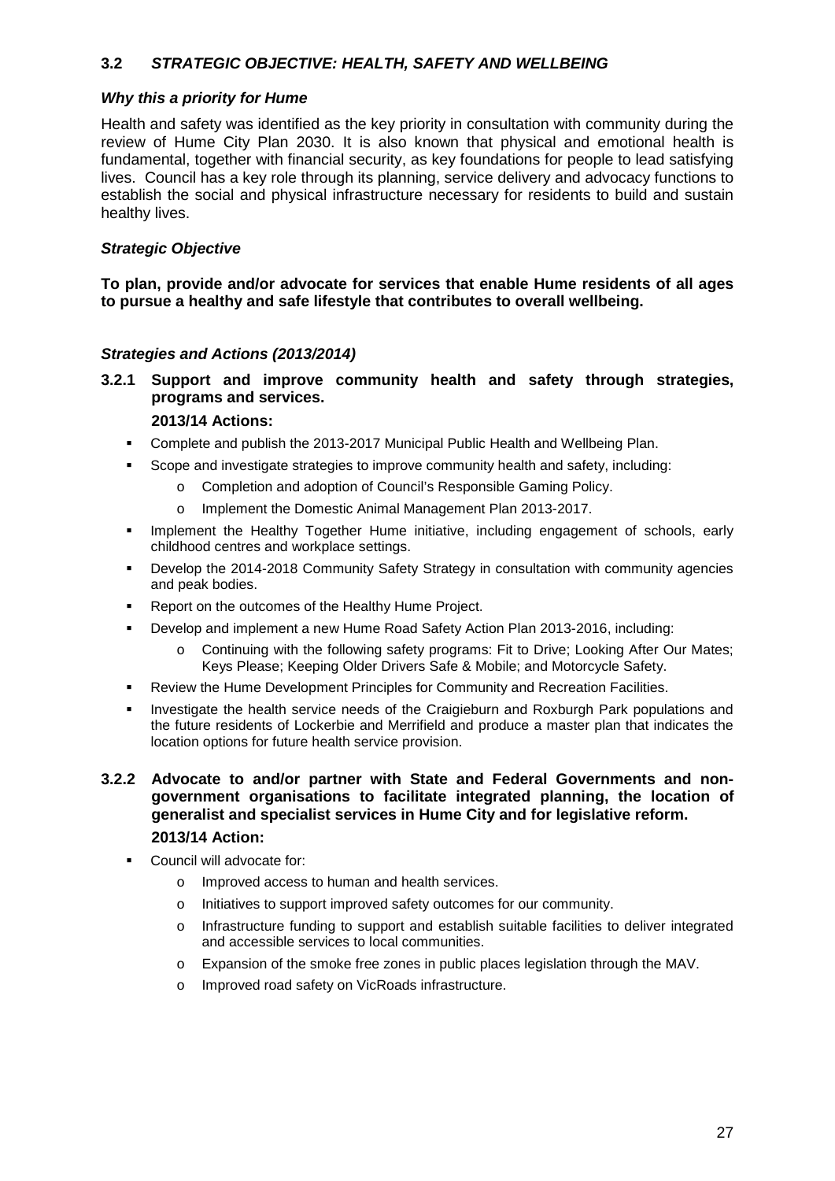## 3.2 *STRATEGIC OBJECTIVE: HEALTH, SAFETY AND WELLBEING*

### *Why this a priority for Hume*

Health and safety was identified as the key priority in consultation with community during the review of Hume City Plan 2030. It is also known that physical and emotional health is fundamental, together with financial security, as key foundations for people to lead satisfying lives. Council has a key role through its planning, service delivery and advocacy functions to establish the social and physical infrastructure necessary for residents to build and sustain healthy lives.

### *Strategic Objective*

**To plan, provide and/or advocate for services that enable Hume residents of all ages to pursue a healthy and safe lifestyle that contributes to overall wellbeing.**

### *Strategies and Actions (2013/2014)*

#### 3.2.1 Support and improve community health and safety through strategies, programs and services.

**2013/14 Actions:**

- Complete and publish the 2013-2017 Municipal Public Health and Wellbeing Plan.
- Scope and investigate strategies to improve community health and safety, including:
  - Completion and adoption of Council's Responsible Gaming Policy.
  - Implement the Domestic Animal Management Plan 2013-2017.
- Implement the Healthy Together Hume initiative, including engagement of schools, early childhood centres and workplace settings.
- Develop the 2014-2018 Community Safety Strategy in consultation with community agencies and peak bodies.
- Report on the outcomes of the Healthy Hume Project.
- Develop and implement a new Hume Road Safety Action Plan 2013-2016, including:
  - Continuing with the following safety programs: Fit to Drive; Looking After Our Mates; Keys Please; Keeping Older Drivers Safe & Mobile; and Motorcycle Safety.
- Review the Hume Development Principles for Community and Recreation Facilities.
- Investigate the health service needs of the Craigieburn and Roxburgh Park populations and the future residents of Lockerbie and Merrifield and produce a master plan that indicates the location options for future health service provision.

#### 3.2.2 Advocate to and/or partner with State and Federal Governments and non-government organisations to facilitate integrated planning, the location of generalist and specialist services in Hume City and for legislative reform.

**2013/14 Action:**

- Council will advocate for:
  - Improved access to human and health services.
  - Initiatives to support improved safety outcomes for our community.
  - Infrastructure funding to support and establish suitable facilities to deliver integrated and accessible services to local communities.
  - Expansion of the smoke free zones in public places legislation through the MAV.
  - Improved road safety on VicRoads infrastructure.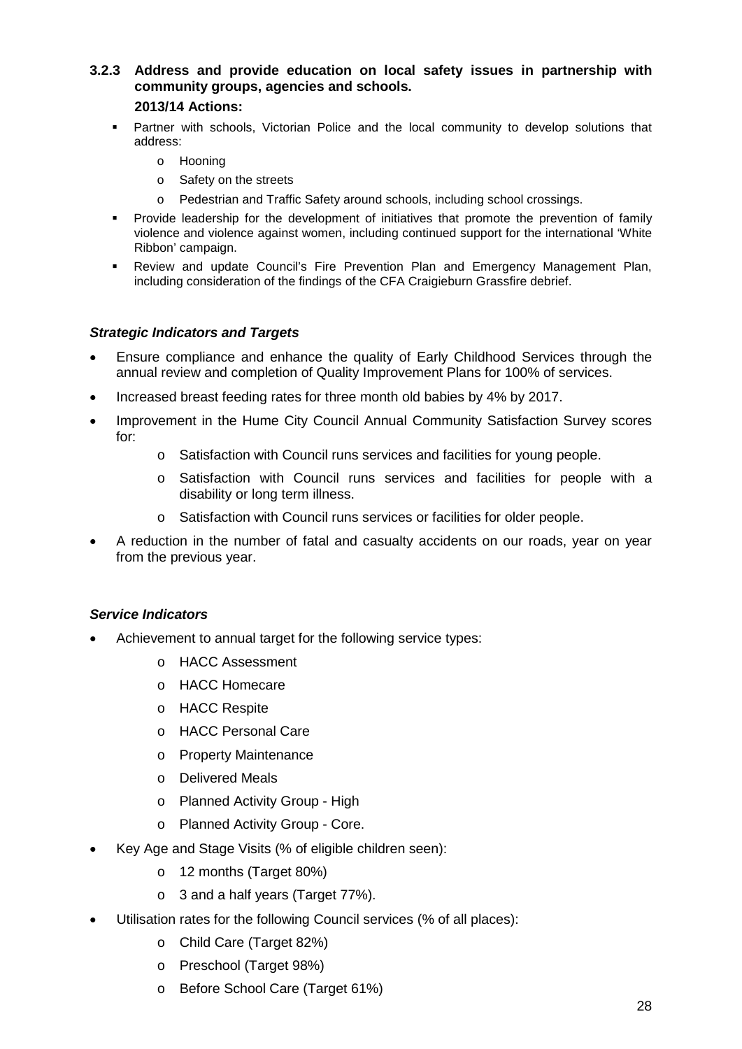### 3.2.3 Address and provide education on local safety issues in partnership with community groups, agencies and schools.

**2013/14 Actions:**

- Partner with schools, Victorian Police and the local community to develop solutions that address:
  - Hooning
  - Safety on the streets
  - Pedestrian and Traffic Safety around schools, including school crossings.
- Provide leadership for the development of initiatives that promote the prevention of family violence and violence against women, including continued support for the international 'White Ribbon' campaign.
- Review and update Council's Fire Prevention Plan and Emergency Management Plan, including consideration of the findings of the CFA Craigieburn Grassfire debrief.

***Strategic Indicators and Targets***

- Ensure compliance and enhance the quality of Early Childhood Services through the annual review and completion of Quality Improvement Plans for 100% of services.
- Increased breast feeding rates for three month old babies by 4% by 2017.
- Improvement in the Hume City Council Annual Community Satisfaction Survey scores for:
  - Satisfaction with Council runs services and facilities for young people.
  - Satisfaction with Council runs services and facilities for people with a disability or long term illness.
  - Satisfaction with Council runs services or facilities for older people.
- A reduction in the number of fatal and casualty accidents on our roads, year on year from the previous year.

***Service Indicators***

- Achievement to annual target for the following service types:
  - HACC Assessment
  - HACC Homecare
  - HACC Respite
  - HACC Personal Care
  - Property Maintenance
  - Delivered Meals
  - Planned Activity Group - High
  - Planned Activity Group - Core.
- Key Age and Stage Visits (% of eligible children seen):
  - 12 months (Target 80%)
  - 3 and a half years (Target 77%).
- Utilisation rates for the following Council services (% of all places):
  - Child Care (Target 82%)
  - Preschool (Target 98%)
  - Before School Care (Target 61%)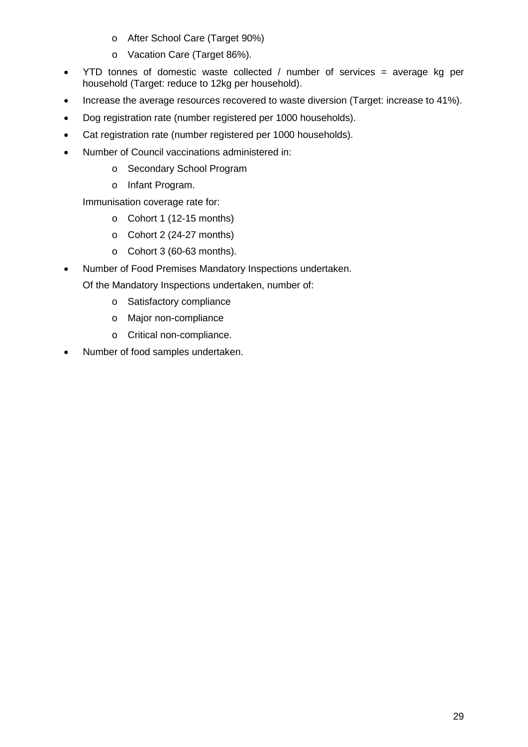- After School Care (Target 90%)
  - Vacation Care (Target 86%).
- YTD tonnes of domestic waste collected / number of services = average kg per household (Target: reduce to 12kg per household).
- Increase the average resources recovered to waste diversion (Target: increase to 41%).
- Dog registration rate (number registered per 1000 households).
- Cat registration rate (number registered per 1000 households).
- Number of Council vaccinations administered in:
  - Secondary School Program
  - Infant Program.

  Immunisation coverage rate for:
  - Cohort 1 (12-15 months)
  - Cohort 2 (24-27 months)
  - Cohort 3 (60-63 months).
- Number of Food Premises Mandatory Inspections undertaken.

  Of the Mandatory Inspections undertaken, number of:
  - Satisfactory compliance
  - Major non-compliance
  - Critical non-compliance.
- Number of food samples undertaken.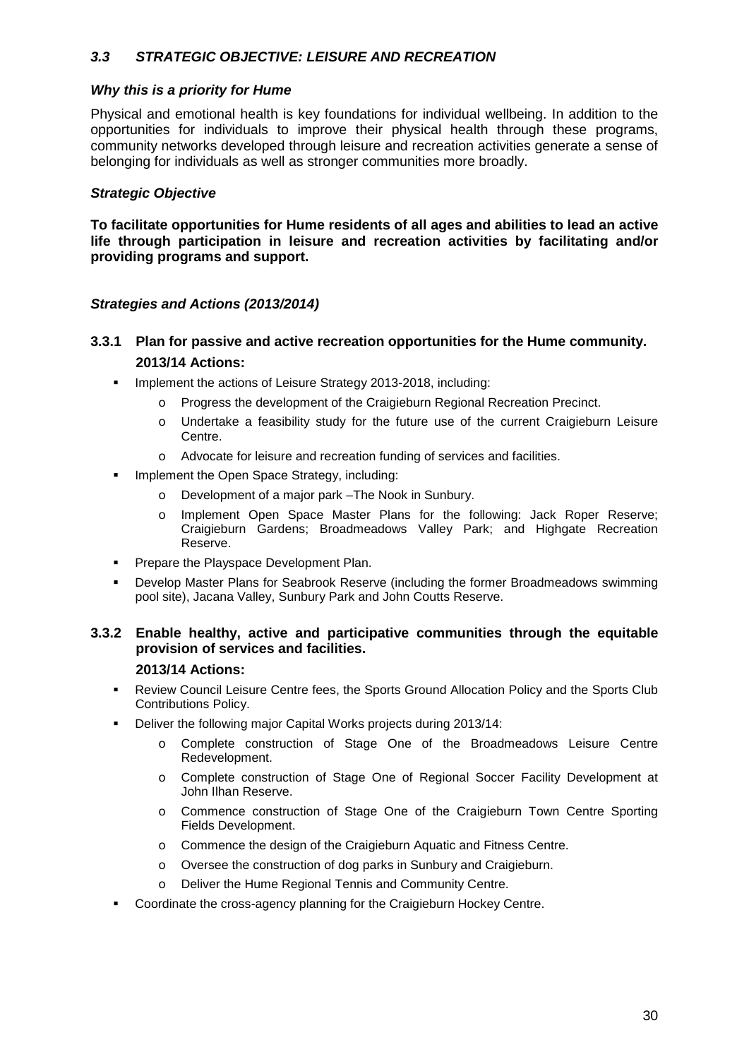## *3.3 STRATEGIC OBJECTIVE: LEISURE AND RECREATION*

### *Why this is a priority for Hume*

Physical and emotional health is key foundations for individual wellbeing. In addition to the opportunities for individuals to improve their physical health through these programs, community networks developed through leisure and recreation activities generate a sense of belonging for individuals as well as stronger communities more broadly.

### *Strategic Objective*

**To facilitate opportunities for Hume residents of all ages and abilities to lead an active life through participation in leisure and recreation activities by facilitating and/or providing programs and support.**

### *Strategies and Actions (2013/2014)*

#### 3.3.1 Plan for passive and active recreation opportunities for the Hume community.

**2013/14 Actions:**

- Implement the actions of Leisure Strategy 2013-2018, including:
  - Progress the development of the Craigieburn Regional Recreation Precinct.
  - Undertake a feasibility study for the future use of the current Craigieburn Leisure Centre.
  - Advocate for leisure and recreation funding of services and facilities.
- Implement the Open Space Strategy, including:
  - Development of a major park –The Nook in Sunbury.
  - Implement Open Space Master Plans for the following: Jack Roper Reserve; Craigieburn Gardens; Broadmeadows Valley Park; and Highgate Recreation Reserve.
- Prepare the Playspace Development Plan.
- Develop Master Plans for Seabrook Reserve (including the former Broadmeadows swimming pool site), Jacana Valley, Sunbury Park and John Coutts Reserve.

#### 3.3.2 Enable healthy, active and participative communities through the equitable provision of services and facilities.

**2013/14 Actions:**

- Review Council Leisure Centre fees, the Sports Ground Allocation Policy and the Sports Club Contributions Policy.
- Deliver the following major Capital Works projects during 2013/14:
  - Complete construction of Stage One of the Broadmeadows Leisure Centre Redevelopment.
  - Complete construction of Stage One of Regional Soccer Facility Development at John Ilhan Reserve.
  - Commence construction of Stage One of the Craigieburn Town Centre Sporting Fields Development.
  - Commence the design of the Craigieburn Aquatic and Fitness Centre.
  - Oversee the construction of dog parks in Sunbury and Craigieburn.
  - Deliver the Hume Regional Tennis and Community Centre.
- Coordinate the cross-agency planning for the Craigieburn Hockey Centre.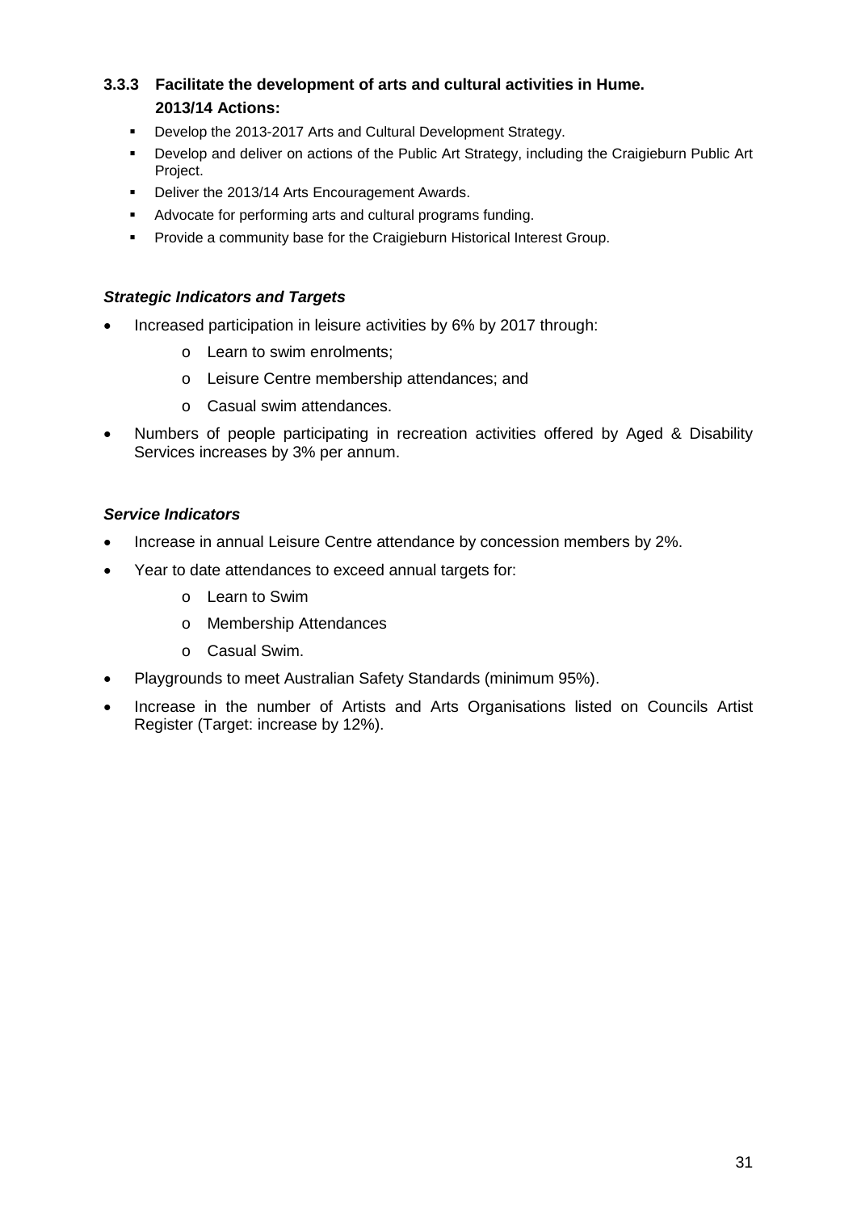### 3.3.3 Facilitate the development of arts and cultural activities in Hume.

**2013/14 Actions:**

- Develop the 2013-2017 Arts and Cultural Development Strategy.
- Develop and deliver on actions of the Public Art Strategy, including the Craigieburn Public Art Project.
- Deliver the 2013/14 Arts Encouragement Awards.
- Advocate for performing arts and cultural programs funding.
- Provide a community base for the Craigieburn Historical Interest Group.

***Strategic Indicators and Targets***

- Increased participation in leisure activities by 6% by 2017 through:
  - Learn to swim enrolments;
  - Leisure Centre membership attendances; and
  - Casual swim attendances.
- Numbers of people participating in recreation activities offered by Aged & Disability Services increases by 3% per annum.

***Service Indicators***

- Increase in annual Leisure Centre attendance by concession members by 2%.
- Year to date attendances to exceed annual targets for:
  - Learn to Swim
  - Membership Attendances
  - Casual Swim.
- Playgrounds to meet Australian Safety Standards (minimum 95%).
- Increase in the number of Artists and Arts Organisations listed on Councils Artist Register (Target: increase by 12%).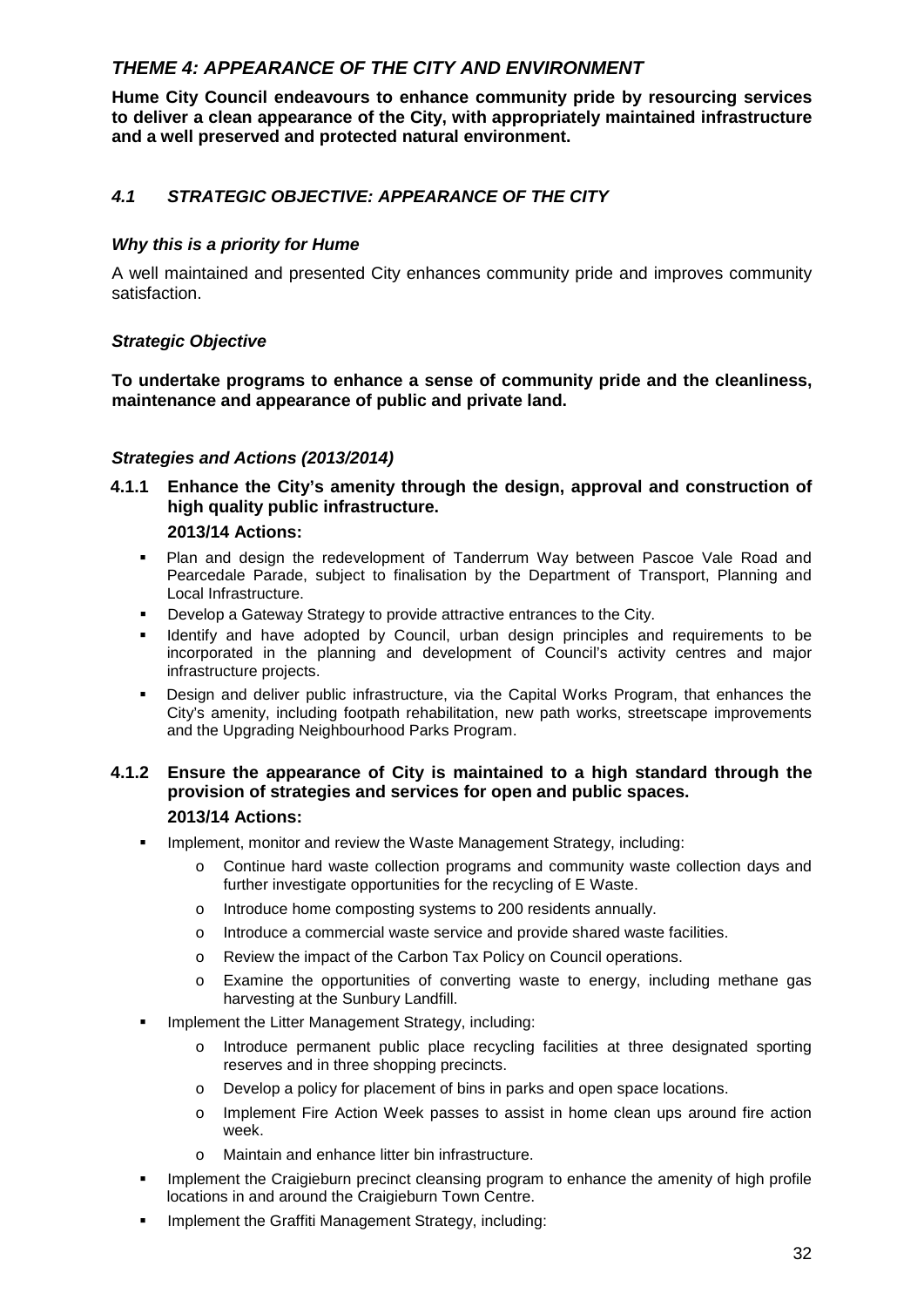## *THEME 4: APPEARANCE OF THE CITY AND ENVIRONMENT*

**Hume City Council endeavours to enhance community pride by resourcing services to deliver a clean appearance of the City, with appropriately maintained infrastructure and a well preserved and protected natural environment.**

### *4.1 STRATEGIC OBJECTIVE: APPEARANCE OF THE CITY*

#### *Why this is a priority for Hume*

A well maintained and presented City enhances community pride and improves community satisfaction.

#### *Strategic Objective*

**To undertake programs to enhance a sense of community pride and the cleanliness, maintenance and appearance of public and private land.**

#### *Strategies and Actions (2013/2014)*

**4.1.1 Enhance the City's amenity through the design, approval and construction of high quality public infrastructure.**

**2013/14 Actions:**

- Plan and design the redevelopment of Tanderrum Way between Pascoe Vale Road and Pearcedale Parade, subject to finalisation by the Department of Transport, Planning and Local Infrastructure.
- Develop a Gateway Strategy to provide attractive entrances to the City.
- Identify and have adopted by Council, urban design principles and requirements to be incorporated in the planning and development of Council's activity centres and major infrastructure projects.
- Design and deliver public infrastructure, via the Capital Works Program, that enhances the City's amenity, including footpath rehabilitation, new path works, streetscape improvements and the Upgrading Neighbourhood Parks Program.

**4.1.2 Ensure the appearance of City is maintained to a high standard through the provision of strategies and services for open and public spaces.**

**2013/14 Actions:**

- Implement, monitor and review the Waste Management Strategy, including:
  - Continue hard waste collection programs and community waste collection days and further investigate opportunities for the recycling of E Waste.
  - Introduce home composting systems to 200 residents annually.
  - Introduce a commercial waste service and provide shared waste facilities.
  - Review the impact of the Carbon Tax Policy on Council operations.
  - Examine the opportunities of converting waste to energy, including methane gas harvesting at the Sunbury Landfill.
- Implement the Litter Management Strategy, including:
  - Introduce permanent public place recycling facilities at three designated sporting reserves and in three shopping precincts.
  - Develop a policy for placement of bins in parks and open space locations.
  - Implement Fire Action Week passes to assist in home clean ups around fire action week.
  - Maintain and enhance litter bin infrastructure.
- Implement the Craigieburn precinct cleansing program to enhance the amenity of high profile locations in and around the Craigieburn Town Centre.
- Implement the Graffiti Management Strategy, including: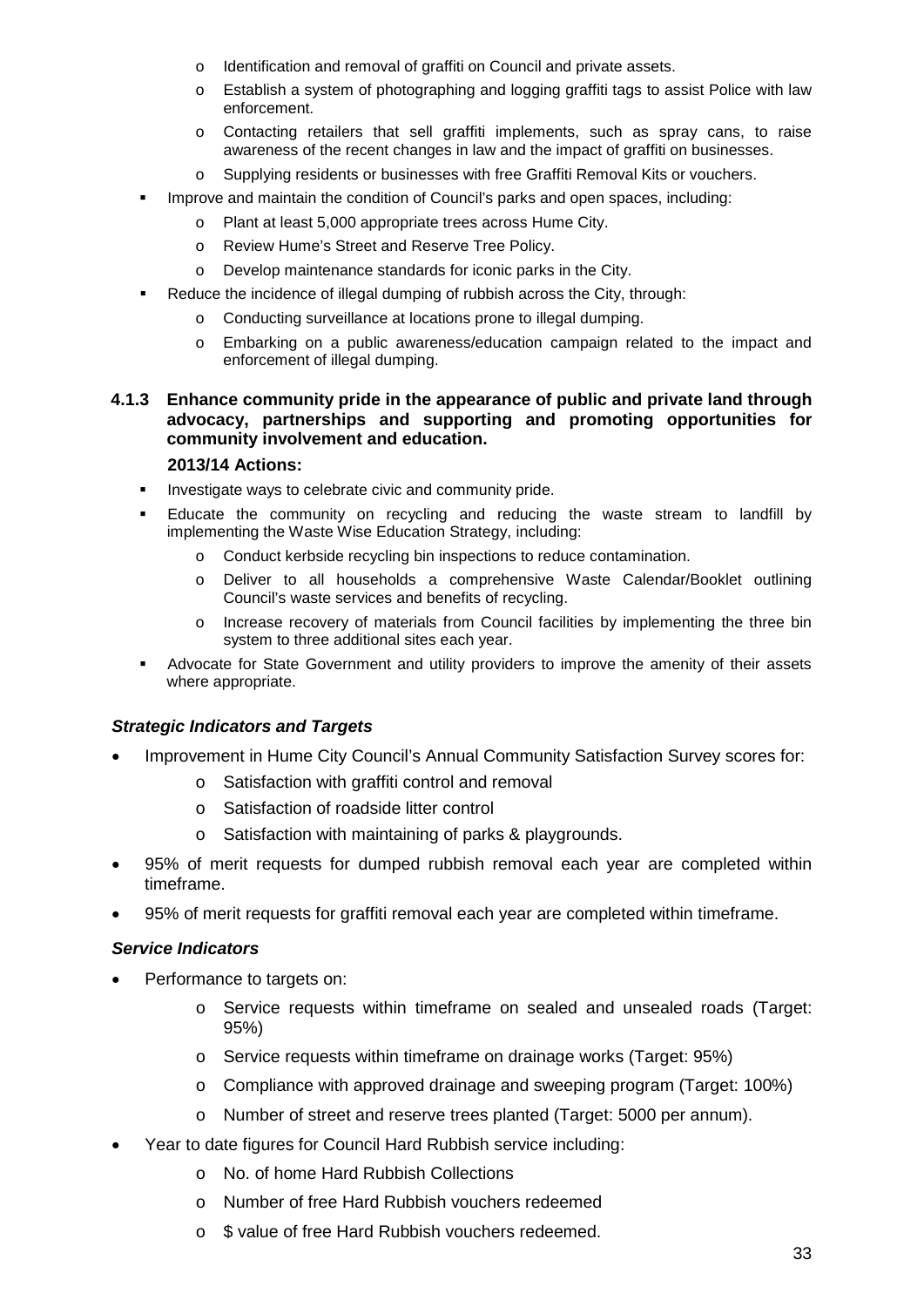- Identification and removal of graffiti on Council and private assets.
    - Establish a system of photographing and logging graffiti tags to assist Police with law enforcement.
    - Contacting retailers that sell graffiti implements, such as spray cans, to raise awareness of the recent changes in law and the impact of graffiti on businesses.
    - Supplying residents or businesses with free Graffiti Removal Kits or vouchers.
- Improve and maintain the condition of Council's parks and open spaces, including:
    - Plant at least 5,000 appropriate trees across Hume City.
    - Review Hume's Street and Reserve Tree Policy.
    - Develop maintenance standards for iconic parks in the City.
- Reduce the incidence of illegal dumping of rubbish across the City, through:
    - Conducting surveillance at locations prone to illegal dumping.
    - Embarking on a public awareness/education campaign related to the impact and enforcement of illegal dumping.

### 4.1.3 Enhance community pride in the appearance of public and private land through advocacy, partnerships and supporting and promoting opportunities for community involvement and education.

**2013/14 Actions:**

- Investigate ways to celebrate civic and community pride.
- Educate the community on recycling and reducing the waste stream to landfill by implementing the Waste Wise Education Strategy, including:
    - Conduct kerbside recycling bin inspections to reduce contamination.
    - Deliver to all households a comprehensive Waste Calendar/Booklet outlining Council's waste services and benefits of recycling.
    - Increase recovery of materials from Council facilities by implementing the three bin system to three additional sites each year.
- Advocate for State Government and utility providers to improve the amenity of their assets where appropriate.

***Strategic Indicators and Targets***

- Improvement in Hume City Council's Annual Community Satisfaction Survey scores for:
    - Satisfaction with graffiti control and removal
    - Satisfaction of roadside litter control
    - Satisfaction with maintaining of parks & playgrounds.
- 95% of merit requests for dumped rubbish removal each year are completed within timeframe.
- 95% of merit requests for graffiti removal each year are completed within timeframe.

***Service Indicators***

- Performance to targets on:
    - Service requests within timeframe on sealed and unsealed roads (Target: 95%)
    - Service requests within timeframe on drainage works (Target: 95%)
    - Compliance with approved drainage and sweeping program (Target: 100%)
    - Number of street and reserve trees planted (Target: 5000 per annum).
- Year to date figures for Council Hard Rubbish service including:
    - No. of home Hard Rubbish Collections
    - Number of free Hard Rubbish vouchers redeemed
    - $ value of free Hard Rubbish vouchers redeemed.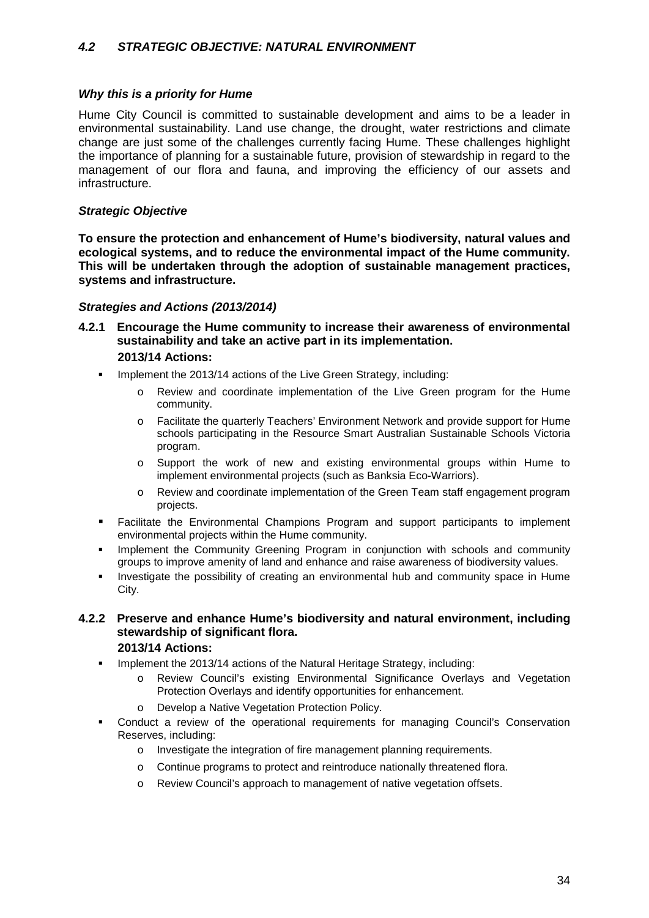## *4.2 STRATEGIC OBJECTIVE: NATURAL ENVIRONMENT*

### *Why this is a priority for Hume*

Hume City Council is committed to sustainable development and aims to be a leader in environmental sustainability. Land use change, the drought, water restrictions and climate change are just some of the challenges currently facing Hume. These challenges highlight the importance of planning for a sustainable future, provision of stewardship in regard to the management of our flora and fauna, and improving the efficiency of our assets and infrastructure.

### *Strategic Objective*

**To ensure the protection and enhancement of Hume's biodiversity, natural values and ecological systems, and to reduce the environmental impact of the Hume community. This will be undertaken through the adoption of sustainable management practices, systems and infrastructure.**

### *Strategies and Actions (2013/2014)*

#### 4.2.1 Encourage the Hume community to increase their awareness of environmental sustainability and take an active part in its implementation.

**2013/14 Actions:**

- Implement the 2013/14 actions of the Live Green Strategy, including:
    - Review and coordinate implementation of the Live Green program for the Hume community.
    - Facilitate the quarterly Teachers' Environment Network and provide support for Hume schools participating in the Resource Smart Australian Sustainable Schools Victoria program.
    - Support the work of new and existing environmental groups within Hume to implement environmental projects (such as Banksia Eco-Warriors).
    - Review and coordinate implementation of the Green Team staff engagement program projects.
- Facilitate the Environmental Champions Program and support participants to implement environmental projects within the Hume community.
- Implement the Community Greening Program in conjunction with schools and community groups to improve amenity of land and enhance and raise awareness of biodiversity values.
- Investigate the possibility of creating an environmental hub and community space in Hume City.

#### 4.2.2 Preserve and enhance Hume's biodiversity and natural environment, including stewardship of significant flora.

**2013/14 Actions:**

- Implement the 2013/14 actions of the Natural Heritage Strategy, including:
    - Review Council's existing Environmental Significance Overlays and Vegetation Protection Overlays and identify opportunities for enhancement.
    - Develop a Native Vegetation Protection Policy.
- Conduct a review of the operational requirements for managing Council's Conservation Reserves, including:
    - Investigate the integration of fire management planning requirements.
    - Continue programs to protect and reintroduce nationally threatened flora.
    - Review Council's approach to management of native vegetation offsets.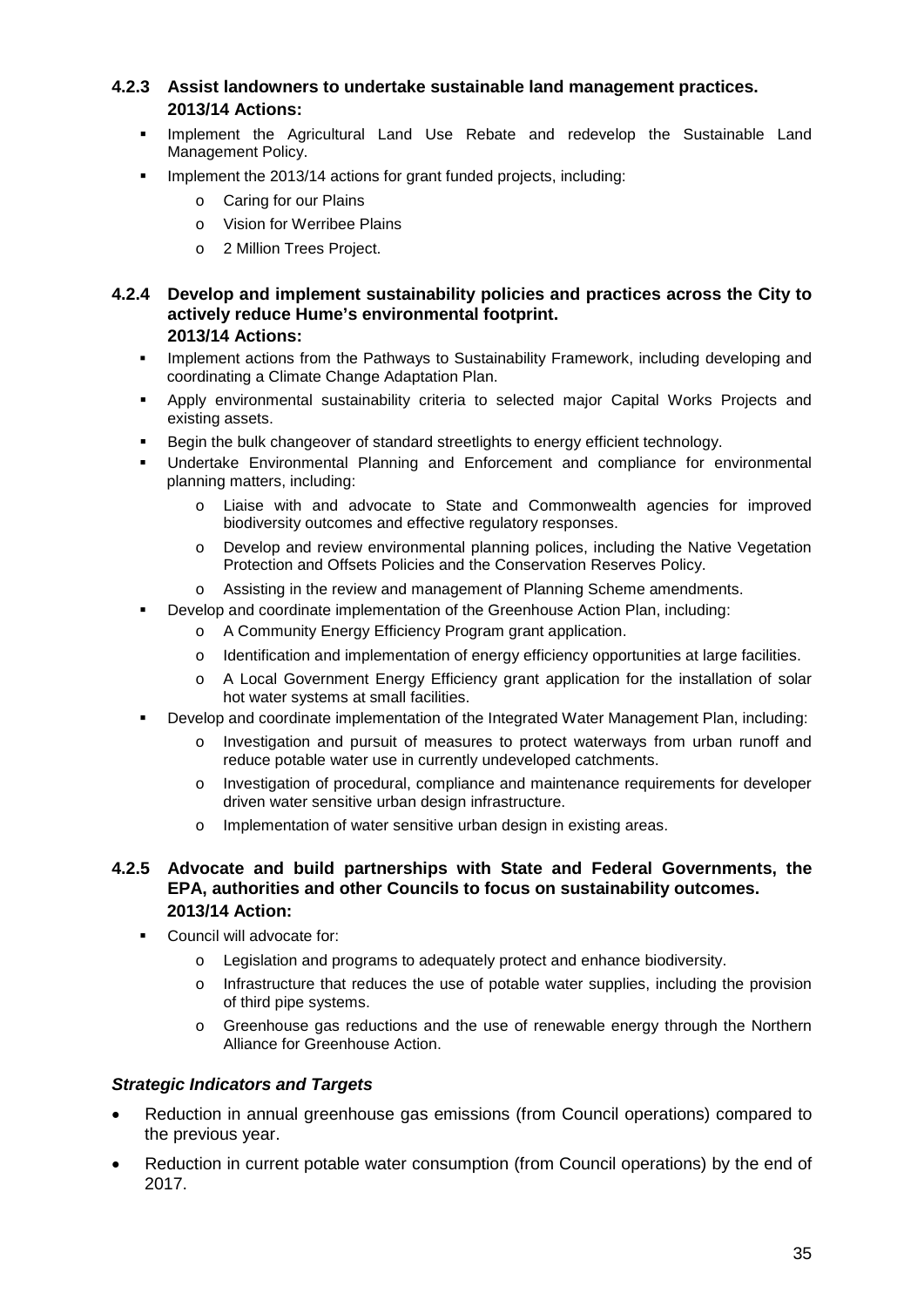### 4.2.3 Assist landowners to undertake sustainable land management practices.

**2013/14 Actions:**

- Implement the Agricultural Land Use Rebate and redevelop the Sustainable Land Management Policy.
- Implement the 2013/14 actions for grant funded projects, including:
  - Caring for our Plains
  - Vision for Werribee Plains
  - 2 Million Trees Project.

### 4.2.4 Develop and implement sustainability policies and practices across the City to actively reduce Hume's environmental footprint.

**2013/14 Actions:**

- Implement actions from the Pathways to Sustainability Framework, including developing and coordinating a Climate Change Adaptation Plan.
- Apply environmental sustainability criteria to selected major Capital Works Projects and existing assets.
- Begin the bulk changeover of standard streetlights to energy efficient technology.
- Undertake Environmental Planning and Enforcement and compliance for environmental planning matters, including:
  - Liaise with and advocate to State and Commonwealth agencies for improved biodiversity outcomes and effective regulatory responses.
  - Develop and review environmental planning polices, including the Native Vegetation Protection and Offsets Policies and the Conservation Reserves Policy.
  - Assisting in the review and management of Planning Scheme amendments.
- Develop and coordinate implementation of the Greenhouse Action Plan, including:
  - A Community Energy Efficiency Program grant application.
  - Identification and implementation of energy efficiency opportunities at large facilities.
  - A Local Government Energy Efficiency grant application for the installation of solar hot water systems at small facilities.
- Develop and coordinate implementation of the Integrated Water Management Plan, including:
  - Investigation and pursuit of measures to protect waterways from urban runoff and reduce potable water use in currently undeveloped catchments.
  - Investigation of procedural, compliance and maintenance requirements for developer driven water sensitive urban design infrastructure.
  - Implementation of water sensitive urban design in existing areas.

### 4.2.5 Advocate and build partnerships with State and Federal Governments, the EPA, authorities and other Councils to focus on sustainability outcomes.

**2013/14 Action:**

- Council will advocate for:
  - Legislation and programs to adequately protect and enhance biodiversity.
  - Infrastructure that reduces the use of potable water supplies, including the provision of third pipe systems.
  - Greenhouse gas reductions and the use of renewable energy through the Northern Alliance for Greenhouse Action.

***Strategic Indicators and Targets***

- Reduction in annual greenhouse gas emissions (from Council operations) compared to the previous year.
- Reduction in current potable water consumption (from Council operations) by the end of 2017.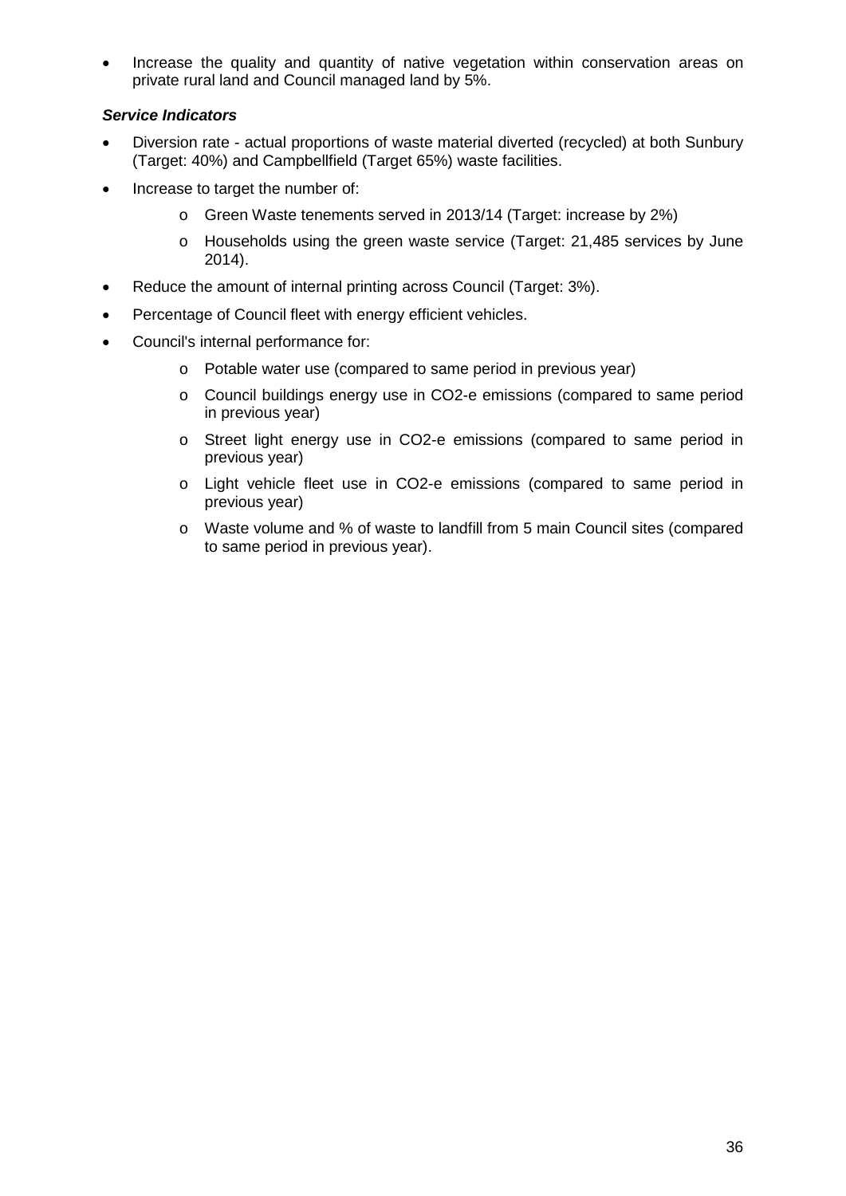- Increase the quality and quantity of native vegetation within conservation areas on private rural land and Council managed land by 5%.

***Service Indicators***

- Diversion rate - actual proportions of waste material diverted (recycled) at both Sunbury (Target: 40%) and Campbellfield (Target 65%) waste facilities.
- Increase to target the number of:
  - Green Waste tenements served in 2013/14 (Target: increase by 2%)
  - Households using the green waste service (Target: 21,485 services by June 2014).
- Reduce the amount of internal printing across Council (Target: 3%).
- Percentage of Council fleet with energy efficient vehicles.
- Council's internal performance for:
  - Potable water use (compared to same period in previous year)
  - Council buildings energy use in $CO_2$-e emissions (compared to same period in previous year)
  - Street light energy use in $CO_2$-e emissions (compared to same period in previous year)
  - Light vehicle fleet use in $CO_2$-e emissions (compared to same period in previous year)
  - Waste volume and % of waste to landfill from 5 main Council sites (compared to same period in previous year).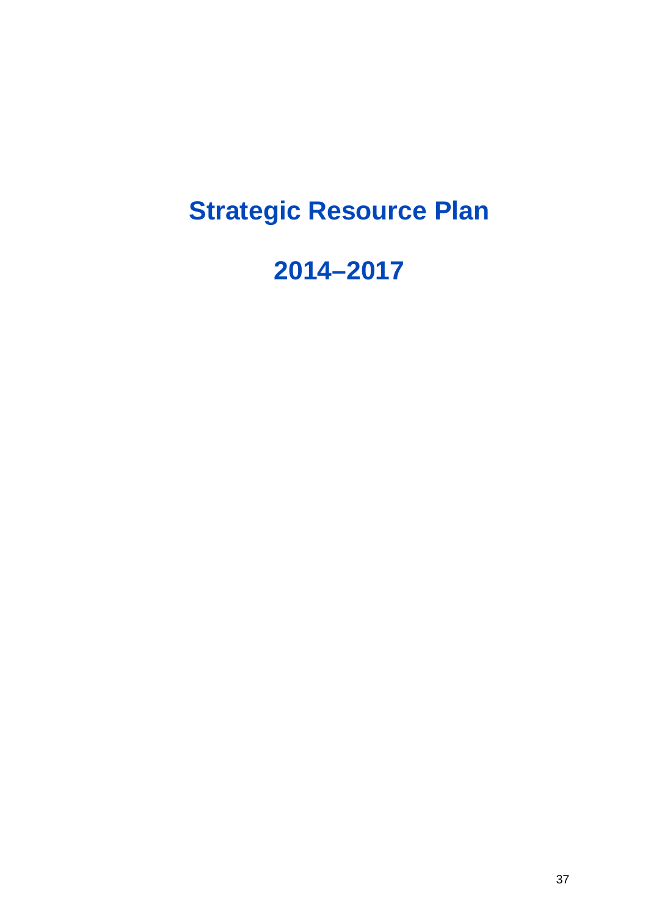# Strategic Resource Plan

# 2014–2017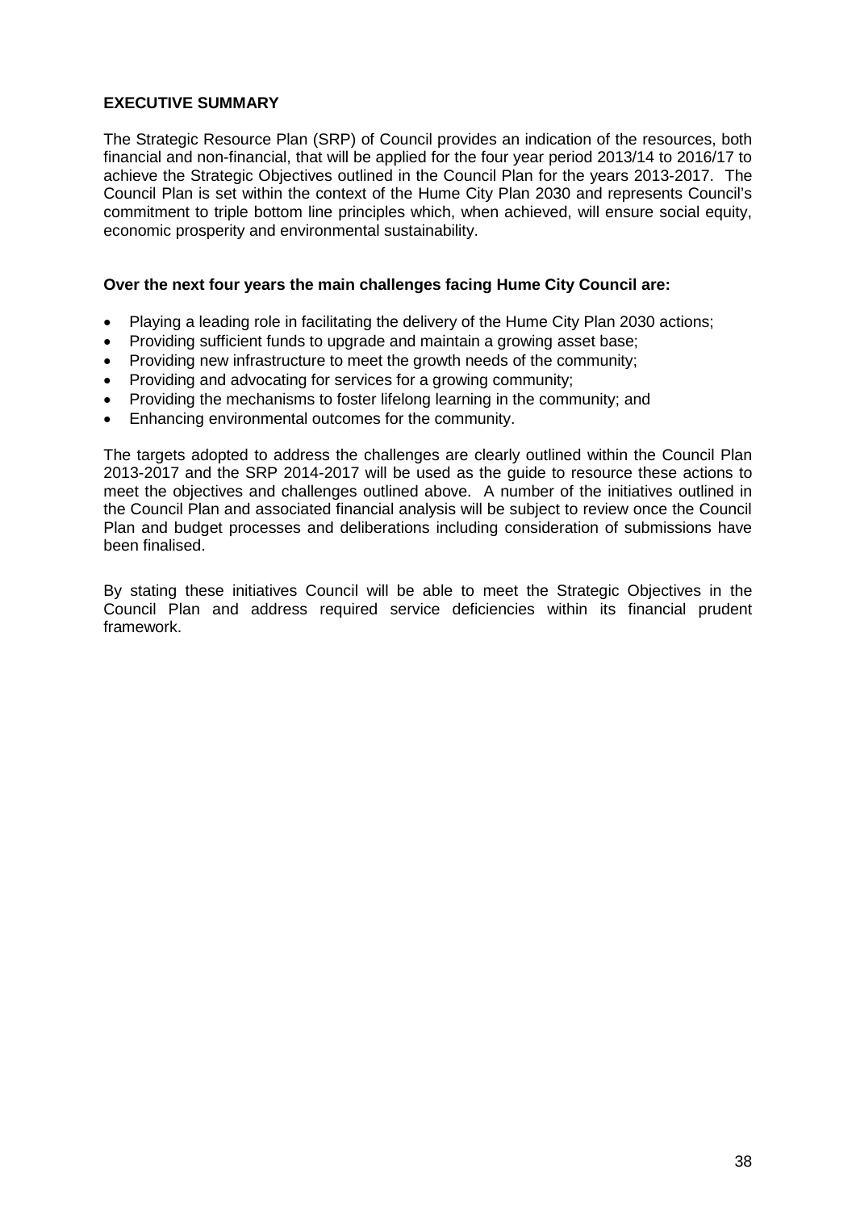## EXECUTIVE SUMMARY

The Strategic Resource Plan (SRP) of Council provides an indication of the resources, both financial and non-financial, that will be applied for the four year period 2013/14 to 2016/17 to achieve the Strategic Objectives outlined in the Council Plan for the years 2013-2017. The Council Plan is set within the context of the Hume City Plan 2030 and represents Council's commitment to triple bottom line principles which, when achieved, will ensure social equity, economic prosperity and environmental sustainability.

**Over the next four years the main challenges facing Hume City Council are:**

- Playing a leading role in facilitating the delivery of the Hume City Plan 2030 actions;
- Providing sufficient funds to upgrade and maintain a growing asset base;
- Providing new infrastructure to meet the growth needs of the community;
- Providing and advocating for services for a growing community;
- Providing the mechanisms to foster lifelong learning in the community; and
- Enhancing environmental outcomes for the community.

The targets adopted to address the challenges are clearly outlined within the Council Plan 2013-2017 and the SRP 2014-2017 will be used as the guide to resource these actions to meet the objectives and challenges outlined above. A number of the initiatives outlined in the Council Plan and associated financial analysis will be subject to review once the Council Plan and budget processes and deliberations including consideration of submissions have been finalised.

By stating these initiatives Council will be able to meet the Strategic Objectives in the Council Plan and address required service deficiencies within its financial prudent framework.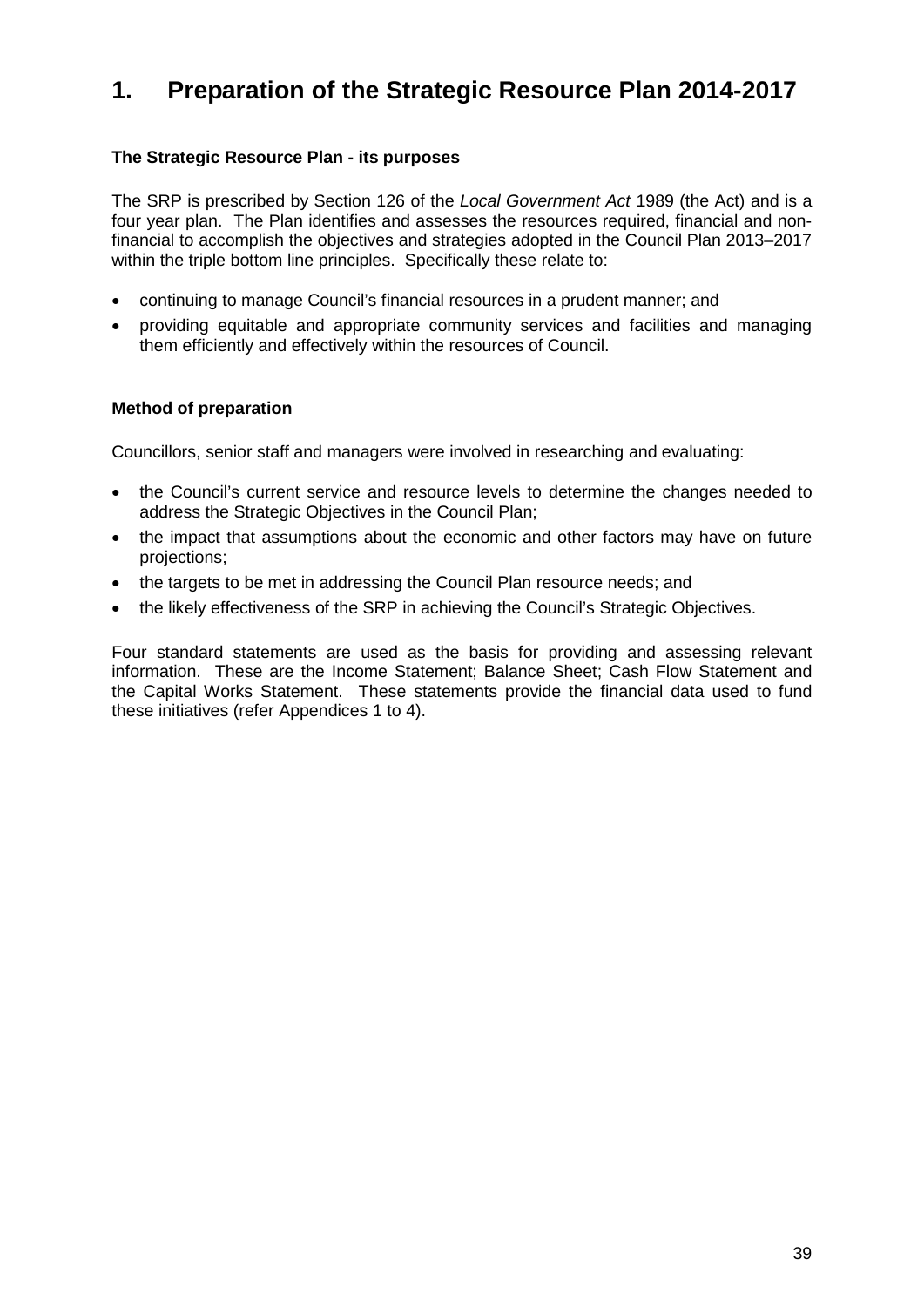# 1. Preparation of the Strategic Resource Plan 2014-2017

### The Strategic Resource Plan - its purposes

The SRP is prescribed by Section 126 of the *Local Government Act* 1989 (the Act) and is a four year plan. The Plan identifies and assesses the resources required, financial and non-financial to accomplish the objectives and strategies adopted in the Council Plan 2013–2017 within the triple bottom line principles. Specifically these relate to:

- continuing to manage Council's financial resources in a prudent manner; and
- providing equitable and appropriate community services and facilities and managing them efficiently and effectively within the resources of Council.

### Method of preparation

Councillors, senior staff and managers were involved in researching and evaluating:

- the Council's current service and resource levels to determine the changes needed to address the Strategic Objectives in the Council Plan;
- the impact that assumptions about the economic and other factors may have on future projections;
- the targets to be met in addressing the Council Plan resource needs; and
- the likely effectiveness of the SRP in achieving the Council's Strategic Objectives.

Four standard statements are used as the basis for providing and assessing relevant information. These are the Income Statement; Balance Sheet; Cash Flow Statement and the Capital Works Statement. These statements provide the financial data used to fund these initiatives (refer Appendices 1 to 4).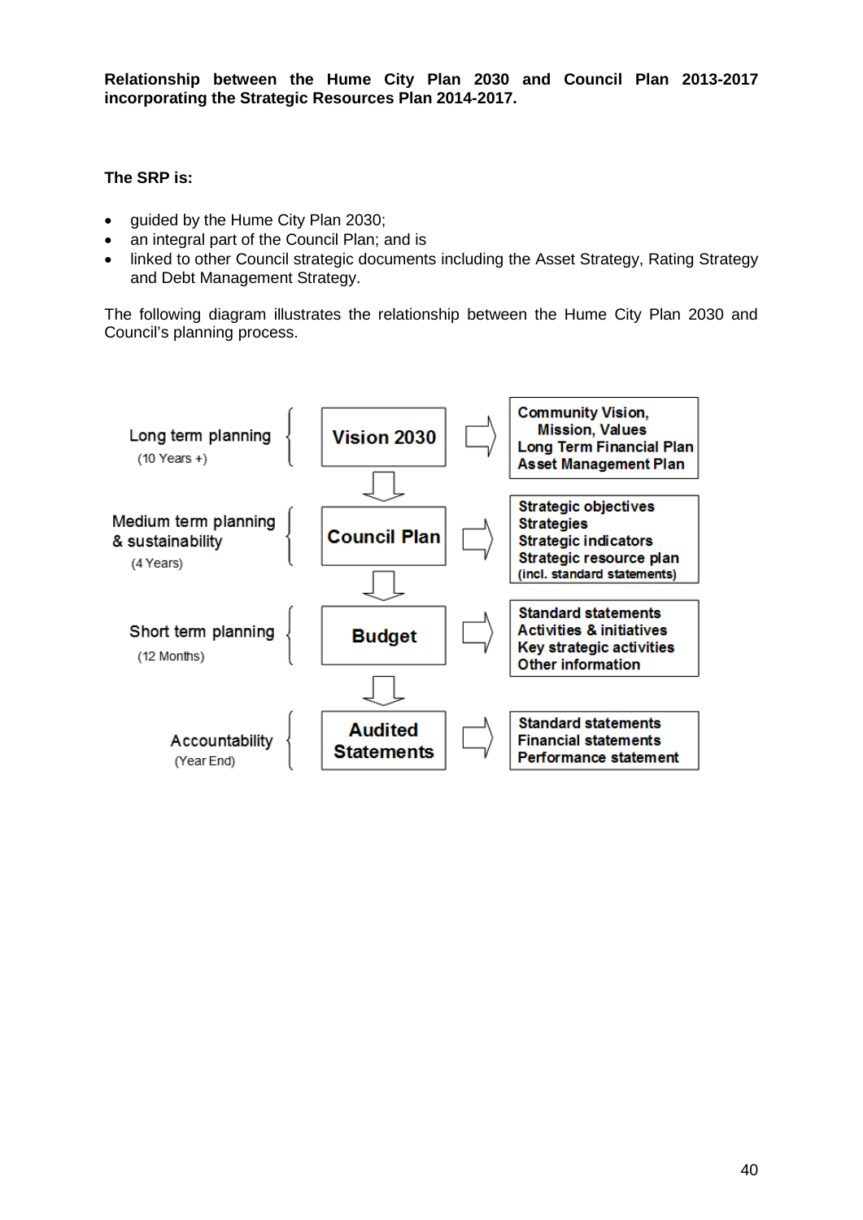**Relationship between the Hume City Plan 2030 and Council Plan 2013-2017 incorporating the Strategic Resources Plan 2014-2017.**

**The SRP is:**

- guided by the Hume City Plan 2030;
- an integral part of the Council Plan; and is
- linked to other Council strategic documents including the Asset Strategy, Rating Strategy and Debt Management Strategy.

The following diagram illustrates the relationship between the Hume City Plan 2030 and Council's planning process.

| Planning horizon | Plan | Components |
|---|---|---|
| Long term planning (10 Years +) | **Vision 2030** | Community Vision, Mission, Values; Long Term Financial Plan; Asset Management Plan |
| Medium term planning & sustainability (4 Years) | **Council Plan** | Strategic objectives; Strategies; Strategic indicators; Strategic resource plan (incl. standard statements) |
| Short term planning (12 Months) | **Budget** | Standard statements; Activities & initiatives; Key strategic activities; Other information |
| Accountability (Year End) | **Audited Statements** | Standard statements; Financial statements; Performance statement |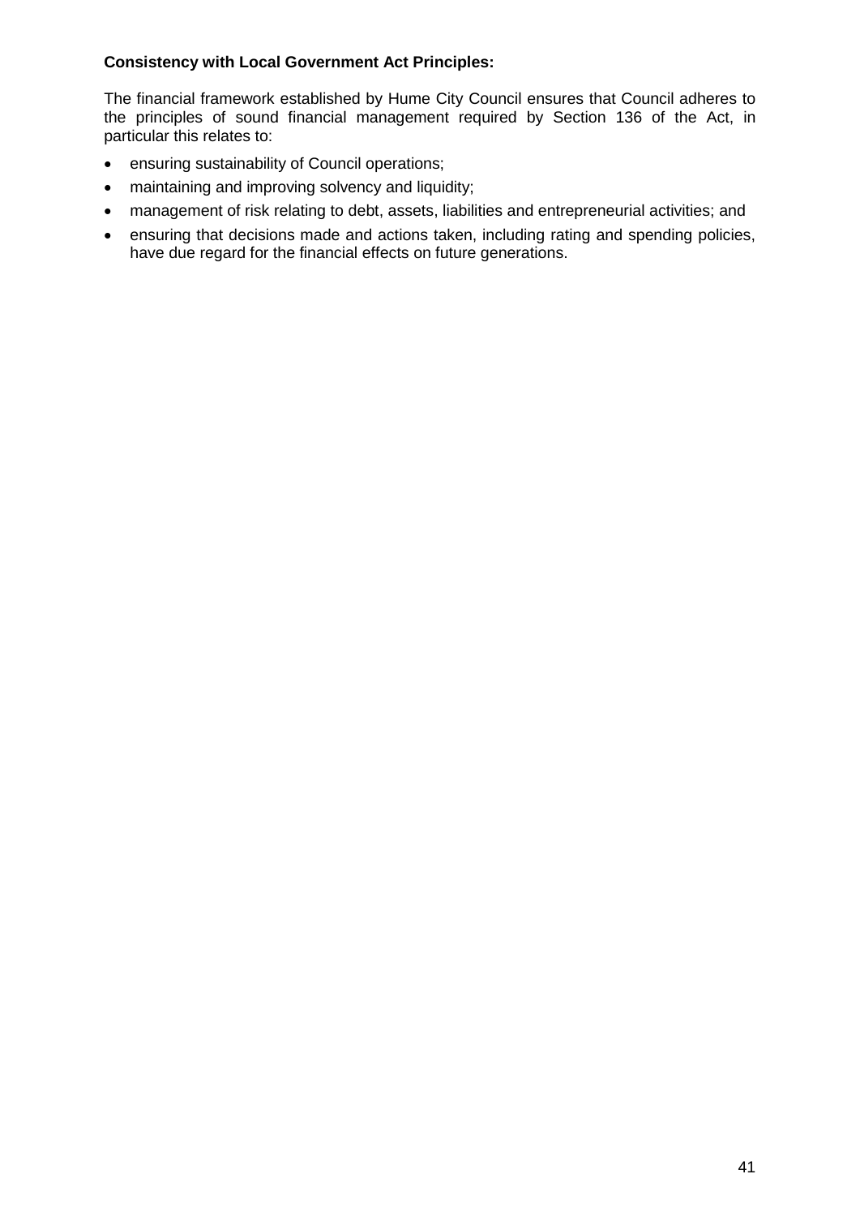**Consistency with Local Government Act Principles:**

The financial framework established by Hume City Council ensures that Council adheres to the principles of sound financial management required by Section 136 of the Act, in particular this relates to:

- ensuring sustainability of Council operations;
- maintaining and improving solvency and liquidity;
- management of risk relating to debt, assets, liabilities and entrepreneurial activities; and
- ensuring that decisions made and actions taken, including rating and spending policies, have due regard for the financial effects on future generations.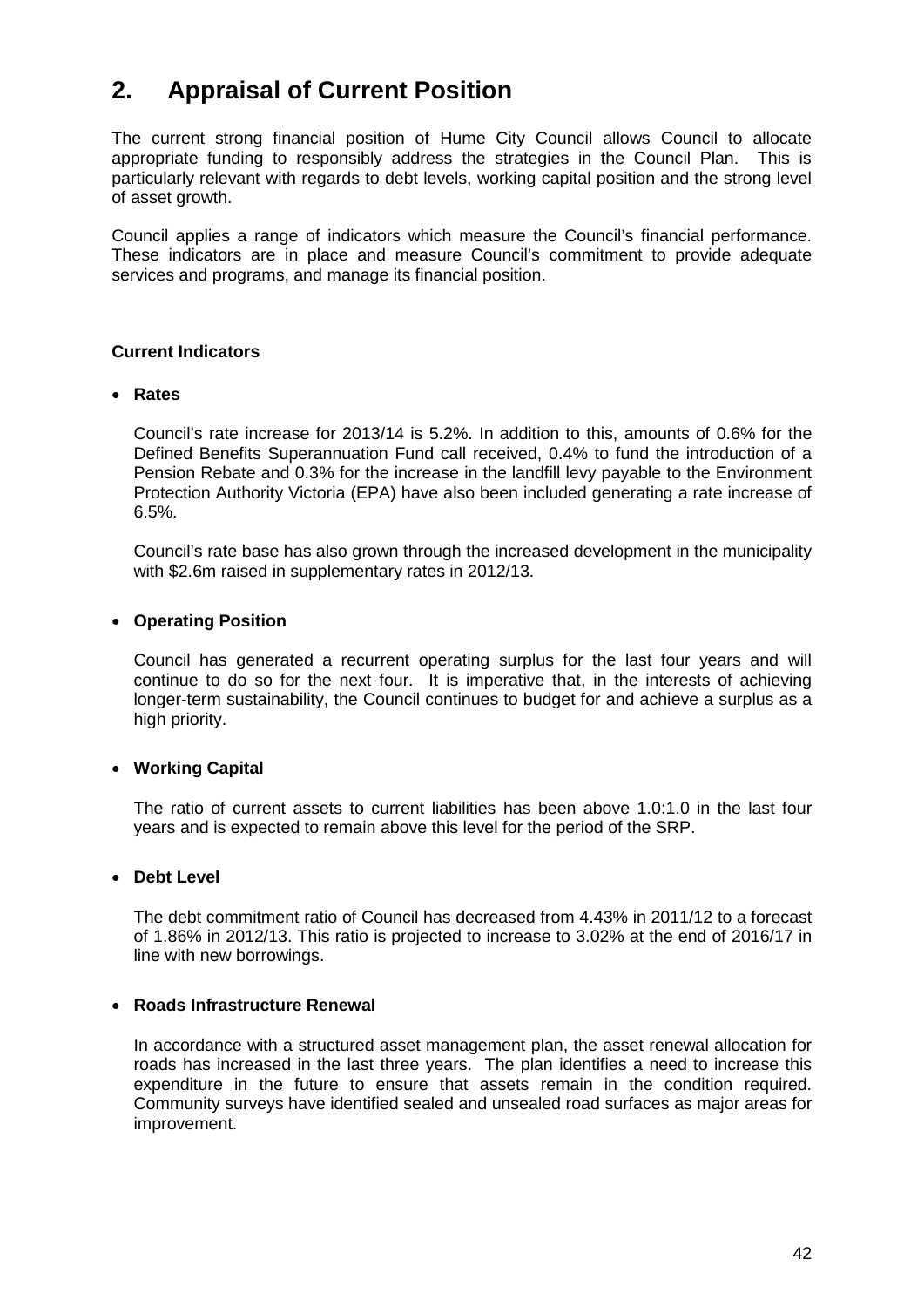# 2. Appraisal of Current Position

The current strong financial position of Hume City Council allows Council to allocate appropriate funding to responsibly address the strategies in the Council Plan. This is particularly relevant with regards to debt levels, working capital position and the strong level of asset growth.

Council applies a range of indicators which measure the Council's financial performance. These indicators are in place and measure Council's commitment to provide adequate services and programs, and manage its financial position.

**Current Indicators**

- **Rates**

  Council's rate increase for 2013/14 is 5.2%. In addition to this, amounts of 0.6% for the Defined Benefits Superannuation Fund call received, 0.4% to fund the introduction of a Pension Rebate and 0.3% for the increase in the landfill levy payable to the Environment Protection Authority Victoria (EPA) have also been included generating a rate increase of 6.5%.

  Council's rate base has also grown through the increased development in the municipality with $2.6m raised in supplementary rates in 2012/13.

- **Operating Position**

  Council has generated a recurrent operating surplus for the last four years and will continue to do so for the next four. It is imperative that, in the interests of achieving longer-term sustainability, the Council continues to budget for and achieve a surplus as a high priority.

- **Working Capital**

  The ratio of current assets to current liabilities has been above 1.0:1.0 in the last four years and is expected to remain above this level for the period of the SRP.

- **Debt Level**

  The debt commitment ratio of Council has decreased from 4.43% in 2011/12 to a forecast of 1.86% in 2012/13. This ratio is projected to increase to 3.02% at the end of 2016/17 in line with new borrowings.

- **Roads Infrastructure Renewal**

  In accordance with a structured asset management plan, the asset renewal allocation for roads has increased in the last three years. The plan identifies a need to increase this expenditure in the future to ensure that assets remain in the condition required. Community surveys have identified sealed and unsealed road surfaces as major areas for improvement.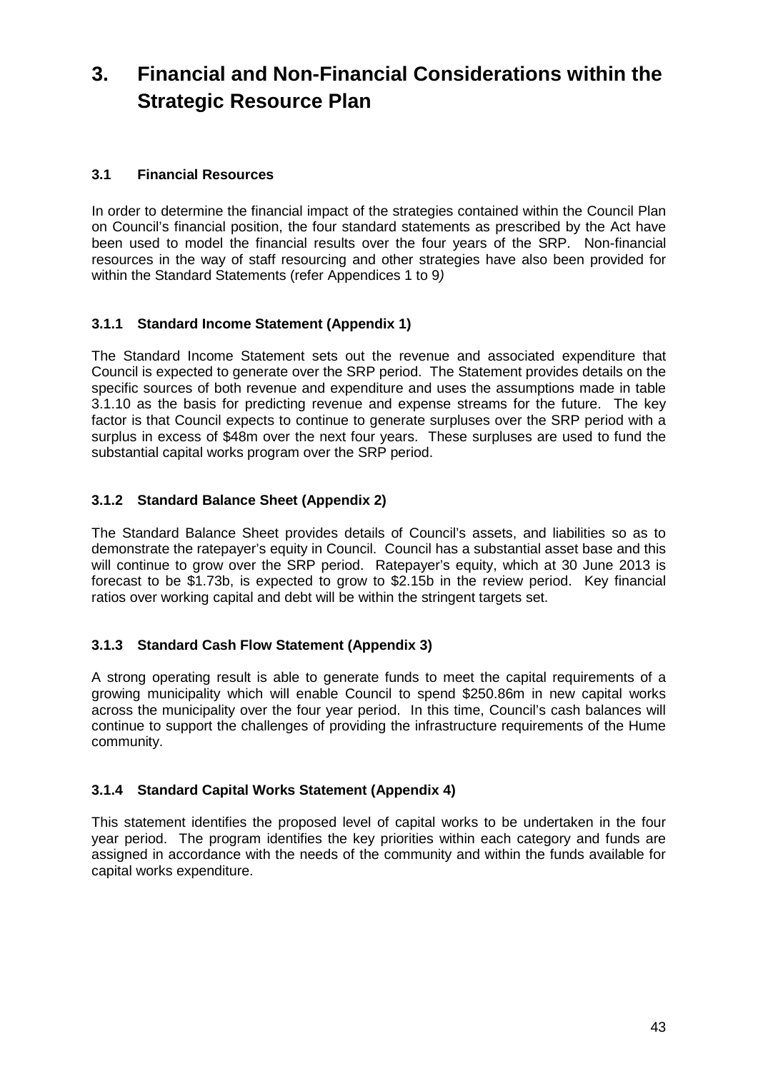# 3. Financial and Non-Financial Considerations within the Strategic Resource Plan

### 3.1 Financial Resources

In order to determine the financial impact of the strategies contained within the Council Plan on Council's financial position, the four standard statements as prescribed by the Act have been used to model the financial results over the four years of the SRP. Non-financial resources in the way of staff resourcing and other strategies have also been provided for within the Standard Statements (refer Appendices 1 to 9)

#### 3.1.1 Standard Income Statement (Appendix 1)

The Standard Income Statement sets out the revenue and associated expenditure that Council is expected to generate over the SRP period. The Statement provides details on the specific sources of both revenue and expenditure and uses the assumptions made in table 3.1.10 as the basis for predicting revenue and expense streams for the future. The key factor is that Council expects to continue to generate surpluses over the SRP period with a surplus in excess of $48m over the next four years. These surpluses are used to fund the substantial capital works program over the SRP period.

#### 3.1.2 Standard Balance Sheet (Appendix 2)

The Standard Balance Sheet provides details of Council's assets, and liabilities so as to demonstrate the ratepayer's equity in Council. Council has a substantial asset base and this will continue to grow over the SRP period. Ratepayer's equity, which at 30 June 2013 is forecast to be $1.73b, is expected to grow to $2.15b in the review period. Key financial ratios over working capital and debt will be within the stringent targets set.

#### 3.1.3 Standard Cash Flow Statement (Appendix 3)

A strong operating result is able to generate funds to meet the capital requirements of a growing municipality which will enable Council to spend $250.86m in new capital works across the municipality over the four year period. In this time, Council's cash balances will continue to support the challenges of providing the infrastructure requirements of the Hume community.

#### 3.1.4 Standard Capital Works Statement (Appendix 4)

This statement identifies the proposed level of capital works to be undertaken in the four year period. The program identifies the key priorities within each category and funds are assigned in accordance with the needs of the community and within the funds available for capital works expenditure.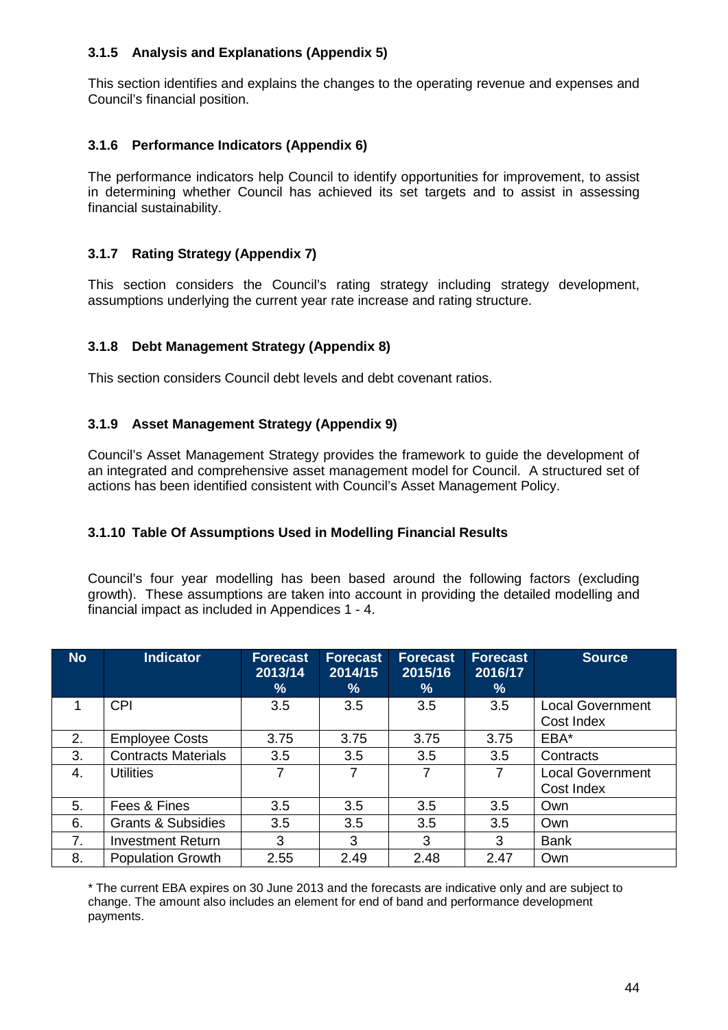### 3.1.5 Analysis and Explanations (Appendix 5)

This section identifies and explains the changes to the operating revenue and expenses and Council's financial position.

### 3.1.6 Performance Indicators (Appendix 6)

The performance indicators help Council to identify opportunities for improvement, to assist in determining whether Council has achieved its set targets and to assist in assessing financial sustainability.

### 3.1.7 Rating Strategy (Appendix 7)

This section considers the Council's rating strategy including strategy development, assumptions underlying the current year rate increase and rating structure.

### 3.1.8 Debt Management Strategy (Appendix 8)

This section considers Council debt levels and debt covenant ratios.

### 3.1.9 Asset Management Strategy (Appendix 9)

Council's Asset Management Strategy provides the framework to guide the development of an integrated and comprehensive asset management model for Council. A structured set of actions has been identified consistent with Council's Asset Management Policy.

### 3.1.10 Table Of Assumptions Used in Modelling Financial Results

Council's four year modelling has been based around the following factors (excluding growth). These assumptions are taken into account in providing the detailed modelling and financial impact as included in Appendices 1 - 4.

| No | Indicator | Forecast 2013/14 % | Forecast 2014/15 % | Forecast 2015/16 % | Forecast 2016/17 % | Source |
|---|---|---|---|---|---|---|
| 1 | CPI | 3.5 | 3.5 | 3.5 | 3.5 | Local Government Cost Index |
| 2. | Employee Costs | 3.75 | 3.75 | 3.75 | 3.75 | EBA* |
| 3. | Contracts Materials | 3.5 | 3.5 | 3.5 | 3.5 | Contracts |
| 4. | Utilities | 7 | 7 | 7 | 7 | Local Government Cost Index |
| 5. | Fees & Fines | 3.5 | 3.5 | 3.5 | 3.5 | Own |
| 6. | Grants & Subsidies | 3.5 | 3.5 | 3.5 | 3.5 | Own |
| 7. | Investment Return | 3 | 3 | 3 | 3 | Bank |
| 8. | Population Growth | 2.55 | 2.49 | 2.48 | 2.47 | Own |

* The current EBA expires on 30 June 2013 and the forecasts are indicative only and are subject to change. The amount also includes an element for end of band and performance development payments.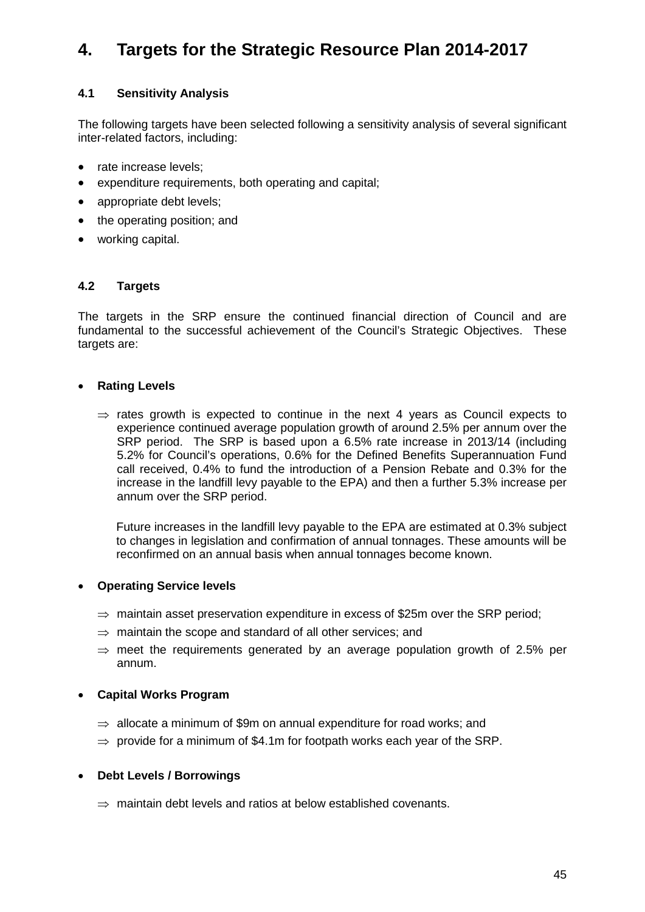# 4. Targets for the Strategic Resource Plan 2014-2017

## 4.1 Sensitivity Analysis

The following targets have been selected following a sensitivity analysis of several significant inter-related factors, including:

- rate increase levels;
- expenditure requirements, both operating and capital;
- appropriate debt levels;
- the operating position; and
- working capital.

## 4.2 Targets

The targets in the SRP ensure the continued financial direction of Council and are fundamental to the successful achievement of the Council's Strategic Objectives. These targets are:

- **Rating Levels**
  - ⇒ rates growth is expected to continue in the next 4 years as Council expects to experience continued average population growth of around 2.5% per annum over the SRP period. The SRP is based upon a 6.5% rate increase in 2013/14 (including 5.2% for Council's operations, 0.6% for the Defined Benefits Superannuation Fund call received, 0.4% to fund the introduction of a Pension Rebate and 0.3% for the increase in the landfill levy payable to the EPA) and then a further 5.3% increase per annum over the SRP period.

    Future increases in the landfill levy payable to the EPA are estimated at 0.3% subject to changes in legislation and confirmation of annual tonnages. These amounts will be reconfirmed on an annual basis when annual tonnages become known.

- **Operating Service levels**
  - ⇒ maintain asset preservation expenditure in excess of $25m over the SRP period;
  - ⇒ maintain the scope and standard of all other services; and
  - ⇒ meet the requirements generated by an average population growth of 2.5% per annum.

- **Capital Works Program**
  - ⇒ allocate a minimum of $9m on annual expenditure for road works; and
  - ⇒ provide for a minimum of $4.1m for footpath works each year of the SRP.

- **Debt Levels / Borrowings**
  - ⇒ maintain debt levels and ratios at below established covenants.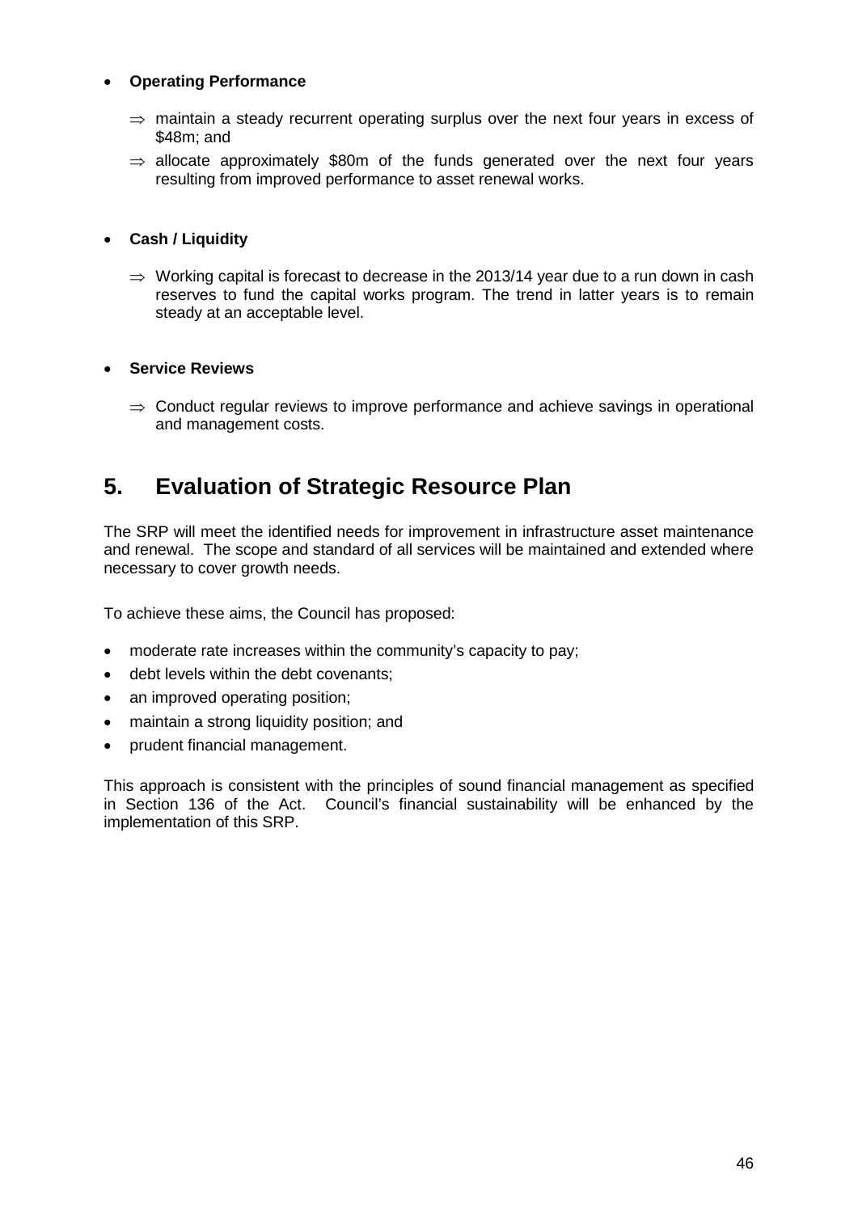- **Operating Performance**

  - ⇒ maintain a steady recurrent operating surplus over the next four years in excess of \$48m; and
  - ⇒ allocate approximately \$80m of the funds generated over the next four years resulting from improved performance to asset renewal works.

- **Cash / Liquidity**

  - ⇒ Working capital is forecast to decrease in the 2013/14 year due to a run down in cash reserves to fund the capital works program. The trend in latter years is to remain steady at an acceptable level.

- **Service Reviews**

  - ⇒ Conduct regular reviews to improve performance and achieve savings in operational and management costs.

# 5. Evaluation of Strategic Resource Plan

The SRP will meet the identified needs for improvement in infrastructure asset maintenance and renewal. The scope and standard of all services will be maintained and extended where necessary to cover growth needs.

To achieve these aims, the Council has proposed:

- moderate rate increases within the community's capacity to pay;
- debt levels within the debt covenants;
- an improved operating position;
- maintain a strong liquidity position; and
- prudent financial management.

This approach is consistent with the principles of sound financial management as specified in Section 136 of the Act. Council's financial sustainability will be enhanced by the implementation of this SRP.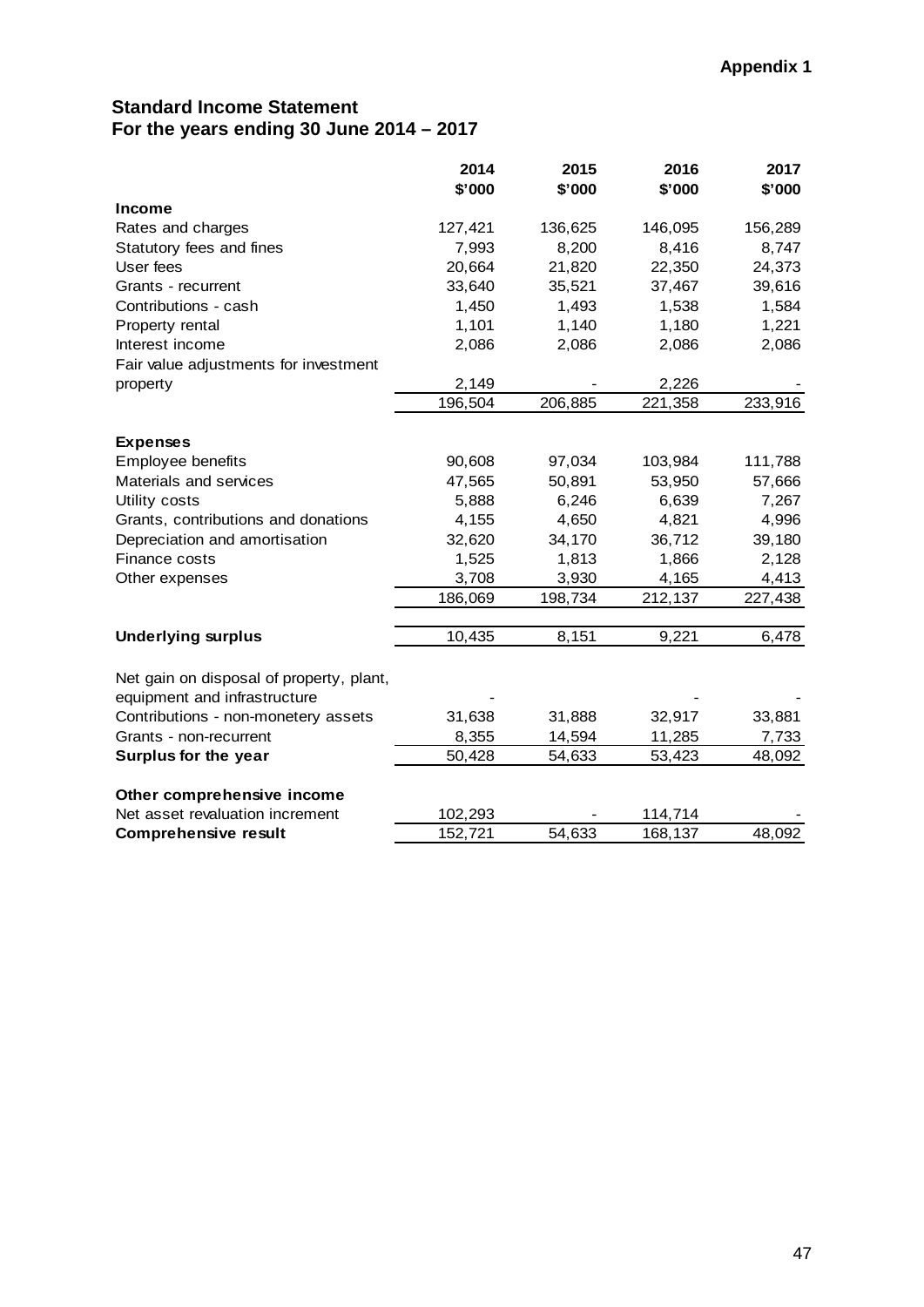**Appendix 1**

## Standard Income Statement
## For the years ending 30 June 2014 – 2017

| | 2014<br>$'000 | 2015<br>$'000 | 2016<br>$'000 | 2017<br>$'000 |
|---|---|---|---|---|
| **Income** | | | | |
| Rates and charges | 127,421 | 136,625 | 146,095 | 156,289 |
| Statutory fees and fines | 7,993 | 8,200 | 8,416 | 8,747 |
| User fees | 20,664 | 21,820 | 22,350 | 24,373 |
| Grants - recurrent | 33,640 | 35,521 | 37,467 | 39,616 |
| Contributions - cash | 1,450 | 1,493 | 1,538 | 1,584 |
| Property rental | 1,101 | 1,140 | 1,180 | 1,221 |
| Interest income | 2,086 | 2,086 | 2,086 | 2,086 |
| Fair value adjustments for investment property | 2,149 | - | 2,226 | - |
| | 196,504 | 206,885 | 221,358 | 233,916 |
| **Expenses** | | | | |
| Employee benefits | 90,608 | 97,034 | 103,984 | 111,788 |
| Materials and services | 47,565 | 50,891 | 53,950 | 57,666 |
| Utility costs | 5,888 | 6,246 | 6,639 | 7,267 |
| Grants, contributions and donations | 4,155 | 4,650 | 4,821 | 4,996 |
| Depreciation and amortisation | 32,620 | 34,170 | 36,712 | 39,180 |
| Finance costs | 1,525 | 1,813 | 1,866 | 2,128 |
| Other expenses | 3,708 | 3,930 | 4,165 | 4,413 |
| | 186,069 | 198,734 | 212,137 | 227,438 |
| **Underlying surplus** | 10,435 | 8,151 | 9,221 | 6,478 |
| Net gain on disposal of property, plant, equipment and infrastructure | - | - | - | - |
| Contributions - non-monetery assets | 31,638 | 31,888 | 32,917 | 33,881 |
| Grants - non-recurrent | 8,355 | 14,594 | 11,285 | 7,733 |
| **Surplus for the year** | 50,428 | 54,633 | 53,423 | 48,092 |
| **Other comprehensive income** | | | | |
| Net asset revaluation increment | 102,293 | - | 114,714 | - |
| **Comprehensive result** | 152,721 | 54,633 | 168,137 | 48,092 |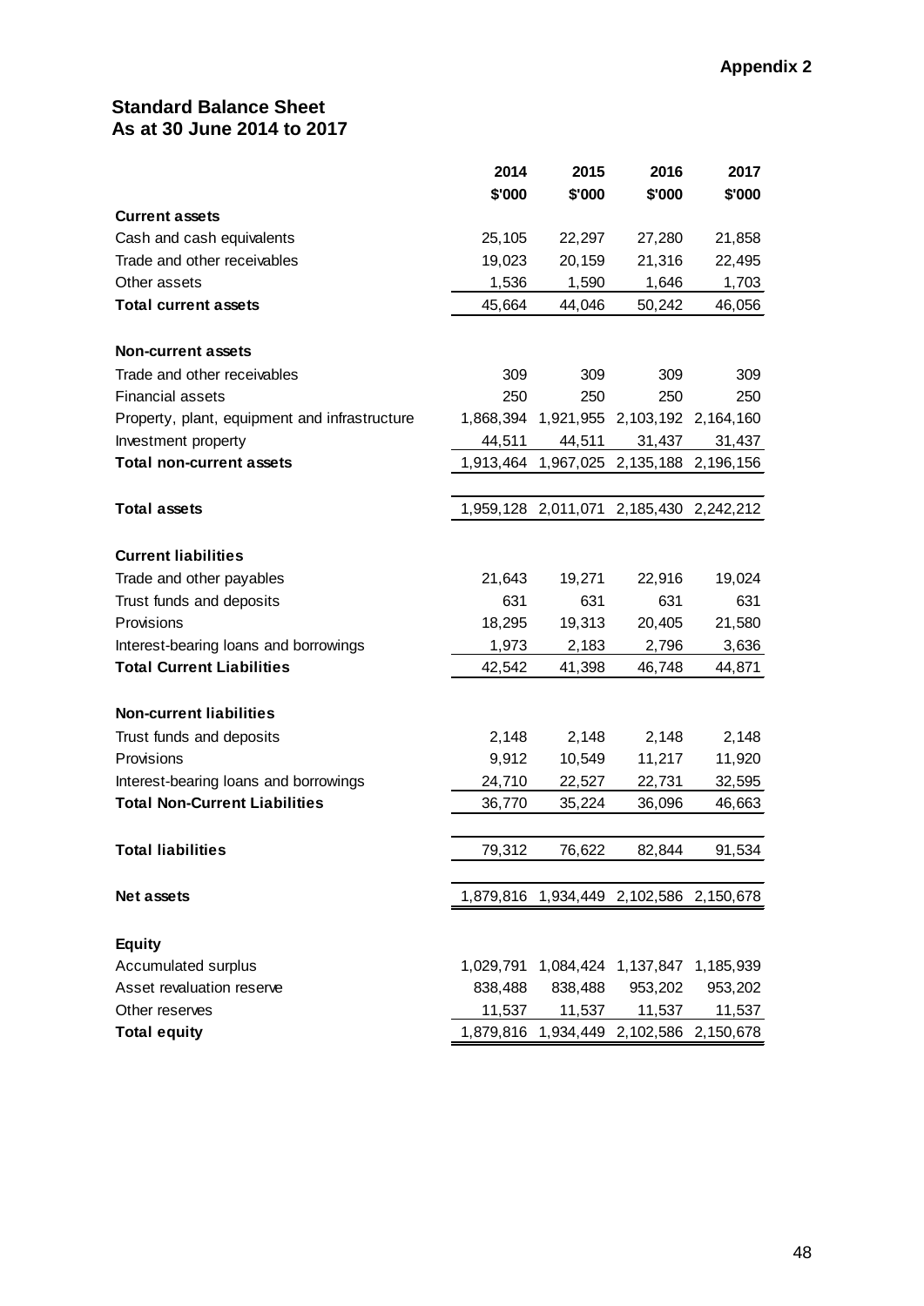**Appendix 2**

## Standard Balance Sheet
## As at 30 June 2014 to 2017

| | 2014 | 2015 | 2016 | 2017 |
|---|---|---|---|---|
| | $'000 | $'000 | $'000 | $'000 |
| **Current assets** | | | | |
| Cash and cash equivalents | 25,105 | 22,297 | 27,280 | 21,858 |
| Trade and other receivables | 19,023 | 20,159 | 21,316 | 22,495 |
| Other assets | 1,536 | 1,590 | 1,646 | 1,703 |
| **Total current assets** | 45,664 | 44,046 | 50,242 | 46,056 |
| | | | | |
| **Non-current assets** | | | | |
| Trade and other receivables | 309 | 309 | 309 | 309 |
| Financial assets | 250 | 250 | 250 | 250 |
| Property, plant, equipment and infrastructure | 1,868,394 | 1,921,955 | 2,103,192 | 2,164,160 |
| Investment property | 44,511 | 44,511 | 31,437 | 31,437 |
| **Total non-current assets** | 1,913,464 | 1,967,025 | 2,135,188 | 2,196,156 |
| | | | | |
| **Total assets** | 1,959,128 | 2,011,071 | 2,185,430 | 2,242,212 |
| | | | | |
| **Current liabilities** | | | | |
| Trade and other payables | 21,643 | 19,271 | 22,916 | 19,024 |
| Trust funds and deposits | 631 | 631 | 631 | 631 |
| Provisions | 18,295 | 19,313 | 20,405 | 21,580 |
| Interest-bearing loans and borrowings | 1,973 | 2,183 | 2,796 | 3,636 |
| **Total Current Liabilities** | 42,542 | 41,398 | 46,748 | 44,871 |
| | | | | |
| **Non-current liabilities** | | | | |
| Trust funds and deposits | 2,148 | 2,148 | 2,148 | 2,148 |
| Provisions | 9,912 | 10,549 | 11,217 | 11,920 |
| Interest-bearing loans and borrowings | 24,710 | 22,527 | 22,731 | 32,595 |
| **Total Non-Current Liabilities** | 36,770 | 35,224 | 36,096 | 46,663 |
| | | | | |
| **Total liabilities** | 79,312 | 76,622 | 82,844 | 91,534 |
| | | | | |
| **Net assets** | 1,879,816 | 1,934,449 | 2,102,586 | 2,150,678 |
| | | | | |
| **Equity** | | | | |
| Accumulated surplus | 1,029,791 | 1,084,424 | 1,137,847 | 1,185,939 |
| Asset revaluation reserve | 838,488 | 838,488 | 953,202 | 953,202 |
| Other reserves | 11,537 | 11,537 | 11,537 | 11,537 |
| **Total equity** | 1,879,816 | 1,934,449 | 2,102,586 | 2,150,678 |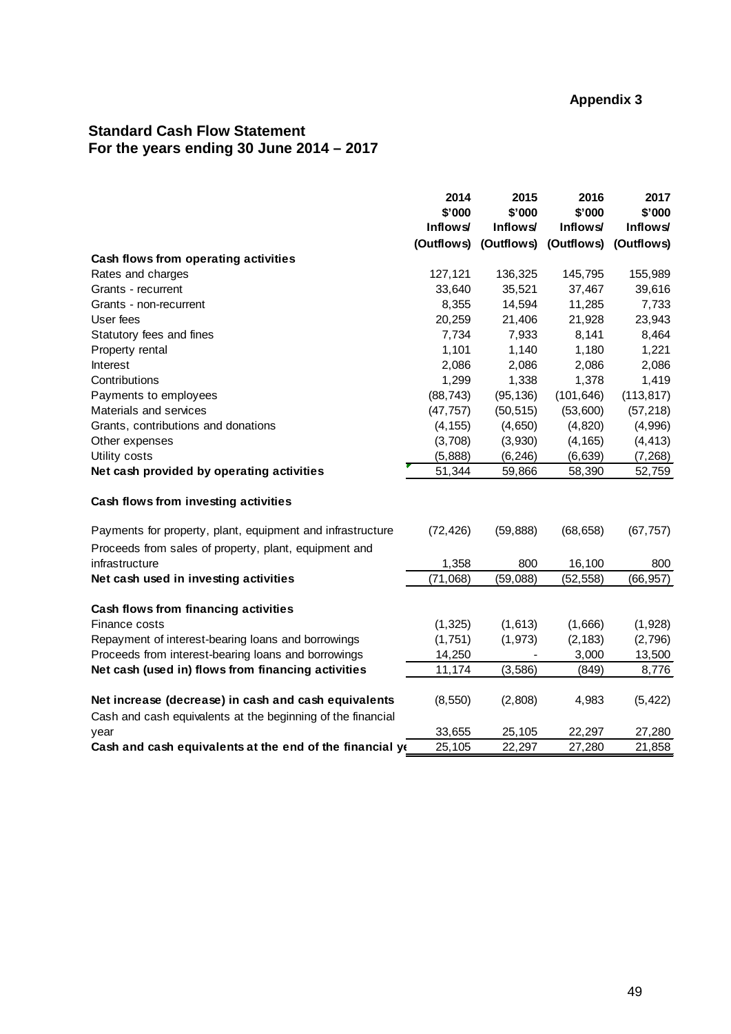**Appendix 3**

## Standard Cash Flow Statement
## For the years ending 30 June 2014 – 2017

| | 2014<br>\$'000<br>Inflows/<br>(Outflows) | 2015<br>\$'000<br>Inflows/<br>(Outflows) | 2016<br>\$'000<br>Inflows/<br>(Outflows) | 2017<br>\$'000<br>Inflows/<br>(Outflows) |
|---|---|---|---|---|
| **Cash flows from operating activities** | | | | |
| Rates and charges | 127,121 | 136,325 | 145,795 | 155,989 |
| Grants - recurrent | 33,640 | 35,521 | 37,467 | 39,616 |
| Grants - non-recurrent | 8,355 | 14,594 | 11,285 | 7,733 |
| User fees | 20,259 | 21,406 | 21,928 | 23,943 |
| Statutory fees and fines | 7,734 | 7,933 | 8,141 | 8,464 |
| Property rental | 1,101 | 1,140 | 1,180 | 1,221 |
| Interest | 2,086 | 2,086 | 2,086 | 2,086 |
| Contributions | 1,299 | 1,338 | 1,378 | 1,419 |
| Payments to employees | (88,743) | (95,136) | (101,646) | (113,817) |
| Materials and services | (47,757) | (50,515) | (53,600) | (57,218) |
| Grants, contributions and donations | (4,155) | (4,650) | (4,820) | (4,996) |
| Other expenses | (3,708) | (3,930) | (4,165) | (4,413) |
| Utility costs | (5,888) | (6,246) | (6,639) | (7,268) |
| **Net cash provided by operating activities** | 51,344 | 59,866 | 58,390 | 52,759 |
| | | | | |
| **Cash flows from investing activities** | | | | |
| Payments for property, plant, equipment and infrastructure | (72,426) | (59,888) | (68,658) | (67,757) |
| Proceeds from sales of property, plant, equipment and infrastructure | 1,358 | 800 | 16,100 | 800 |
| **Net cash used in investing activities** | (71,068) | (59,088) | (52,558) | (66,957) |
| | | | | |
| **Cash flows from financing activities** | | | | |
| Finance costs | (1,325) | (1,613) | (1,666) | (1,928) |
| Repayment of interest-bearing loans and borrowings | (1,751) | (1,973) | (2,183) | (2,796) |
| Proceeds from interest-bearing loans and borrowings | 14,250 | - | 3,000 | 13,500 |
| **Net cash (used in) flows from financing activities** | 11,174 | (3,586) | (849) | 8,776 |
| | | | | |
| **Net increase (decrease) in cash and cash equivalents** | (8,550) | (2,808) | 4,983 | (5,422) |
| Cash and cash equivalents at the beginning of the financial year | 33,655 | 25,105 | 22,297 | 27,280 |
| **Cash and cash equivalents at the end of the financial ye** | 25,105 | 22,297 | 27,280 | 21,858 |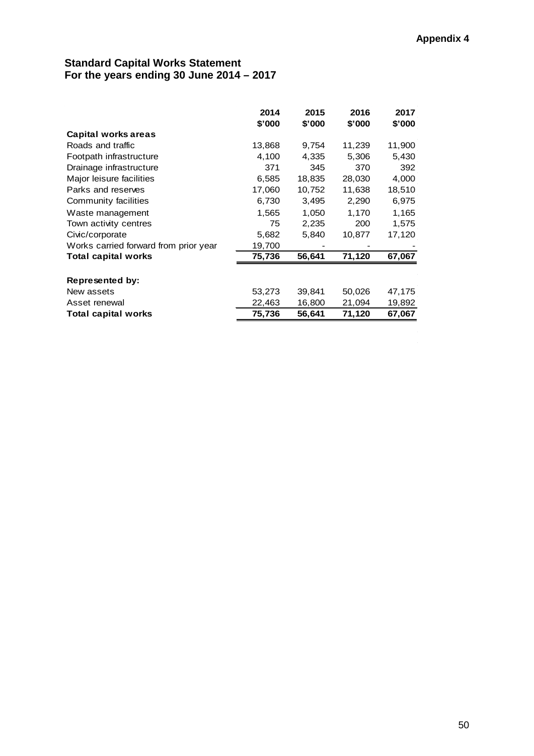**Appendix 4**

## Standard Capital Works Statement
## For the years ending 30 June 2014 – 2017

| | 2014<br>$'000 | 2015<br>$'000 | 2016<br>$'000 | 2017<br>$'000 |
|---|---|---|---|---|
| **Capital works areas** | | | | |
| Roads and traffic | 13,868 | 9,754 | 11,239 | 11,900 |
| Footpath infrastructure | 4,100 | 4,335 | 5,306 | 5,430 |
| Drainage infrastructure | 371 | 345 | 370 | 392 |
| Major leisure facilities | 6,585 | 18,835 | 28,030 | 4,000 |
| Parks and reserves | 17,060 | 10,752 | 11,638 | 18,510 |
| Community facilities | 6,730 | 3,495 | 2,290 | 6,975 |
| Waste management | 1,565 | 1,050 | 1,170 | 1,165 |
| Town activity centres | 75 | 2,235 | 200 | 1,575 |
| Civic/corporate | 5,682 | 5,840 | 10,877 | 17,120 |
| Works carried forward from prior year | 19,700 | - | - | - |
| **Total capital works** | **75,736** | **56,641** | **71,120** | **67,067** |
| | | | | |
| **Represented by:** | | | | |
| New assets | 53,273 | 39,841 | 50,026 | 47,175 |
| Asset renewal | 22,463 | 16,800 | 21,094 | 19,892 |
| **Total capital works** | **75,736** | **56,641** | **71,120** | **67,067** |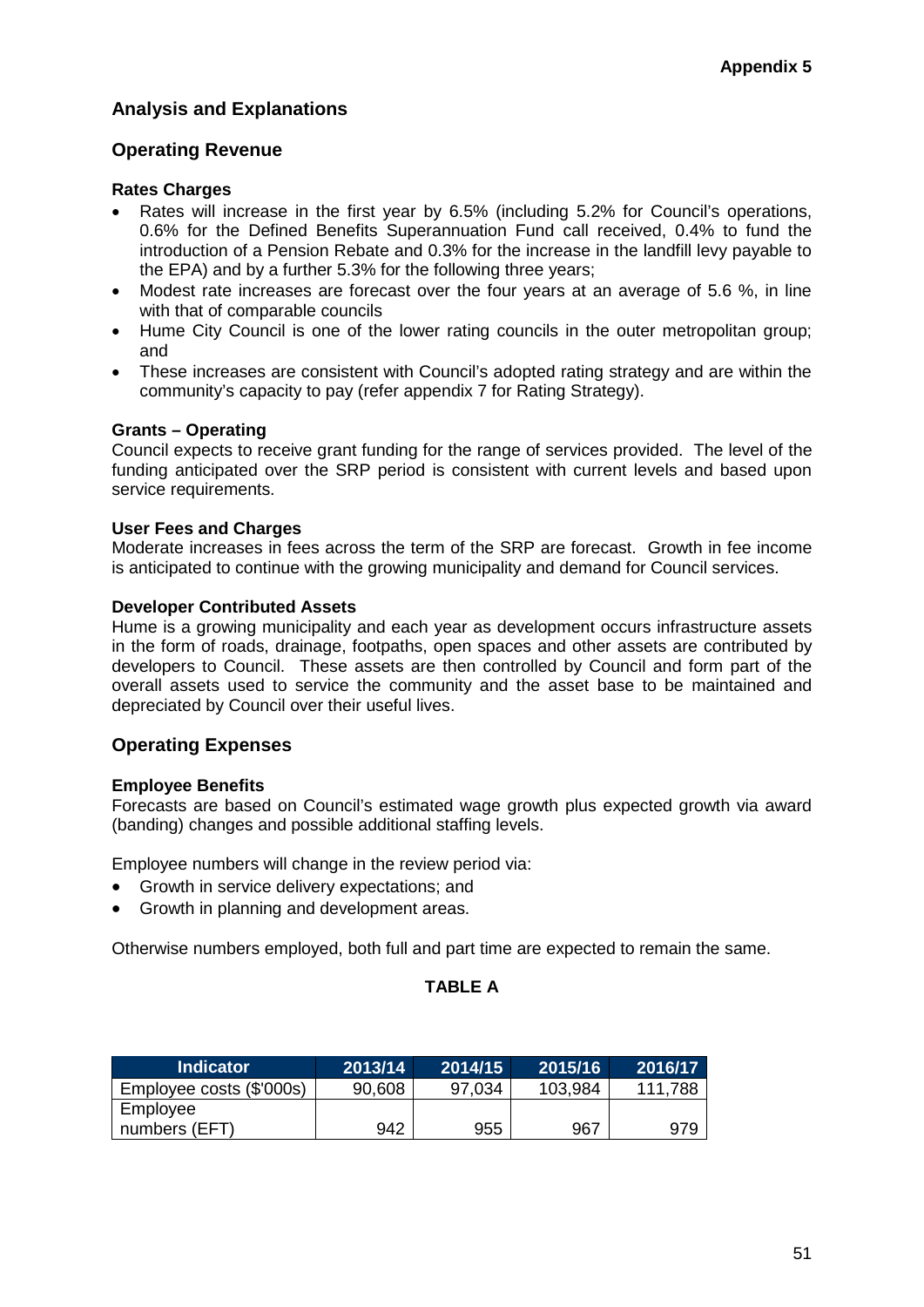**Appendix 5**

## Analysis and Explanations

## Operating Revenue

### Rates Charges

- Rates will increase in the first year by 6.5% (including 5.2% for Council's operations, 0.6% for the Defined Benefits Superannuation Fund call received, 0.4% to fund the introduction of a Pension Rebate and 0.3% for the increase in the landfill levy payable to the EPA) and by a further 5.3% for the following three years;
- Modest rate increases are forecast over the four years at an average of 5.6 %, in line with that of comparable councils
- Hume City Council is one of the lower rating councils in the outer metropolitan group; and
- These increases are consistent with Council's adopted rating strategy and are within the community's capacity to pay (refer appendix 7 for Rating Strategy).

### Grants – Operating

Council expects to receive grant funding for the range of services provided. The level of the funding anticipated over the SRP period is consistent with current levels and based upon service requirements.

### User Fees and Charges

Moderate increases in fees across the term of the SRP are forecast. Growth in fee income is anticipated to continue with the growing municipality and demand for Council services.

### Developer Contributed Assets

Hume is a growing municipality and each year as development occurs infrastructure assets in the form of roads, drainage, footpaths, open spaces and other assets are contributed by developers to Council. These assets are then controlled by Council and form part of the overall assets used to service the community and the asset base to be maintained and depreciated by Council over their useful lives.

## Operating Expenses

### Employee Benefits

Forecasts are based on Council's estimated wage growth plus expected growth via award (banding) changes and possible additional staffing levels.

Employee numbers will change in the review period via:

- Growth in service delivery expectations; and
- Growth in planning and development areas.

Otherwise numbers employed, both full and part time are expected to remain the same.

**TABLE A**

| Indicator | 2013/14 | 2014/15 | 2015/16 | 2016/17 |
|---|---|---|---|---|
| Employee costs ($'000s) | 90,608 | 97,034 | 103,984 | 111,788 |
| Employee numbers (EFT) | 942 | 955 | 967 | 979 |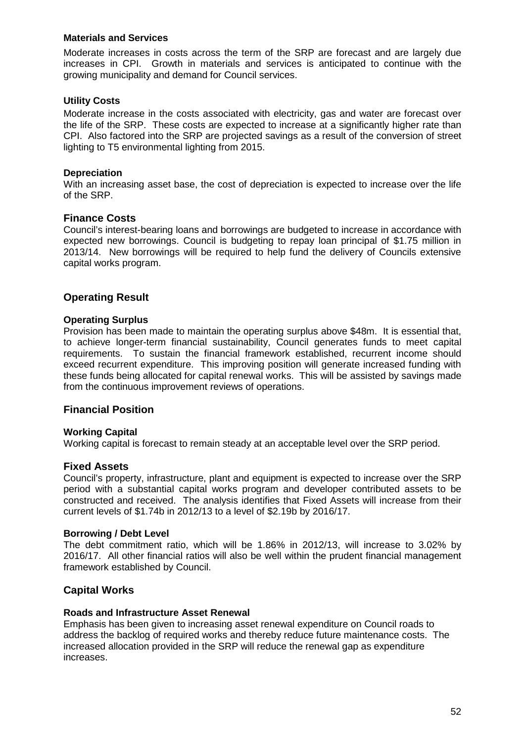#### Materials and Services

Moderate increases in costs across the term of the SRP are forecast and are largely due increases in CPI. Growth in materials and services is anticipated to continue with the growing municipality and demand for Council services.

#### Utility Costs

Moderate increase in the costs associated with electricity, gas and water are forecast over the life of the SRP. These costs are expected to increase at a significantly higher rate than CPI. Also factored into the SRP are projected savings as a result of the conversion of street lighting to T5 environmental lighting from 2015.

#### Depreciation

With an increasing asset base, the cost of depreciation is expected to increase over the life of the SRP.

### Finance Costs

Council's interest-bearing loans and borrowings are budgeted to increase in accordance with expected new borrowings. Council is budgeting to repay loan principal of $1.75 million in 2013/14. New borrowings will be required to help fund the delivery of Councils extensive capital works program.

## Operating Result

#### Operating Surplus

Provision has been made to maintain the operating surplus above $48m. It is essential that, to achieve longer-term financial sustainability, Council generates funds to meet capital requirements. To sustain the financial framework established, recurrent income should exceed recurrent expenditure. This improving position will generate increased funding with these funds being allocated for capital renewal works. This will be assisted by savings made from the continuous improvement reviews of operations.

## Financial Position

#### Working Capital

Working capital is forecast to remain steady at an acceptable level over the SRP period.

### Fixed Assets

Council's property, infrastructure, plant and equipment is expected to increase over the SRP period with a substantial capital works program and developer contributed assets to be constructed and received. The analysis identifies that Fixed Assets will increase from their current levels of $1.74b in 2012/13 to a level of $2.19b by 2016/17.

#### Borrowing / Debt Level

The debt commitment ratio, which will be 1.86% in 2012/13, will increase to 3.02% by 2016/17. All other financial ratios will also be well within the prudent financial management framework established by Council.

## Capital Works

#### Roads and Infrastructure Asset Renewal

Emphasis has been given to increasing asset renewal expenditure on Council roads to address the backlog of required works and thereby reduce future maintenance costs. The increased allocation provided in the SRP will reduce the renewal gap as expenditure increases.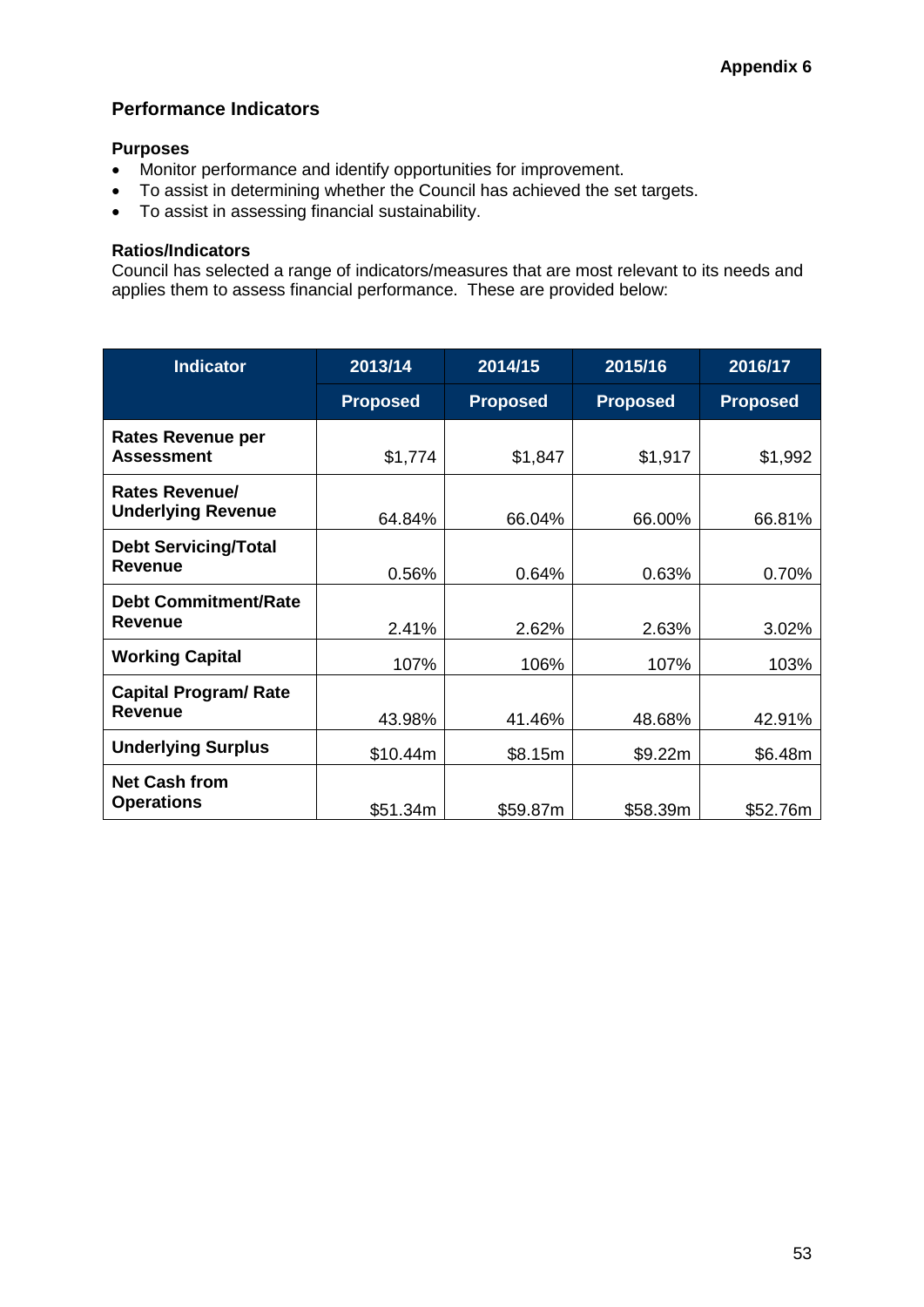**Appendix 6**

## Performance Indicators

### Purposes

- Monitor performance and identify opportunities for improvement.
- To assist in determining whether the Council has achieved the set targets.
- To assist in assessing financial sustainability.

### Ratios/Indicators

Council has selected a range of indicators/measures that are most relevant to its needs and applies them to assess financial performance. These are provided below:

| Indicator | 2013/14 | 2014/15 | 2015/16 | 2016/17 |
|---|---|---|---|---|
| | Proposed | Proposed | Proposed | Proposed |
| **Rates Revenue per Assessment** | $1,774 | $1,847 | $1,917 | $1,992 |
| **Rates Revenue/ Underlying Revenue** | 64.84% | 66.04% | 66.00% | 66.81% |
| **Debt Servicing/Total Revenue** | 0.56% | 0.64% | 0.63% | 0.70% |
| **Debt Commitment/Rate Revenue** | 2.41% | 2.62% | 2.63% | 3.02% |
| **Working Capital** | 107% | 106% | 107% | 103% |
| **Capital Program/ Rate Revenue** | 43.98% | 41.46% | 48.68% | 42.91% |
| **Underlying Surplus** | $10.44m | $8.15m | $9.22m | $6.48m |
| **Net Cash from Operations** | $51.34m | $59.87m | $58.39m | $52.76m |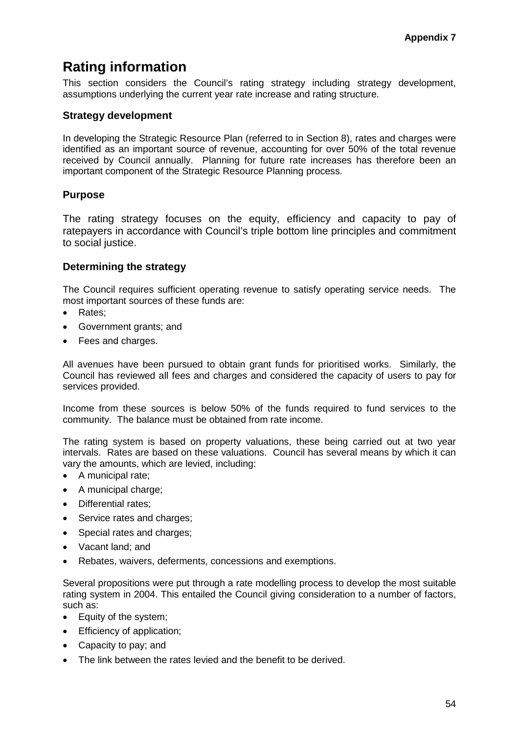Appendix 7

# Rating information

This section considers the Council's rating strategy including strategy development, assumptions underlying the current year rate increase and rating structure.

### Strategy development

In developing the Strategic Resource Plan (referred to in Section 8), rates and charges were identified as an important source of revenue, accounting for over 50% of the total revenue received by Council annually. Planning for future rate increases has therefore been an important component of the Strategic Resource Planning process.

### Purpose

The rating strategy focuses on the equity, efficiency and capacity to pay of ratepayers in accordance with Council's triple bottom line principles and commitment to social justice.

### Determining the strategy

The Council requires sufficient operating revenue to satisfy operating service needs. The most important sources of these funds are:

- Rates;
- Government grants; and
- Fees and charges.

All avenues have been pursued to obtain grant funds for prioritised works. Similarly, the Council has reviewed all fees and charges and considered the capacity of users to pay for services provided.

Income from these sources is below 50% of the funds required to fund services to the community. The balance must be obtained from rate income.

The rating system is based on property valuations, these being carried out at two year intervals. Rates are based on these valuations. Council has several means by which it can vary the amounts, which are levied, including:

- A municipal rate;
- A municipal charge;
- Differential rates;
- Service rates and charges;
- Special rates and charges;
- Vacant land; and
- Rebates, waivers, deferments, concessions and exemptions.

Several propositions were put through a rate modelling process to develop the most suitable rating system in 2004. This entailed the Council giving consideration to a number of factors, such as:

- Equity of the system;
- Efficiency of application;
- Capacity to pay; and
- The link between the rates levied and the benefit to be derived.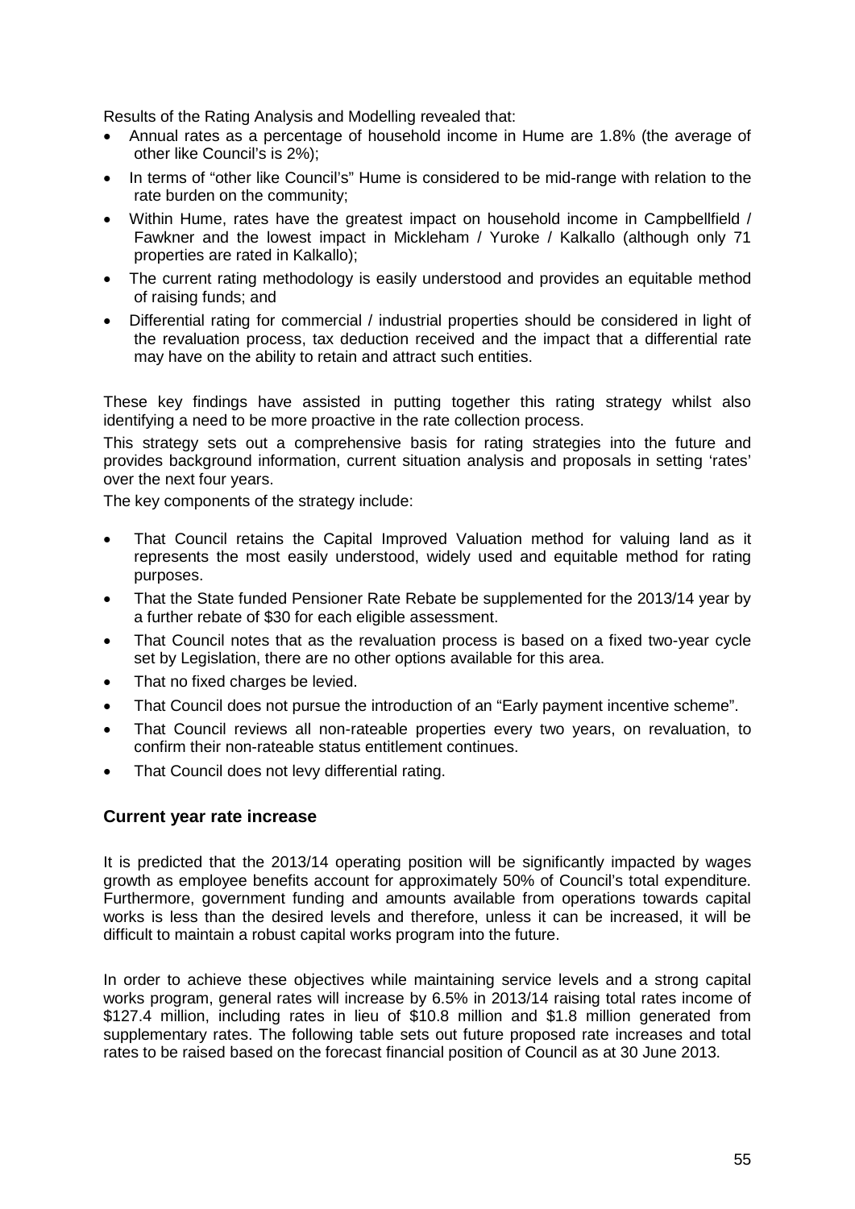Results of the Rating Analysis and Modelling revealed that:

- Annual rates as a percentage of household income in Hume are 1.8% (the average of other like Council's is 2%);
- In terms of "other like Council's" Hume is considered to be mid-range with relation to the rate burden on the community;
- Within Hume, rates have the greatest impact on household income in Campbellfield / Fawkner and the lowest impact in Mickleham / Yuroke / Kalkallo (although only 71 properties are rated in Kalkallo);
- The current rating methodology is easily understood and provides an equitable method of raising funds; and
- Differential rating for commercial / industrial properties should be considered in light of the revaluation process, tax deduction received and the impact that a differential rate may have on the ability to retain and attract such entities.

These key findings have assisted in putting together this rating strategy whilst also identifying a need to be more proactive in the rate collection process.

This strategy sets out a comprehensive basis for rating strategies into the future and provides background information, current situation analysis and proposals in setting 'rates' over the next four years.

The key components of the strategy include:

- That Council retains the Capital Improved Valuation method for valuing land as it represents the most easily understood, widely used and equitable method for rating purposes.
- That the State funded Pensioner Rate Rebate be supplemented for the 2013/14 year by a further rebate of $30 for each eligible assessment.
- That Council notes that as the revaluation process is based on a fixed two-year cycle set by Legislation, there are no other options available for this area.
- That no fixed charges be levied.
- That Council does not pursue the introduction of an "Early payment incentive scheme".
- That Council reviews all non-rateable properties every two years, on revaluation, to confirm their non-rateable status entitlement continues.
- That Council does not levy differential rating.

## Current year rate increase

It is predicted that the 2013/14 operating position will be significantly impacted by wages growth as employee benefits account for approximately 50% of Council's total expenditure. Furthermore, government funding and amounts available from operations towards capital works is less than the desired levels and therefore, unless it can be increased, it will be difficult to maintain a robust capital works program into the future.

In order to achieve these objectives while maintaining service levels and a strong capital works program, general rates will increase by 6.5% in 2013/14 raising total rates income of $127.4 million, including rates in lieu of $10.8 million and $1.8 million generated from supplementary rates. The following table sets out future proposed rate increases and total rates to be raised based on the forecast financial position of Council as at 30 June 2013.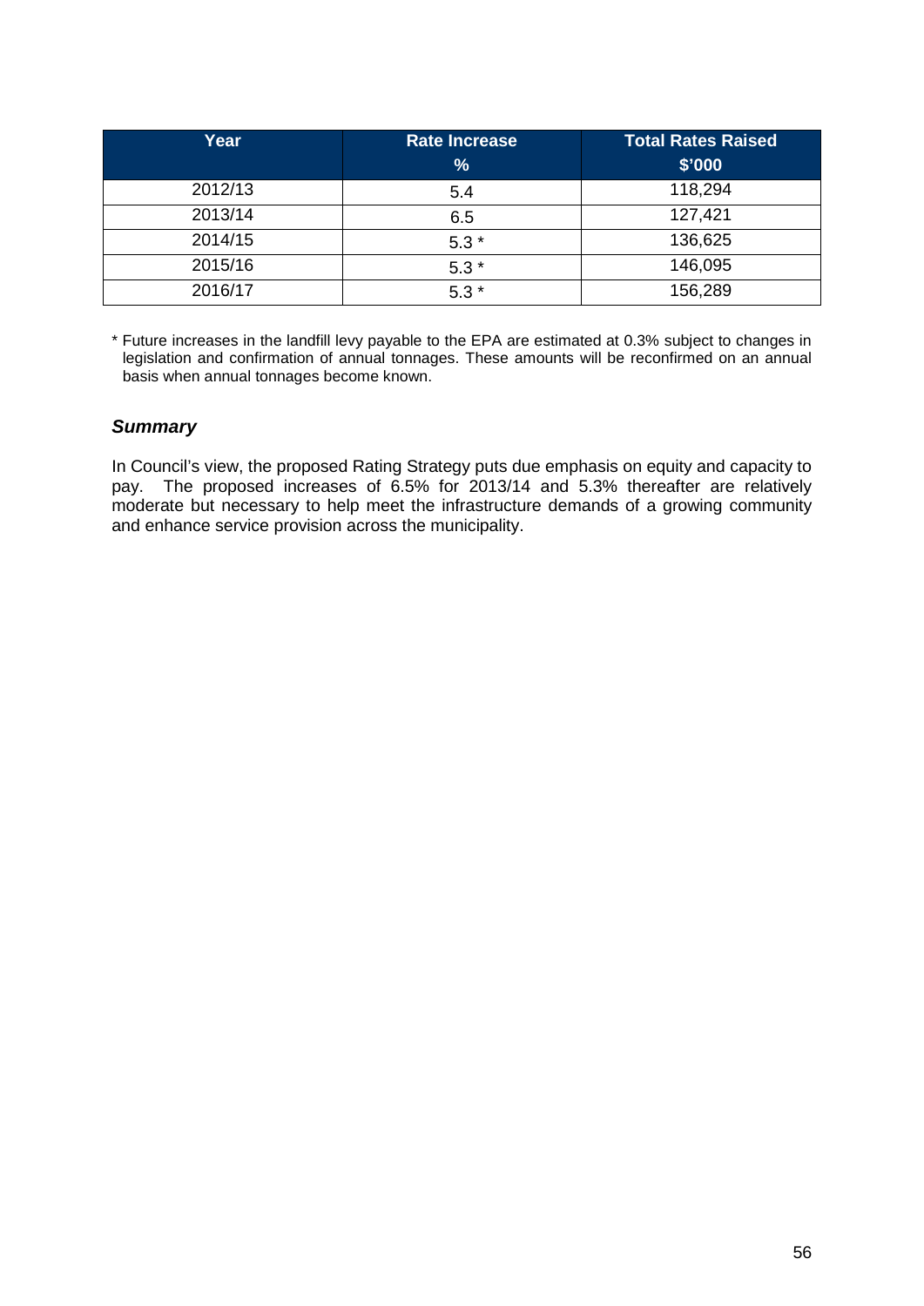| Year | Rate Increase<br>% | Total Rates Raised<br>$'000 |
| --- | --- | --- |
| 2012/13 | 5.4 | 118,294 |
| 2013/14 | 6.5 | 127,421 |
| 2014/15 | 5.3 * | 136,625 |
| 2015/16 | 5.3 * | 146,095 |
| 2016/17 | 5.3 * | 156,289 |

* Future increases in the landfill levy payable to the EPA are estimated at 0.3% subject to changes in legislation and confirmation of annual tonnages. These amounts will be reconfirmed on an annual basis when annual tonnages become known.

### ***Summary***

In Council's view, the proposed Rating Strategy puts due emphasis on equity and capacity to pay. The proposed increases of 6.5% for 2013/14 and 5.3% thereafter are relatively moderate but necessary to help meet the infrastructure demands of a growing community and enhance service provision across the municipality.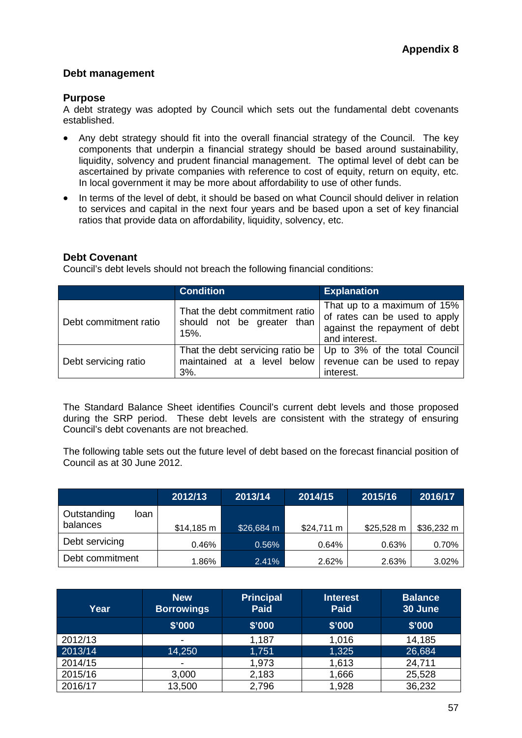**Appendix 8**

## Debt management

### Purpose

A debt strategy was adopted by Council which sets out the fundamental debt covenants established.

- Any debt strategy should fit into the overall financial strategy of the Council. The key components that underpin a financial strategy should be based around sustainability, liquidity, solvency and prudent financial management. The optimal level of debt can be ascertained by private companies with reference to cost of equity, return on equity, etc. In local government it may be more about affordability to use of other funds.
- In terms of the level of debt, it should be based on what Council should deliver in relation to services and capital in the next four years and be based upon a set of key financial ratios that provide data on affordability, liquidity, solvency, etc.

### Debt Covenant

Council's debt levels should not breach the following financial conditions:

| | Condition | Explanation |
|---|---|---|
| Debt commitment ratio | That the debt commitment ratio should not be greater than 15%. | That up to a maximum of 15% of rates can be used to apply against the repayment of debt and interest. |
| Debt servicing ratio | That the debt servicing ratio be maintained at a level below 3%. | Up to 3% of the total Council revenue can be used to repay interest. |

The Standard Balance Sheet identifies Council's current debt levels and those proposed during the SRP period. These debt levels are consistent with the strategy of ensuring Council's debt covenants are not breached.

The following table sets out the future level of debt based on the forecast financial position of Council as at 30 June 2012.

| | 2012/13 | 2013/14 | 2014/15 | 2015/16 | 2016/17 |
|---|---|---|---|---|---|
| Outstanding loan balances | $14,185 m | $26,684 m | $24,711 m | $25,528 m | $36,232 m |
| Debt servicing | 0.46% | 0.56% | 0.64% | 0.63% | 0.70% |
| Debt commitment | 1.86% | 2.41% | 2.62% | 2.63% | 3.02% |

| Year | New Borrowings | Principal Paid | Interest Paid | Balance 30 June |
|---|---|---|---|---|
| | $'000 | $'000 | $'000 | $'000 |
| 2012/13 | - | 1,187 | 1,016 | 14,185 |
| 2013/14 | 14,250 | 1,751 | 1,325 | 26,684 |
| 2014/15 | - | 1,973 | 1,613 | 24,711 |
| 2015/16 | 3,000 | 2,183 | 1,666 | 25,528 |
| 2016/17 | 13,500 | 2,796 | 1,928 | 36,232 |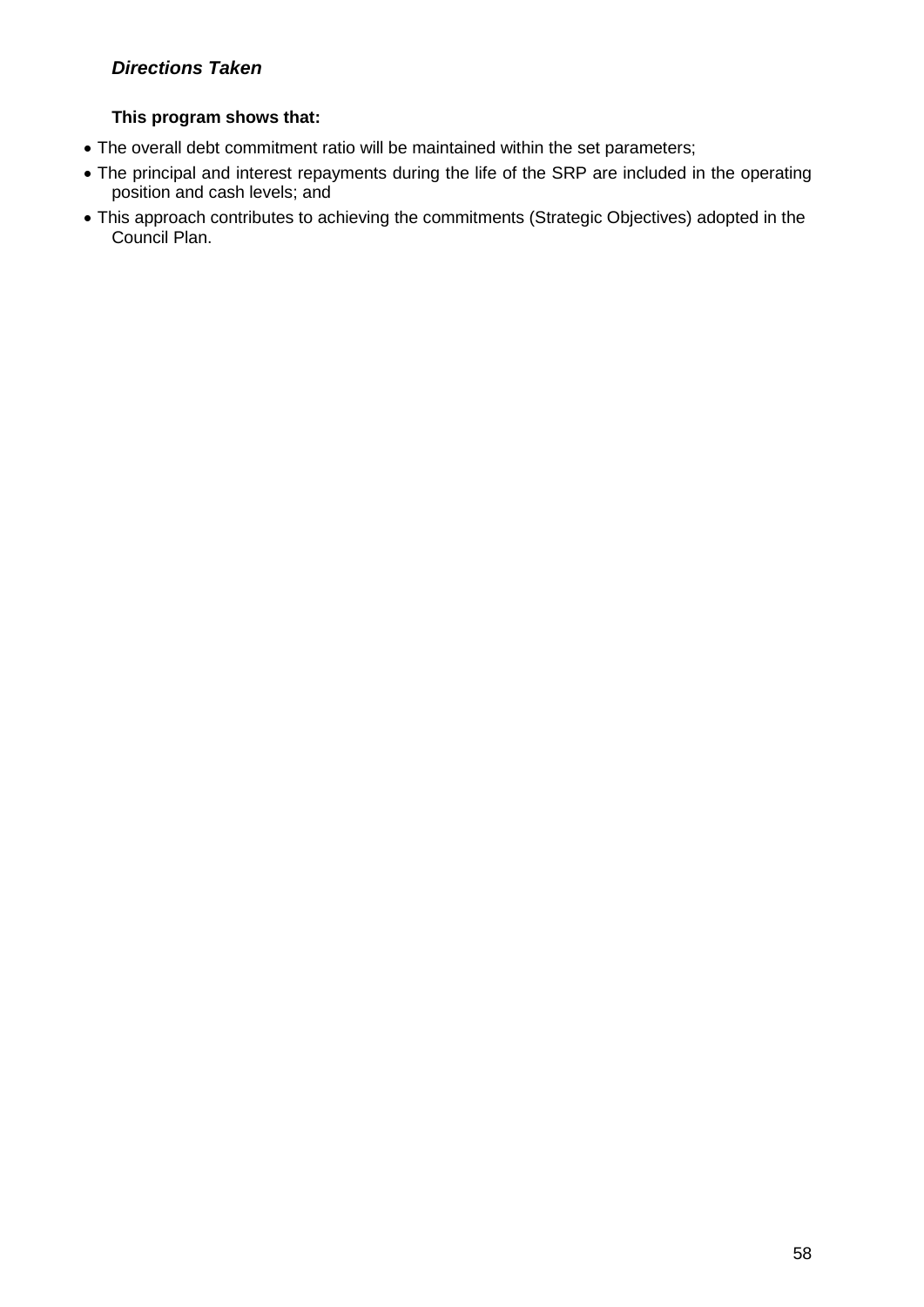### ***Directions Taken***

**This program shows that:**

- The overall debt commitment ratio will be maintained within the set parameters;
- The principal and interest repayments during the life of the SRP are included in the operating position and cash levels; and
- This approach contributes to achieving the commitments (Strategic Objectives) adopted in the Council Plan.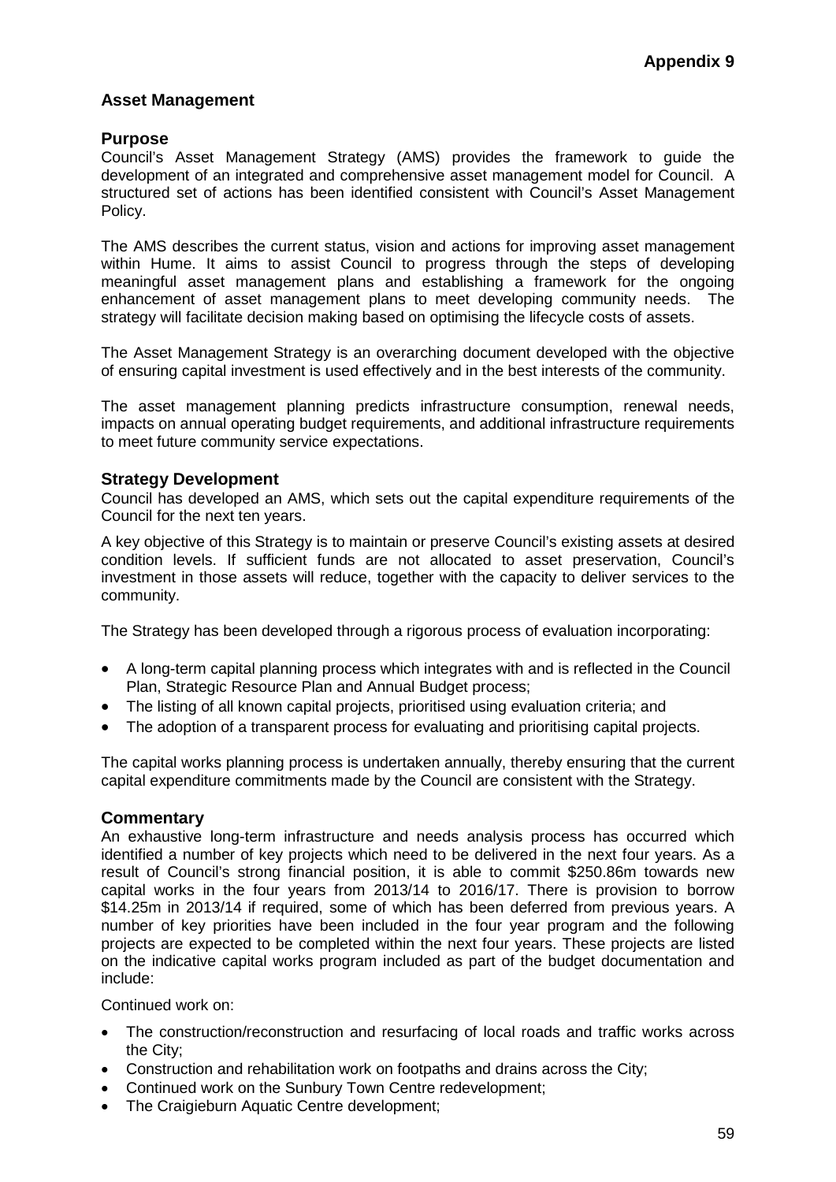**Appendix 9**

## Asset Management

### Purpose

Council's Asset Management Strategy (AMS) provides the framework to guide the development of an integrated and comprehensive asset management model for Council. A structured set of actions has been identified consistent with Council's Asset Management Policy.

The AMS describes the current status, vision and actions for improving asset management within Hume. It aims to assist Council to progress through the steps of developing meaningful asset management plans and establishing a framework for the ongoing enhancement of asset management plans to meet developing community needs. The strategy will facilitate decision making based on optimising the lifecycle costs of assets.

The Asset Management Strategy is an overarching document developed with the objective of ensuring capital investment is used effectively and in the best interests of the community.

The asset management planning predicts infrastructure consumption, renewal needs, impacts on annual operating budget requirements, and additional infrastructure requirements to meet future community service expectations.

### Strategy Development

Council has developed an AMS, which sets out the capital expenditure requirements of the Council for the next ten years.

A key objective of this Strategy is to maintain or preserve Council's existing assets at desired condition levels. If sufficient funds are not allocated to asset preservation, Council's investment in those assets will reduce, together with the capacity to deliver services to the community.

The Strategy has been developed through a rigorous process of evaluation incorporating:

- A long-term capital planning process which integrates with and is reflected in the Council Plan, Strategic Resource Plan and Annual Budget process;
- The listing of all known capital projects, prioritised using evaluation criteria; and
- The adoption of a transparent process for evaluating and prioritising capital projects.

The capital works planning process is undertaken annually, thereby ensuring that the current capital expenditure commitments made by the Council are consistent with the Strategy.

### Commentary

An exhaustive long-term infrastructure and needs analysis process has occurred which identified a number of key projects which need to be delivered in the next four years. As a result of Council's strong financial position, it is able to commit $250.86m towards new capital works in the four years from 2013/14 to 2016/17. There is provision to borrow $14.25m in 2013/14 if required, some of which has been deferred from previous years. A number of key priorities have been included in the four year program and the following projects are expected to be completed within the next four years. These projects are listed on the indicative capital works program included as part of the budget documentation and include:

Continued work on:

- The construction/reconstruction and resurfacing of local roads and traffic works across the City;
- Construction and rehabilitation work on footpaths and drains across the City;
- Continued work on the Sunbury Town Centre redevelopment;
- The Craigieburn Aquatic Centre development;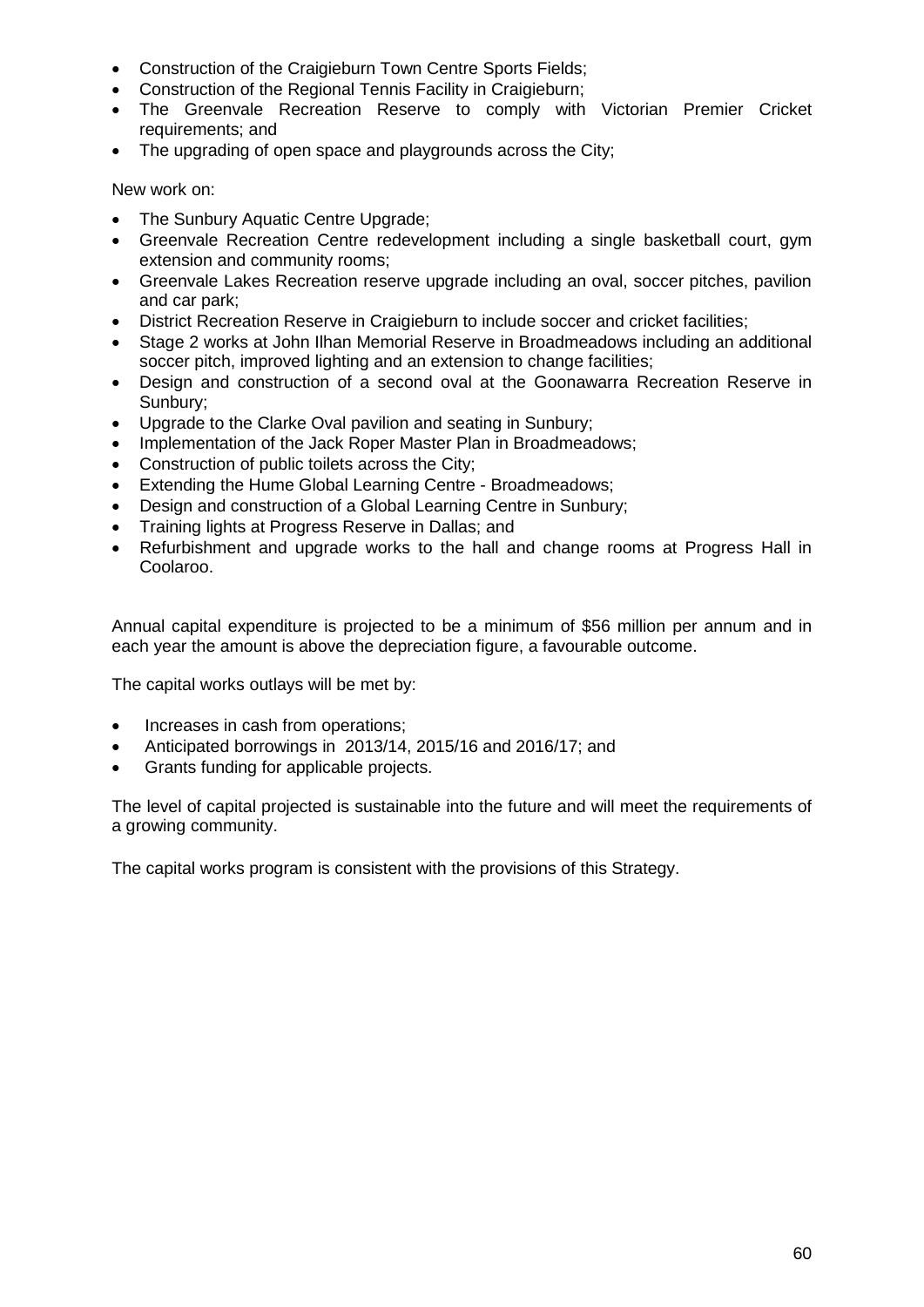- Construction of the Craigieburn Town Centre Sports Fields;
- Construction of the Regional Tennis Facility in Craigieburn;
- The Greenvale Recreation Reserve to comply with Victorian Premier Cricket requirements; and
- The upgrading of open space and playgrounds across the City;

New work on:

- The Sunbury Aquatic Centre Upgrade;
- Greenvale Recreation Centre redevelopment including a single basketball court, gym extension and community rooms;
- Greenvale Lakes Recreation reserve upgrade including an oval, soccer pitches, pavilion and car park;
- District Recreation Reserve in Craigieburn to include soccer and cricket facilities;
- Stage 2 works at John Ilhan Memorial Reserve in Broadmeadows including an additional soccer pitch, improved lighting and an extension to change facilities;
- Design and construction of a second oval at the Goonawarra Recreation Reserve in Sunbury;
- Upgrade to the Clarke Oval pavilion and seating in Sunbury;
- Implementation of the Jack Roper Master Plan in Broadmeadows;
- Construction of public toilets across the City;
- Extending the Hume Global Learning Centre - Broadmeadows;
- Design and construction of a Global Learning Centre in Sunbury;
- Training lights at Progress Reserve in Dallas; and
- Refurbishment and upgrade works to the hall and change rooms at Progress Hall in Coolaroo.

Annual capital expenditure is projected to be a minimum of $56 million per annum and in each year the amount is above the depreciation figure, a favourable outcome.

The capital works outlays will be met by:

- Increases in cash from operations;
- Anticipated borrowings in 2013/14, 2015/16 and 2016/17; and
- Grants funding for applicable projects.

The level of capital projected is sustainable into the future and will meet the requirements of a growing community.

The capital works program is consistent with the provisions of this Strategy.